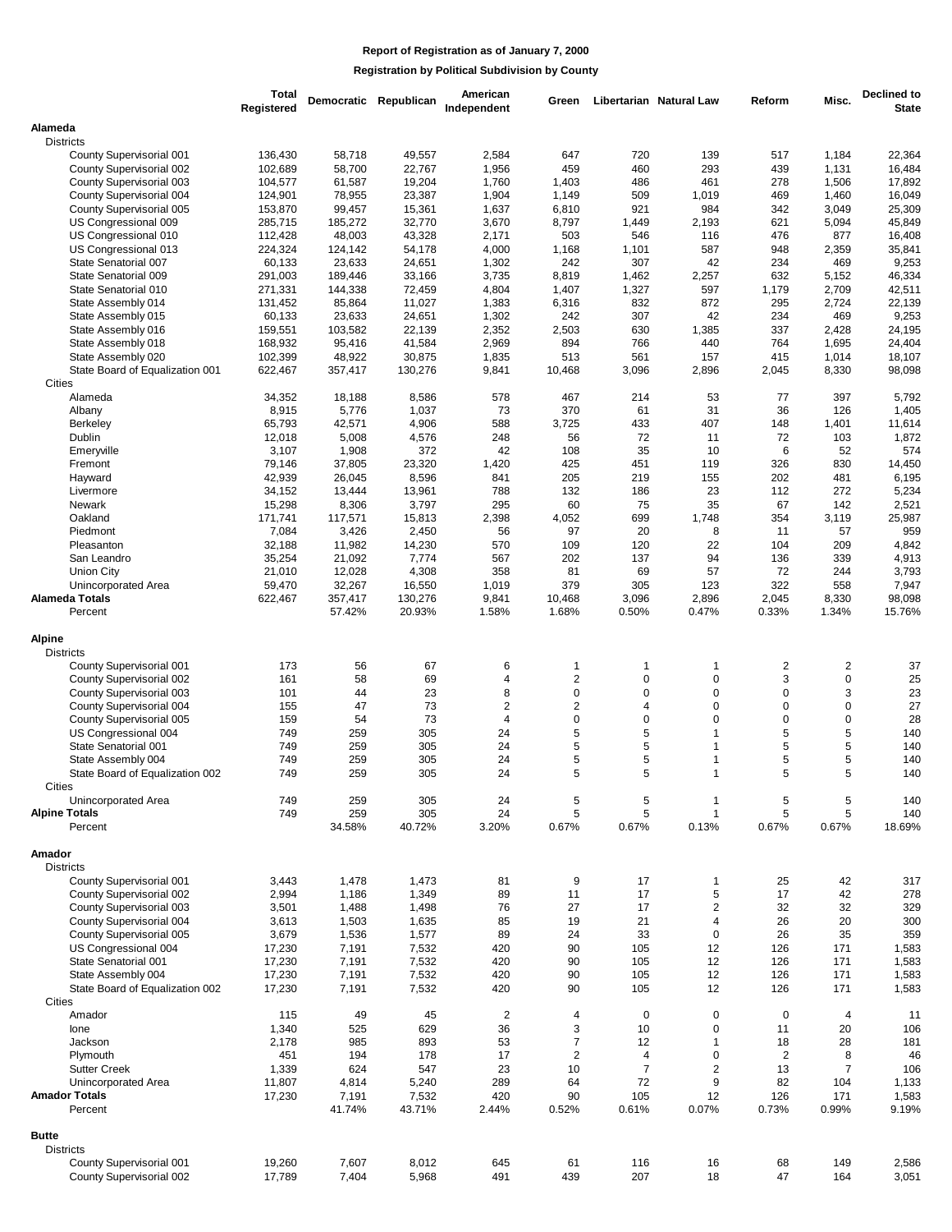**Report of Registration as of January 7, 2000**

**Registration by Political Subdivision by County**

| | Total Registered | Democratic | Republican | American Independent | Green | Libertarian | Natural Law | Reform | Misc. | Declined to State |
|---|---|---|---|---|---|---|---|---|---|---|
| **Alameda** | | | | | | | | | | |
| Districts | | | | | | | | | | |
| County Supervisorial 001 | 136,430 | 58,718 | 49,557 | 2,584 | 647 | 720 | 139 | 517 | 1,184 | 22,364 |
| County Supervisorial 002 | 102,689 | 58,700 | 22,767 | 1,956 | 459 | 460 | 293 | 439 | 1,131 | 16,484 |
| County Supervisorial 003 | 104,577 | 61,587 | 19,204 | 1,760 | 1,403 | 486 | 461 | 278 | 1,506 | 17,892 |
| County Supervisorial 004 | 124,901 | 78,955 | 23,387 | 1,904 | 1,149 | 509 | 1,019 | 469 | 1,460 | 16,049 |
| County Supervisorial 005 | 153,870 | 99,457 | 15,361 | 1,637 | 6,810 | 921 | 984 | 342 | 3,049 | 25,309 |
| US Congressional 009 | 285,715 | 185,272 | 32,770 | 3,670 | 8,797 | 1,449 | 2,193 | 621 | 5,094 | 45,849 |
| US Congressional 010 | 112,428 | 48,003 | 43,328 | 2,171 | 503 | 546 | 116 | 476 | 877 | 16,408 |
| US Congressional 013 | 224,324 | 124,142 | 54,178 | 4,000 | 1,168 | 1,101 | 587 | 948 | 2,359 | 35,841 |
| State Senatorial 007 | 60,133 | 23,633 | 24,651 | 1,302 | 242 | 307 | 42 | 234 | 469 | 9,253 |
| State Senatorial 009 | 291,003 | 189,446 | 33,166 | 3,735 | 8,819 | 1,462 | 2,257 | 632 | 5,152 | 46,334 |
| State Senatorial 010 | 271,331 | 144,338 | 72,459 | 4,804 | 1,407 | 1,327 | 597 | 1,179 | 2,709 | 42,511 |
| State Assembly 014 | 131,452 | 85,864 | 11,027 | 1,383 | 6,316 | 832 | 872 | 295 | 2,724 | 22,139 |
| State Assembly 015 | 60,133 | 23,633 | 24,651 | 1,302 | 242 | 307 | 42 | 234 | 469 | 9,253 |
| State Assembly 016 | 159,551 | 103,582 | 22,139 | 2,352 | 2,503 | 630 | 1,385 | 337 | 2,428 | 24,195 |
| State Assembly 018 | 168,932 | 95,416 | 41,584 | 2,969 | 894 | 766 | 440 | 764 | 1,695 | 24,404 |
| State Assembly 020 | 102,399 | 48,922 | 30,875 | 1,835 | 513 | 561 | 157 | 415 | 1,014 | 18,107 |
| State Board of Equalization 001 | 622,467 | 357,417 | 130,276 | 9,841 | 10,468 | 3,096 | 2,896 | 2,045 | 8,330 | 98,098 |
| Cities | | | | | | | | | | |
| Alameda | 34,352 | 18,188 | 8,586 | 578 | 467 | 214 | 53 | 77 | 397 | 5,792 |
| Albany | 8,915 | 5,776 | 1,037 | 73 | 370 | 61 | 31 | 36 | 126 | 1,405 |
| Berkeley | 65,793 | 42,571 | 4,906 | 588 | 3,725 | 433 | 407 | 148 | 1,401 | 11,614 |
| Dublin | 12,018 | 5,008 | 4,576 | 248 | 56 | 72 | 11 | 72 | 103 | 1,872 |
| Emeryville | 3,107 | 1,908 | 372 | 42 | 108 | 35 | 10 | 6 | 52 | 574 |
| Fremont | 79,146 | 37,805 | 23,320 | 1,420 | 425 | 451 | 119 | 326 | 830 | 14,450 |
| Hayward | 42,939 | 26,045 | 8,596 | 841 | 205 | 219 | 155 | 202 | 481 | 6,195 |
| Livermore | 34,152 | 13,444 | 13,961 | 788 | 132 | 186 | 23 | 112 | 272 | 5,234 |
| Newark | 15,298 | 8,306 | 3,797 | 295 | 60 | 75 | 35 | 67 | 142 | 2,521 |
| Oakland | 171,741 | 117,571 | 15,813 | 2,398 | 4,052 | 699 | 1,748 | 354 | 3,119 | 25,987 |
| Piedmont | 7,084 | 3,426 | 2,450 | 56 | 97 | 20 | 8 | 11 | 57 | 959 |
| Pleasanton | 32,188 | 11,982 | 14,230 | 570 | 109 | 120 | 22 | 104 | 209 | 4,842 |
| San Leandro | 35,254 | 21,092 | 7,774 | 567 | 202 | 137 | 94 | 136 | 339 | 4,913 |
| Union City | 21,010 | 12,028 | 4,308 | 358 | 81 | 69 | 57 | 72 | 244 | 3,793 |
| Unincorporated Area | 59,470 | 32,267 | 16,550 | 1,019 | 379 | 305 | 123 | 322 | 558 | 7,947 |
| **Alameda Totals** | 622,467 | 357,417 | 130,276 | 9,841 | 10,468 | 3,096 | 2,896 | 2,045 | 8,330 | 98,098 |
| Percent | | 57.42% | 20.93% | 1.58% | 1.68% | 0.50% | 0.47% | 0.33% | 1.34% | 15.76% |
| **Alpine** | | | | | | | | | | |
| Districts | | | | | | | | | | |
| County Supervisorial 001 | 173 | 56 | 67 | 6 | 1 | 1 | 1 | 2 | 2 | 37 |
| County Supervisorial 002 | 161 | 58 | 69 | 4 | 2 | 0 | 0 | 3 | 0 | 25 |
| County Supervisorial 003 | 101 | 44 | 23 | 8 | 0 | 0 | 0 | 0 | 3 | 23 |
| County Supervisorial 004 | 155 | 47 | 73 | 2 | 2 | 4 | 0 | 0 | 0 | 27 |
| County Supervisorial 005 | 159 | 54 | 73 | 4 | 0 | 0 | 0 | 0 | 0 | 28 |
| US Congressional 004 | 749 | 259 | 305 | 24 | 5 | 5 | 1 | 5 | 5 | 140 |
| State Senatorial 001 | 749 | 259 | 305 | 24 | 5 | 5 | 1 | 5 | 5 | 140 |
| State Assembly 004 | 749 | 259 | 305 | 24 | 5 | 5 | 1 | 5 | 5 | 140 |
| State Board of Equalization 002 | 749 | 259 | 305 | 24 | 5 | 5 | 1 | 5 | 5 | 140 |
| Cities | | | | | | | | | | |
| Unincorporated Area | 749 | 259 | 305 | 24 | 5 | 5 | 1 | 5 | 5 | 140 |
| **Alpine Totals** | 749 | 259 | 305 | 24 | 5 | 5 | 1 | 5 | 5 | 140 |
| Percent | | 34.58% | 40.72% | 3.20% | 0.67% | 0.67% | 0.13% | 0.67% | 0.67% | 18.69% |
| **Amador** | | | | | | | | | | |
| Districts | | | | | | | | | | |
| County Supervisorial 001 | 3,443 | 1,478 | 1,473 | 81 | 9 | 17 | 1 | 25 | 42 | 317 |
| County Supervisorial 002 | 2,994 | 1,186 | 1,349 | 89 | 11 | 17 | 5 | 17 | 42 | 278 |
| County Supervisorial 003 | 3,501 | 1,488 | 1,498 | 76 | 27 | 17 | 2 | 32 | 32 | 329 |
| County Supervisorial 004 | 3,613 | 1,503 | 1,635 | 85 | 19 | 21 | 4 | 26 | 20 | 300 |
| County Supervisorial 005 | 3,679 | 1,536 | 1,577 | 89 | 24 | 33 | 0 | 26 | 35 | 359 |
| US Congressional 004 | 17,230 | 7,191 | 7,532 | 420 | 90 | 105 | 12 | 126 | 171 | 1,583 |
| State Senatorial 001 | 17,230 | 7,191 | 7,532 | 420 | 90 | 105 | 12 | 126 | 171 | 1,583 |
| State Assembly 004 | 17,230 | 7,191 | 7,532 | 420 | 90 | 105 | 12 | 126 | 171 | 1,583 |
| State Board of Equalization 002 | 17,230 | 7,191 | 7,532 | 420 | 90 | 105 | 12 | 126 | 171 | 1,583 |
| Cities | | | | | | | | | | |
| Amador | 115 | 49 | 45 | 2 | 4 | 0 | 0 | 0 | 4 | 11 |
| Ione | 1,340 | 525 | 629 | 36 | 3 | 10 | 0 | 11 | 20 | 106 |
| Jackson | 2,178 | 985 | 893 | 53 | 7 | 12 | 1 | 18 | 28 | 181 |
| Plymouth | 451 | 194 | 178 | 17 | 2 | 4 | 0 | 2 | 8 | 46 |
| Sutter Creek | 1,339 | 624 | 547 | 23 | 10 | 7 | 2 | 13 | 7 | 106 |
| Unincorporated Area | 11,807 | 4,814 | 5,240 | 289 | 64 | 72 | 9 | 82 | 104 | 1,133 |
| **Amador Totals** | 17,230 | 7,191 | 7,532 | 420 | 90 | 105 | 12 | 126 | 171 | 1,583 |
| Percent | | 41.74% | 43.71% | 2.44% | 0.52% | 0.61% | 0.07% | 0.73% | 0.99% | 9.19% |
| **Butte** | | | | | | | | | | |
| Districts | | | | | | | | | | |
| County Supervisorial 001 | 19,260 | 7,607 | 8,012 | 645 | 61 | 116 | 16 | 68 | 149 | 2,586 |
| County Supervisorial 002 | 17,789 | 7,404 | 5,968 | 491 | 439 | 207 | 18 | 47 | 164 | 3,051 |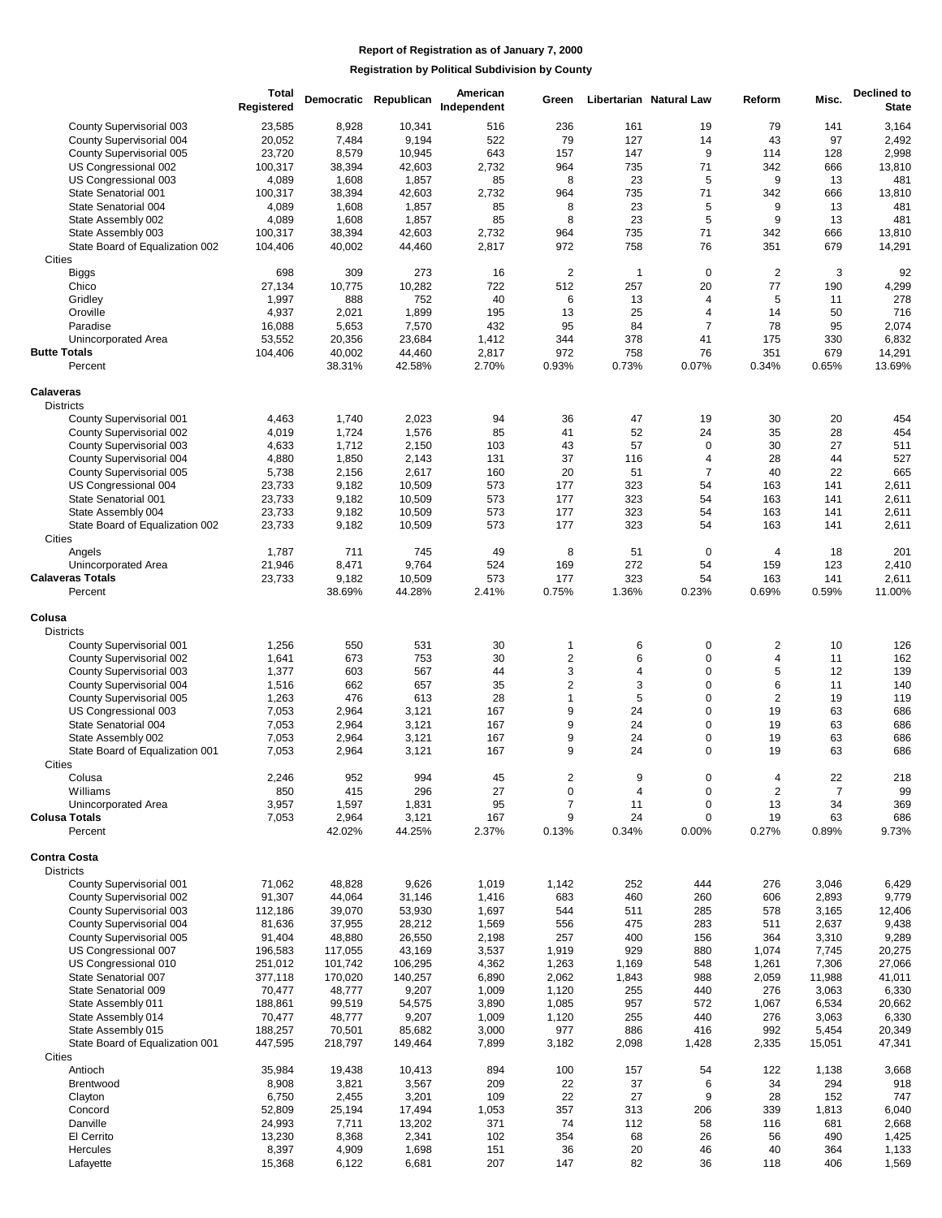# Report of Registration as of January 7, 2000

## Registration by Political Subdivision by County

| | Total Registered | Democratic | Republican | American Independent | Green | Libertarian | Natural Law | Reform | Misc. | Declined to State |
|---|---|---|---|---|---|---|---|---|---|---|
| County Supervisorial 003 | 23,585 | 8,928 | 10,341 | 516 | 236 | 161 | 19 | 79 | 141 | 3,164 |
| County Supervisorial 004 | 20,052 | 7,484 | 9,194 | 522 | 79 | 127 | 14 | 43 | 97 | 2,492 |
| County Supervisorial 005 | 23,720 | 8,579 | 10,945 | 643 | 157 | 147 | 9 | 114 | 128 | 2,998 |
| US Congressional 002 | 100,317 | 38,394 | 42,603 | 2,732 | 964 | 735 | 71 | 342 | 666 | 13,810 |
| US Congressional 003 | 4,089 | 1,608 | 1,857 | 85 | 8 | 23 | 5 | 9 | 13 | 481 |
| State Senatorial 001 | 100,317 | 38,394 | 42,603 | 2,732 | 964 | 735 | 71 | 342 | 666 | 13,810 |
| State Senatorial 004 | 4,089 | 1,608 | 1,857 | 85 | 8 | 23 | 5 | 9 | 13 | 481 |
| State Assembly 002 | 4,089 | 1,608 | 1,857 | 85 | 8 | 23 | 5 | 9 | 13 | 481 |
| State Assembly 003 | 100,317 | 38,394 | 42,603 | 2,732 | 964 | 735 | 71 | 342 | 666 | 13,810 |
| State Board of Equalization 002 | 104,406 | 40,002 | 44,460 | 2,817 | 972 | 758 | 76 | 351 | 679 | 14,291 |
| Cities | | | | | | | | | | |
| Biggs | 698 | 309 | 273 | 16 | 2 | 1 | 0 | 2 | 3 | 92 |
| Chico | 27,134 | 10,775 | 10,282 | 722 | 512 | 257 | 20 | 77 | 190 | 4,299 |
| Gridley | 1,997 | 888 | 752 | 40 | 6 | 13 | 4 | 5 | 11 | 278 |
| Oroville | 4,937 | 2,021 | 1,899 | 195 | 13 | 25 | 4 | 14 | 50 | 716 |
| Paradise | 16,088 | 5,653 | 7,570 | 432 | 95 | 84 | 7 | 78 | 95 | 2,074 |
| Unincorporated Area | 53,552 | 20,356 | 23,684 | 1,412 | 344 | 378 | 41 | 175 | 330 | 6,832 |
| **Butte Totals** | 104,406 | 40,002 | 44,460 | 2,817 | 972 | 758 | 76 | 351 | 679 | 14,291 |
| Percent | | 38.31% | 42.58% | 2.70% | 0.93% | 0.73% | 0.07% | 0.34% | 0.65% | 13.69% |
| **Calaveras** | | | | | | | | | | |
| Districts | | | | | | | | | | |
| County Supervisorial 001 | 4,463 | 1,740 | 2,023 | 94 | 36 | 47 | 19 | 30 | 20 | 454 |
| County Supervisorial 002 | 4,019 | 1,724 | 1,576 | 85 | 41 | 52 | 24 | 35 | 28 | 454 |
| County Supervisorial 003 | 4,633 | 1,712 | 2,150 | 103 | 43 | 57 | 0 | 30 | 27 | 511 |
| County Supervisorial 004 | 4,880 | 1,850 | 2,143 | 131 | 37 | 116 | 4 | 28 | 44 | 527 |
| County Supervisorial 005 | 5,738 | 2,156 | 2,617 | 160 | 20 | 51 | 7 | 40 | 22 | 665 |
| US Congressional 004 | 23,733 | 9,182 | 10,509 | 573 | 177 | 323 | 54 | 163 | 141 | 2,611 |
| State Senatorial 001 | 23,733 | 9,182 | 10,509 | 573 | 177 | 323 | 54 | 163 | 141 | 2,611 |
| State Assembly 004 | 23,733 | 9,182 | 10,509 | 573 | 177 | 323 | 54 | 163 | 141 | 2,611 |
| State Board of Equalization 002 | 23,733 | 9,182 | 10,509 | 573 | 177 | 323 | 54 | 163 | 141 | 2,611 |
| Cities | | | | | | | | | | |
| Angels | 1,787 | 711 | 745 | 49 | 8 | 51 | 0 | 4 | 18 | 201 |
| Unincorporated Area | 21,946 | 8,471 | 9,764 | 524 | 169 | 272 | 54 | 159 | 123 | 2,410 |
| **Calaveras Totals** | 23,733 | 9,182 | 10,509 | 573 | 177 | 323 | 54 | 163 | 141 | 2,611 |
| Percent | | 38.69% | 44.28% | 2.41% | 0.75% | 1.36% | 0.23% | 0.69% | 0.59% | 11.00% |
| **Colusa** | | | | | | | | | | |
| Districts | | | | | | | | | | |
| County Supervisorial 001 | 1,256 | 550 | 531 | 30 | 1 | 6 | 0 | 2 | 10 | 126 |
| County Supervisorial 002 | 1,641 | 673 | 753 | 30 | 2 | 6 | 0 | 4 | 11 | 162 |
| County Supervisorial 003 | 1,377 | 603 | 567 | 44 | 3 | 4 | 0 | 5 | 12 | 139 |
| County Supervisorial 004 | 1,516 | 662 | 657 | 35 | 2 | 3 | 0 | 6 | 11 | 140 |
| County Supervisorial 005 | 1,263 | 476 | 613 | 28 | 1 | 5 | 0 | 2 | 19 | 119 |
| US Congressional 003 | 7,053 | 2,964 | 3,121 | 167 | 9 | 24 | 0 | 19 | 63 | 686 |
| State Senatorial 004 | 7,053 | 2,964 | 3,121 | 167 | 9 | 24 | 0 | 19 | 63 | 686 |
| State Assembly 002 | 7,053 | 2,964 | 3,121 | 167 | 9 | 24 | 0 | 19 | 63 | 686 |
| State Board of Equalization 001 | 7,053 | 2,964 | 3,121 | 167 | 9 | 24 | 0 | 19 | 63 | 686 |
| Cities | | | | | | | | | | |
| Colusa | 2,246 | 952 | 994 | 45 | 2 | 9 | 0 | 4 | 22 | 218 |
| Williams | 850 | 415 | 296 | 27 | 0 | 4 | 0 | 2 | 7 | 99 |
| Unincorporated Area | 3,957 | 1,597 | 1,831 | 95 | 7 | 11 | 0 | 13 | 34 | 369 |
| **Colusa Totals** | 7,053 | 2,964 | 3,121 | 167 | 9 | 24 | 0 | 19 | 63 | 686 |
| Percent | | 42.02% | 44.25% | 2.37% | 0.13% | 0.34% | 0.00% | 0.27% | 0.89% | 9.73% |
| **Contra Costa** | | | | | | | | | | |
| Districts | | | | | | | | | | |
| County Supervisorial 001 | 71,062 | 48,828 | 9,626 | 1,019 | 1,142 | 252 | 444 | 276 | 3,046 | 6,429 |
| County Supervisorial 002 | 91,307 | 44,064 | 31,146 | 1,416 | 683 | 460 | 260 | 606 | 2,893 | 9,779 |
| County Supervisorial 003 | 112,186 | 39,070 | 53,930 | 1,697 | 544 | 511 | 285 | 578 | 3,165 | 12,406 |
| County Supervisorial 004 | 81,636 | 37,955 | 28,212 | 1,569 | 556 | 475 | 283 | 511 | 2,637 | 9,438 |
| County Supervisorial 005 | 91,404 | 48,880 | 26,550 | 2,198 | 257 | 400 | 156 | 364 | 3,310 | 9,289 |
| US Congressional 007 | 196,583 | 117,055 | 43,169 | 3,537 | 1,919 | 929 | 880 | 1,074 | 7,745 | 20,275 |
| US Congressional 010 | 251,012 | 101,742 | 106,295 | 4,362 | 1,263 | 1,169 | 548 | 1,261 | 7,306 | 27,066 |
| State Senatorial 007 | 377,118 | 170,020 | 140,257 | 6,890 | 2,062 | 1,843 | 988 | 2,059 | 11,988 | 41,011 |
| State Senatorial 009 | 70,477 | 48,777 | 9,207 | 1,009 | 1,120 | 255 | 440 | 276 | 3,063 | 6,330 |
| State Assembly 011 | 188,861 | 99,519 | 54,575 | 3,890 | 1,085 | 957 | 572 | 1,067 | 6,534 | 20,662 |
| State Assembly 014 | 70,477 | 48,777 | 9,207 | 1,009 | 1,120 | 255 | 440 | 276 | 3,063 | 6,330 |
| State Assembly 015 | 188,257 | 70,501 | 85,682 | 3,000 | 977 | 886 | 416 | 992 | 5,454 | 20,349 |
| State Board of Equalization 001 | 447,595 | 218,797 | 149,464 | 7,899 | 3,182 | 2,098 | 1,428 | 2,335 | 15,051 | 47,341 |
| Cities | | | | | | | | | | |
| Antioch | 35,984 | 19,438 | 10,413 | 894 | 100 | 157 | 54 | 122 | 1,138 | 3,668 |
| Brentwood | 8,908 | 3,821 | 3,567 | 209 | 22 | 37 | 6 | 34 | 294 | 918 |
| Clayton | 6,750 | 2,455 | 3,201 | 109 | 22 | 27 | 9 | 28 | 152 | 747 |
| Concord | 52,809 | 25,194 | 17,494 | 1,053 | 357 | 313 | 206 | 339 | 1,813 | 6,040 |
| Danville | 24,993 | 7,711 | 13,202 | 371 | 74 | 112 | 58 | 116 | 681 | 2,668 |
| El Cerrito | 13,230 | 8,368 | 2,341 | 102 | 354 | 68 | 26 | 56 | 490 | 1,425 |
| Hercules | 8,397 | 4,909 | 1,698 | 151 | 36 | 20 | 46 | 40 | 364 | 1,133 |
| Lafayette | 15,368 | 6,122 | 6,681 | 207 | 147 | 82 | 36 | 118 | 406 | 1,569 |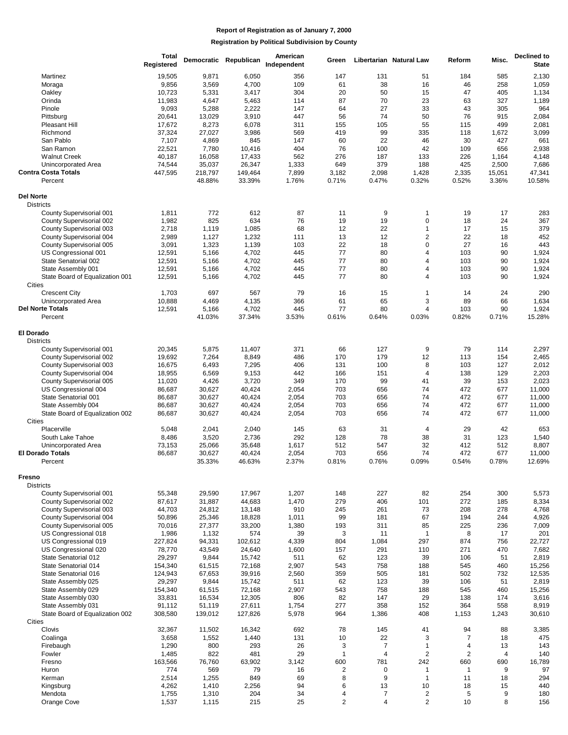**Report of Registration as of January 7, 2000**

**Registration by Political Subdivision by County**

| | Total Registered | Democratic | Republican | American Independent | Green | Libertarian | Natural Law | Reform | Misc. | Declined to State |
|---|---|---|---|---|---|---|---|---|---|---|
| Martinez | 19,505 | 9,871 | 6,050 | 356 | 147 | 131 | 51 | 184 | 585 | 2,130 |
| Moraga | 9,856 | 3,569 | 4,700 | 109 | 61 | 38 | 16 | 46 | 258 | 1,059 |
| Oakley | 10,723 | 5,331 | 3,417 | 304 | 20 | 50 | 15 | 47 | 405 | 1,134 |
| Orinda | 11,983 | 4,647 | 5,463 | 114 | 87 | 70 | 23 | 63 | 327 | 1,189 |
| Pinole | 9,093 | 5,288 | 2,222 | 147 | 64 | 27 | 33 | 43 | 305 | 964 |
| Pittsburg | 20,641 | 13,029 | 3,910 | 447 | 56 | 74 | 50 | 76 | 915 | 2,084 |
| Pleasant Hill | 17,672 | 8,273 | 6,078 | 311 | 155 | 105 | 55 | 115 | 499 | 2,081 |
| Richmond | 37,324 | 27,027 | 3,986 | 569 | 419 | 99 | 335 | 118 | 1,672 | 3,099 |
| San Pablo | 7,107 | 4,869 | 845 | 147 | 60 | 22 | 46 | 30 | 427 | 661 |
| San Ramon | 22,521 | 7,780 | 10,416 | 404 | 76 | 100 | 42 | 109 | 656 | 2,938 |
| Walnut Creek | 40,187 | 16,058 | 17,433 | 562 | 276 | 187 | 133 | 226 | 1,164 | 4,148 |
| Unincorporated Area | 74,544 | 35,037 | 26,347 | 1,333 | 649 | 379 | 188 | 425 | 2,500 | 7,686 |
| **Contra Costa Totals** | 447,595 | 218,797 | 149,464 | 7,899 | 3,182 | 2,098 | 1,428 | 2,335 | 15,051 | 47,341 |
| Percent | | 48.88% | 33.39% | 1.76% | 0.71% | 0.47% | 0.32% | 0.52% | 3.36% | 10.58% |
| **Del Norte** | | | | | | | | | | |
| Districts | | | | | | | | | | |
| County Supervisorial 001 | 1,811 | 772 | 612 | 87 | 11 | 9 | 1 | 19 | 17 | 283 |
| County Supervisorial 002 | 1,982 | 825 | 634 | 76 | 19 | 19 | 0 | 18 | 24 | 367 |
| County Supervisorial 003 | 2,718 | 1,119 | 1,085 | 68 | 12 | 22 | 1 | 17 | 15 | 379 |
| County Supervisorial 004 | 2,989 | 1,127 | 1,232 | 111 | 13 | 12 | 2 | 22 | 18 | 452 |
| County Supervisorial 005 | 3,091 | 1,323 | 1,139 | 103 | 22 | 18 | 0 | 27 | 16 | 443 |
| US Congressional 001 | 12,591 | 5,166 | 4,702 | 445 | 77 | 80 | 4 | 103 | 90 | 1,924 |
| State Senatorial 002 | 12,591 | 5,166 | 4,702 | 445 | 77 | 80 | 4 | 103 | 90 | 1,924 |
| State Assembly 001 | 12,591 | 5,166 | 4,702 | 445 | 77 | 80 | 4 | 103 | 90 | 1,924 |
| State Board of Equalization 001 | 12,591 | 5,166 | 4,702 | 445 | 77 | 80 | 4 | 103 | 90 | 1,924 |
| Cities | | | | | | | | | | |
| Crescent City | 1,703 | 697 | 567 | 79 | 16 | 15 | 1 | 14 | 24 | 290 |
| Unincorporated Area | 10,888 | 4,469 | 4,135 | 366 | 61 | 65 | 3 | 89 | 66 | 1,634 |
| **Del Norte Totals** | 12,591 | 5,166 | 4,702 | 445 | 77 | 80 | 4 | 103 | 90 | 1,924 |
| Percent | | 41.03% | 37.34% | 3.53% | 0.61% | 0.64% | 0.03% | 0.82% | 0.71% | 15.28% |
| **El Dorado** | | | | | | | | | | |
| Districts | | | | | | | | | | |
| County Supervisorial 001 | 20,345 | 5,875 | 11,407 | 371 | 66 | 127 | 9 | 79 | 114 | 2,297 |
| County Supervisorial 002 | 19,692 | 7,264 | 8,849 | 486 | 170 | 179 | 12 | 113 | 154 | 2,465 |
| County Supervisorial 003 | 16,675 | 6,493 | 7,295 | 406 | 131 | 100 | 8 | 103 | 127 | 2,012 |
| County Supervisorial 004 | 18,955 | 6,569 | 9,153 | 442 | 166 | 151 | 4 | 138 | 129 | 2,203 |
| County Supervisorial 005 | 11,020 | 4,426 | 3,720 | 349 | 170 | 99 | 41 | 39 | 153 | 2,023 |
| US Congressional 004 | 86,687 | 30,627 | 40,424 | 2,054 | 703 | 656 | 74 | 472 | 677 | 11,000 |
| State Senatorial 001 | 86,687 | 30,627 | 40,424 | 2,054 | 703 | 656 | 74 | 472 | 677 | 11,000 |
| State Assembly 004 | 86,687 | 30,627 | 40,424 | 2,054 | 703 | 656 | 74 | 472 | 677 | 11,000 |
| State Board of Equalization 002 | 86,687 | 30,627 | 40,424 | 2,054 | 703 | 656 | 74 | 472 | 677 | 11,000 |
| Cities | | | | | | | | | | |
| Placerville | 5,048 | 2,041 | 2,040 | 145 | 63 | 31 | 4 | 29 | 42 | 653 |
| South Lake Tahoe | 8,486 | 3,520 | 2,736 | 292 | 128 | 78 | 38 | 31 | 123 | 1,540 |
| Unincorporated Area | 73,153 | 25,066 | 35,648 | 1,617 | 512 | 547 | 32 | 412 | 512 | 8,807 |
| **El Dorado Totals** | 86,687 | 30,627 | 40,424 | 2,054 | 703 | 656 | 74 | 472 | 677 | 11,000 |
| Percent | | 35.33% | 46.63% | 2.37% | 0.81% | 0.76% | 0.09% | 0.54% | 0.78% | 12.69% |
| **Fresno** | | | | | | | | | | |
| Districts | | | | | | | | | | |
| County Supervisorial 001 | 55,348 | 29,590 | 17,967 | 1,207 | 148 | 227 | 82 | 254 | 300 | 5,573 |
| County Supervisorial 002 | 87,617 | 31,887 | 44,683 | 1,470 | 279 | 406 | 101 | 272 | 185 | 8,334 |
| County Supervisorial 003 | 44,703 | 24,812 | 13,148 | 910 | 245 | 261 | 73 | 208 | 278 | 4,768 |
| County Supervisorial 004 | 50,896 | 25,346 | 18,828 | 1,011 | 99 | 181 | 67 | 194 | 244 | 4,926 |
| County Supervisorial 005 | 70,016 | 27,377 | 33,200 | 1,380 | 193 | 311 | 85 | 225 | 236 | 7,009 |
| US Congressional 018 | 1,986 | 1,132 | 574 | 39 | 3 | 11 | 1 | 8 | 17 | 201 |
| US Congressional 019 | 227,824 | 94,331 | 102,612 | 4,339 | 804 | 1,084 | 297 | 874 | 756 | 22,727 |
| US Congressional 020 | 78,770 | 43,549 | 24,640 | 1,600 | 157 | 291 | 110 | 271 | 470 | 7,682 |
| State Senatorial 012 | 29,297 | 9,844 | 15,742 | 511 | 62 | 123 | 39 | 106 | 51 | 2,819 |
| State Senatorial 014 | 154,340 | 61,515 | 72,168 | 2,907 | 543 | 758 | 188 | 545 | 460 | 15,256 |
| State Senatorial 016 | 124,943 | 67,653 | 39,916 | 2,560 | 359 | 505 | 181 | 502 | 732 | 12,535 |
| State Assembly 025 | 29,297 | 9,844 | 15,742 | 511 | 62 | 123 | 39 | 106 | 51 | 2,819 |
| State Assembly 029 | 154,340 | 61,515 | 72,168 | 2,907 | 543 | 758 | 188 | 545 | 460 | 15,256 |
| State Assembly 030 | 33,831 | 16,534 | 12,305 | 806 | 82 | 147 | 29 | 138 | 174 | 3,616 |
| State Assembly 031 | 91,112 | 51,119 | 27,611 | 1,754 | 277 | 358 | 152 | 364 | 558 | 8,919 |
| State Board of Equalization 002 | 308,580 | 139,012 | 127,826 | 5,978 | 964 | 1,386 | 408 | 1,153 | 1,243 | 30,610 |
| Cities | | | | | | | | | | |
| Clovis | 32,367 | 11,502 | 16,342 | 692 | 78 | 145 | 41 | 94 | 88 | 3,385 |
| Coalinga | 3,658 | 1,552 | 1,440 | 131 | 10 | 22 | 3 | 7 | 18 | 475 |
| Firebaugh | 1,290 | 800 | 293 | 26 | 3 | 7 | 1 | 4 | 13 | 143 |
| Fowler | 1,485 | 822 | 481 | 29 | 1 | 4 | 2 | 2 | 4 | 140 |
| Fresno | 163,566 | 76,760 | 63,902 | 3,142 | 600 | 781 | 242 | 660 | 690 | 16,789 |
| Huron | 774 | 569 | 79 | 16 | 2 | 0 | 1 | 1 | 9 | 97 |
| Kerman | 2,514 | 1,255 | 849 | 69 | 8 | 9 | 1 | 11 | 18 | 294 |
| Kingsburg | 4,262 | 1,410 | 2,256 | 94 | 6 | 13 | 10 | 18 | 15 | 440 |
| Mendota | 1,755 | 1,310 | 204 | 34 | 4 | 7 | 2 | 5 | 9 | 180 |
| Orange Cove | 1,537 | 1,115 | 215 | 25 | 2 | 4 | 2 | 10 | 8 | 156 |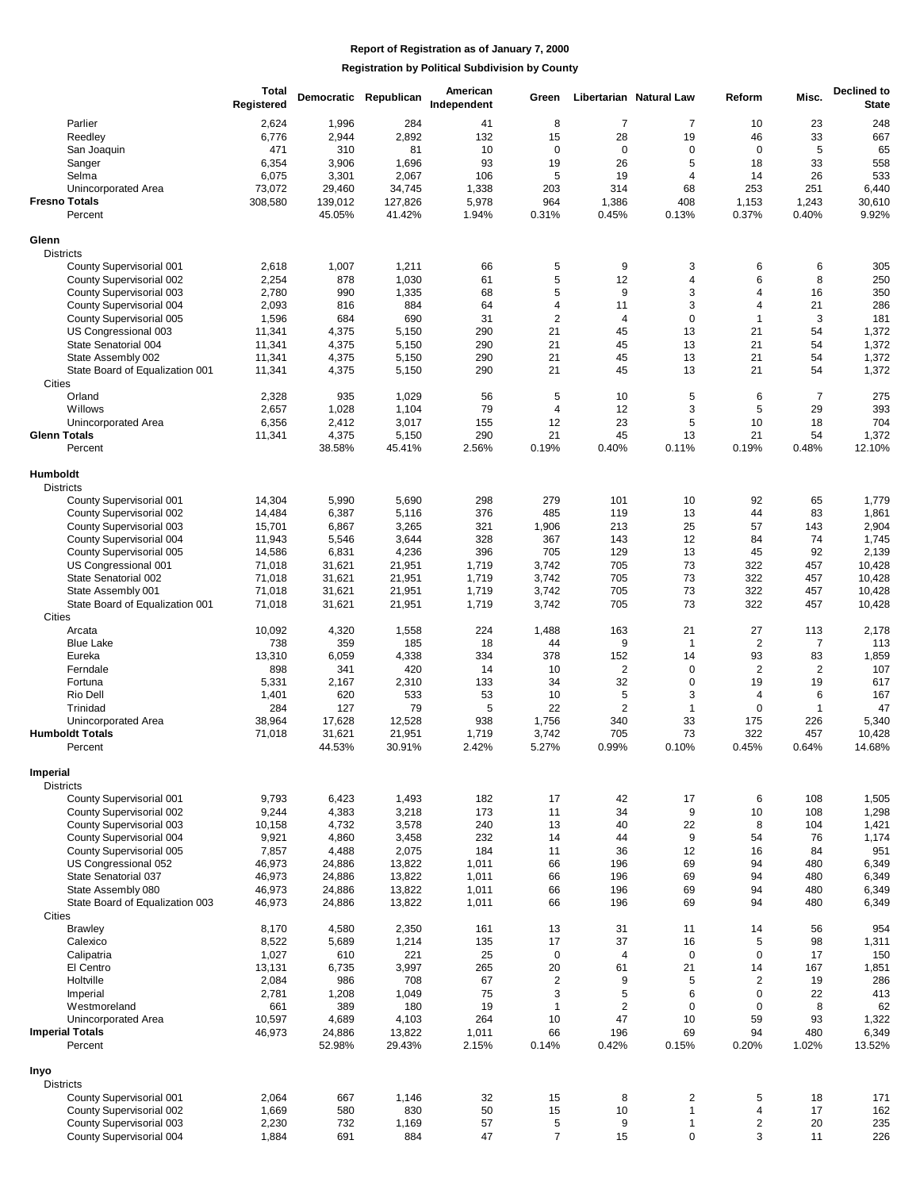**Report of Registration as of January 7, 2000**

**Registration by Political Subdivision by County**

| | Total Registered | Democratic | Republican | American Independent | Green | Libertarian | Natural Law | Reform | Misc. | Declined to State |
|---|---|---|---|---|---|---|---|---|---|---|
| Parlier | 2,624 | 1,996 | 284 | 41 | 8 | 7 | 7 | 10 | 23 | 248 |
| Reedley | 6,776 | 2,944 | 2,892 | 132 | 15 | 28 | 19 | 46 | 33 | 667 |
| San Joaquin | 471 | 310 | 81 | 10 | 0 | 0 | 0 | 0 | 5 | 65 |
| Sanger | 6,354 | 3,906 | 1,696 | 93 | 19 | 26 | 5 | 18 | 33 | 558 |
| Selma | 6,075 | 3,301 | 2,067 | 106 | 5 | 19 | 4 | 14 | 26 | 533 |
| Unincorporated Area | 73,072 | 29,460 | 34,745 | 1,338 | 203 | 314 | 68 | 253 | 251 | 6,440 |
| **Fresno Totals** | 308,580 | 139,012 | 127,826 | 5,978 | 964 | 1,386 | 408 | 1,153 | 1,243 | 30,610 |
| Percent | | 45.05% | 41.42% | 1.94% | 0.31% | 0.45% | 0.13% | 0.37% | 0.40% | 9.92% |
| | | | | | | | | | | |
| **Glenn** | | | | | | | | | | |
| Districts | | | | | | | | | | |
| County Supervisorial 001 | 2,618 | 1,007 | 1,211 | 66 | 5 | 9 | 3 | 6 | 6 | 305 |
| County Supervisorial 002 | 2,254 | 878 | 1,030 | 61 | 5 | 12 | 4 | 6 | 8 | 250 |
| County Supervisorial 003 | 2,780 | 990 | 1,335 | 68 | 5 | 9 | 3 | 4 | 16 | 350 |
| County Supervisorial 004 | 2,093 | 816 | 884 | 64 | 4 | 11 | 3 | 4 | 21 | 286 |
| County Supervisorial 005 | 1,596 | 684 | 690 | 31 | 2 | 4 | 0 | 1 | 3 | 181 |
| US Congressional 003 | 11,341 | 4,375 | 5,150 | 290 | 21 | 45 | 13 | 21 | 54 | 1,372 |
| State Senatorial 004 | 11,341 | 4,375 | 5,150 | 290 | 21 | 45 | 13 | 21 | 54 | 1,372 |
| State Assembly 002 | 11,341 | 4,375 | 5,150 | 290 | 21 | 45 | 13 | 21 | 54 | 1,372 |
| State Board of Equalization 001 | 11,341 | 4,375 | 5,150 | 290 | 21 | 45 | 13 | 21 | 54 | 1,372 |
| Cities | | | | | | | | | | |
| Orland | 2,328 | 935 | 1,029 | 56 | 5 | 10 | 5 | 6 | 7 | 275 |
| Willows | 2,657 | 1,028 | 1,104 | 79 | 4 | 12 | 3 | 5 | 29 | 393 |
| Unincorporated Area | 6,356 | 2,412 | 3,017 | 155 | 12 | 23 | 5 | 10 | 18 | 704 |
| **Glenn Totals** | 11,341 | 4,375 | 5,150 | 290 | 21 | 45 | 13 | 21 | 54 | 1,372 |
| Percent | | 38.58% | 45.41% | 2.56% | 0.19% | 0.40% | 0.11% | 0.19% | 0.48% | 12.10% |
| | | | | | | | | | | |
| **Humboldt** | | | | | | | | | | |
| Districts | | | | | | | | | | |
| County Supervisorial 001 | 14,304 | 5,990 | 5,690 | 298 | 279 | 101 | 10 | 92 | 65 | 1,779 |
| County Supervisorial 002 | 14,484 | 6,387 | 5,116 | 376 | 485 | 119 | 13 | 44 | 83 | 1,861 |
| County Supervisorial 003 | 15,701 | 6,867 | 3,265 | 321 | 1,906 | 213 | 25 | 57 | 143 | 2,904 |
| County Supervisorial 004 | 11,943 | 5,546 | 3,644 | 328 | 367 | 143 | 12 | 84 | 74 | 1,745 |
| County Supervisorial 005 | 14,586 | 6,831 | 4,236 | 396 | 705 | 129 | 13 | 45 | 92 | 2,139 |
| US Congressional 001 | 71,018 | 31,621 | 21,951 | 1,719 | 3,742 | 705 | 73 | 322 | 457 | 10,428 |
| State Senatorial 002 | 71,018 | 31,621 | 21,951 | 1,719 | 3,742 | 705 | 73 | 322 | 457 | 10,428 |
| State Assembly 001 | 71,018 | 31,621 | 21,951 | 1,719 | 3,742 | 705 | 73 | 322 | 457 | 10,428 |
| State Board of Equalization 001 | 71,018 | 31,621 | 21,951 | 1,719 | 3,742 | 705 | 73 | 322 | 457 | 10,428 |
| Cities | | | | | | | | | | |
| Arcata | 10,092 | 4,320 | 1,558 | 224 | 1,488 | 163 | 21 | 27 | 113 | 2,178 |
| Blue Lake | 738 | 359 | 185 | 18 | 44 | 9 | 1 | 2 | 7 | 113 |
| Eureka | 13,310 | 6,059 | 4,338 | 334 | 378 | 152 | 14 | 93 | 83 | 1,859 |
| Ferndale | 898 | 341 | 420 | 14 | 10 | 2 | 0 | 2 | 2 | 107 |
| Fortuna | 5,331 | 2,167 | 2,310 | 133 | 34 | 32 | 0 | 19 | 19 | 617 |
| Rio Dell | 1,401 | 620 | 533 | 53 | 10 | 5 | 3 | 4 | 6 | 167 |
| Trinidad | 284 | 127 | 79 | 5 | 22 | 2 | 1 | 0 | 1 | 47 |
| Unincorporated Area | 38,964 | 17,628 | 12,528 | 938 | 1,756 | 340 | 33 | 175 | 226 | 5,340 |
| **Humboldt Totals** | 71,018 | 31,621 | 21,951 | 1,719 | 3,742 | 705 | 73 | 322 | 457 | 10,428 |
| Percent | | 44.53% | 30.91% | 2.42% | 5.27% | 0.99% | 0.10% | 0.45% | 0.64% | 14.68% |
| | | | | | | | | | | |
| **Imperial** | | | | | | | | | | |
| Districts | | | | | | | | | | |
| County Supervisorial 001 | 9,793 | 6,423 | 1,493 | 182 | 17 | 42 | 17 | 6 | 108 | 1,505 |
| County Supervisorial 002 | 9,244 | 4,383 | 3,218 | 173 | 11 | 34 | 9 | 10 | 108 | 1,298 |
| County Supervisorial 003 | 10,158 | 4,732 | 3,578 | 240 | 13 | 40 | 22 | 8 | 104 | 1,421 |
| County Supervisorial 004 | 9,921 | 4,860 | 3,458 | 232 | 14 | 44 | 9 | 54 | 76 | 1,174 |
| County Supervisorial 005 | 7,857 | 4,488 | 2,075 | 184 | 11 | 36 | 12 | 16 | 84 | 951 |
| US Congressional 052 | 46,973 | 24,886 | 13,822 | 1,011 | 66 | 196 | 69 | 94 | 480 | 6,349 |
| State Senatorial 037 | 46,973 | 24,886 | 13,822 | 1,011 | 66 | 196 | 69 | 94 | 480 | 6,349 |
| State Assembly 080 | 46,973 | 24,886 | 13,822 | 1,011 | 66 | 196 | 69 | 94 | 480 | 6,349 |
| State Board of Equalization 003 | 46,973 | 24,886 | 13,822 | 1,011 | 66 | 196 | 69 | 94 | 480 | 6,349 |
| Cities | | | | | | | | | | |
| Brawley | 8,170 | 4,580 | 2,350 | 161 | 13 | 31 | 11 | 14 | 56 | 954 |
| Calexico | 8,522 | 5,689 | 1,214 | 135 | 17 | 37 | 16 | 5 | 98 | 1,311 |
| Calipatria | 1,027 | 610 | 221 | 25 | 0 | 4 | 0 | 0 | 17 | 150 |
| El Centro | 13,131 | 6,735 | 3,997 | 265 | 20 | 61 | 21 | 14 | 167 | 1,851 |
| Holtville | 2,084 | 986 | 708 | 67 | 2 | 9 | 5 | 2 | 19 | 286 |
| Imperial | 2,781 | 1,208 | 1,049 | 75 | 3 | 5 | 6 | 0 | 22 | 413 |
| Westmoreland | 661 | 389 | 180 | 19 | 1 | 2 | 0 | 0 | 8 | 62 |
| Unincorporated Area | 10,597 | 4,689 | 4,103 | 264 | 10 | 47 | 10 | 59 | 93 | 1,322 |
| **Imperial Totals** | 46,973 | 24,886 | 13,822 | 1,011 | 66 | 196 | 69 | 94 | 480 | 6,349 |
| Percent | | 52.98% | 29.43% | 2.15% | 0.14% | 0.42% | 0.15% | 0.20% | 1.02% | 13.52% |
| | | | | | | | | | | |
| **Inyo** | | | | | | | | | | |
| Districts | | | | | | | | | | |
| County Supervisorial 001 | 2,064 | 667 | 1,146 | 32 | 15 | 8 | 2 | 5 | 18 | 171 |
| County Supervisorial 002 | 1,669 | 580 | 830 | 50 | 15 | 10 | 1 | 4 | 17 | 162 |
| County Supervisorial 003 | 2,230 | 732 | 1,169 | 57 | 5 | 9 | 1 | 2 | 20 | 235 |
| County Supervisorial 004 | 1,884 | 691 | 884 | 47 | 7 | 15 | 0 | 3 | 11 | 226 |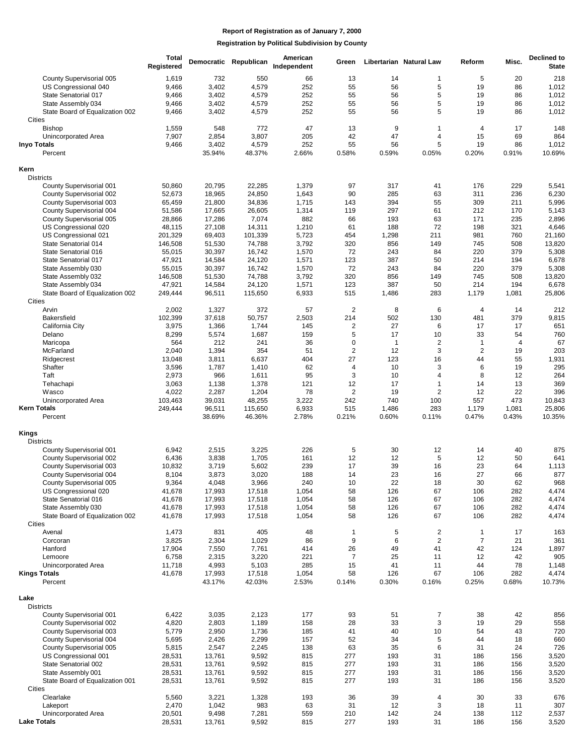**Report of Registration as of January 7, 2000**

**Registration by Political Subdivision by County**

| | Total Registered | Democratic | Republican | American Independent | Green | Libertarian | Natural Law | Reform | Misc. | Declined to State |
|---|---|---|---|---|---|---|---|---|---|---|
| County Supervisorial 005 | 1,619 | 732 | 550 | 66 | 13 | 14 | 1 | 5 | 20 | 218 |
| US Congressional 040 | 9,466 | 3,402 | 4,579 | 252 | 55 | 56 | 5 | 19 | 86 | 1,012 |
| State Senatorial 017 | 9,466 | 3,402 | 4,579 | 252 | 55 | 56 | 5 | 19 | 86 | 1,012 |
| State Assembly 034 | 9,466 | 3,402 | 4,579 | 252 | 55 | 56 | 5 | 19 | 86 | 1,012 |
| State Board of Equalization 002 | 9,466 | 3,402 | 4,579 | 252 | 55 | 56 | 5 | 19 | 86 | 1,012 |
| Cities | | | | | | | | | | |
| Bishop | 1,559 | 548 | 772 | 47 | 13 | 9 | 1 | 4 | 17 | 148 |
| Unincorporated Area | 7,907 | 2,854 | 3,807 | 205 | 42 | 47 | 4 | 15 | 69 | 864 |
| **Inyo Totals** | 9,466 | 3,402 | 4,579 | 252 | 55 | 56 | 5 | 19 | 86 | 1,012 |
| Percent | | 35.94% | 48.37% | 2.66% | 0.58% | 0.59% | 0.05% | 0.20% | 0.91% | 10.69% |
| **Kern** | | | | | | | | | | |
| Districts | | | | | | | | | | |
| County Supervisorial 001 | 50,860 | 20,795 | 22,285 | 1,379 | 97 | 317 | 41 | 176 | 229 | 5,541 |
| County Supervisorial 002 | 52,673 | 18,965 | 24,850 | 1,643 | 90 | 285 | 63 | 311 | 236 | 6,230 |
| County Supervisorial 003 | 65,459 | 21,800 | 34,836 | 1,715 | 143 | 394 | 55 | 309 | 211 | 5,996 |
| County Supervisorial 004 | 51,586 | 17,665 | 26,605 | 1,314 | 119 | 297 | 61 | 212 | 170 | 5,143 |
| County Supervisorial 005 | 28,866 | 17,286 | 7,074 | 882 | 66 | 193 | 63 | 171 | 235 | 2,896 |
| US Congressional 020 | 48,115 | 27,108 | 14,311 | 1,210 | 61 | 188 | 72 | 198 | 321 | 4,646 |
| US Congressional 021 | 201,329 | 69,403 | 101,339 | 5,723 | 454 | 1,298 | 211 | 981 | 760 | 21,160 |
| State Senatorial 014 | 146,508 | 51,530 | 74,788 | 3,792 | 320 | 856 | 149 | 745 | 508 | 13,820 |
| State Senatorial 016 | 55,015 | 30,397 | 16,742 | 1,570 | 72 | 243 | 84 | 220 | 379 | 5,308 |
| State Senatorial 017 | 47,921 | 14,584 | 24,120 | 1,571 | 123 | 387 | 50 | 214 | 194 | 6,678 |
| State Assembly 030 | 55,015 | 30,397 | 16,742 | 1,570 | 72 | 243 | 84 | 220 | 379 | 5,308 |
| State Assembly 032 | 146,508 | 51,530 | 74,788 | 3,792 | 320 | 856 | 149 | 745 | 508 | 13,820 |
| State Assembly 034 | 47,921 | 14,584 | 24,120 | 1,571 | 123 | 387 | 50 | 214 | 194 | 6,678 |
| State Board of Equalization 002 | 249,444 | 96,511 | 115,650 | 6,933 | 515 | 1,486 | 283 | 1,179 | 1,081 | 25,806 |
| Cities | | | | | | | | | | |
| Arvin | 2,002 | 1,327 | 372 | 57 | 2 | 8 | 6 | 4 | 14 | 212 |
| Bakersfield | 102,399 | 37,618 | 50,757 | 2,503 | 214 | 502 | 130 | 481 | 379 | 9,815 |
| California City | 3,975 | 1,366 | 1,744 | 145 | 2 | 27 | 6 | 17 | 17 | 651 |
| Delano | 8,299 | 5,574 | 1,687 | 159 | 5 | 17 | 10 | 33 | 54 | 760 |
| Maricopa | 564 | 212 | 241 | 36 | 0 | 1 | 2 | 1 | 4 | 67 |
| McFarland | 2,040 | 1,394 | 354 | 51 | 2 | 12 | 3 | 2 | 19 | 203 |
| Ridgecrest | 13,048 | 3,811 | 6,637 | 404 | 27 | 123 | 16 | 44 | 55 | 1,931 |
| Shafter | 3,596 | 1,787 | 1,410 | 62 | 4 | 10 | 3 | 6 | 19 | 295 |
| Taft | 2,973 | 966 | 1,611 | 95 | 3 | 10 | 4 | 8 | 12 | 264 |
| Tehachapi | 3,063 | 1,138 | 1,378 | 121 | 12 | 17 | 1 | 14 | 13 | 369 |
| Wasco | 4,022 | 2,287 | 1,204 | 78 | 2 | 19 | 2 | 12 | 22 | 396 |
| Unincorporated Area | 103,463 | 39,031 | 48,255 | 3,222 | 242 | 740 | 100 | 557 | 473 | 10,843 |
| **Kern Totals** | 249,444 | 96,511 | 115,650 | 6,933 | 515 | 1,486 | 283 | 1,179 | 1,081 | 25,806 |
| Percent | | 38.69% | 46.36% | 2.78% | 0.21% | 0.60% | 0.11% | 0.47% | 0.43% | 10.35% |
| **Kings** | | | | | | | | | | |
| Districts | | | | | | | | | | |
| County Supervisorial 001 | 6,942 | 2,515 | 3,225 | 226 | 5 | 30 | 12 | 14 | 40 | 875 |
| County Supervisorial 002 | 6,436 | 3,838 | 1,705 | 161 | 12 | 12 | 5 | 12 | 50 | 641 |
| County Supervisorial 003 | 10,832 | 3,719 | 5,602 | 239 | 17 | 39 | 16 | 23 | 64 | 1,113 |
| County Supervisorial 004 | 8,104 | 3,873 | 3,020 | 188 | 14 | 23 | 16 | 27 | 66 | 877 |
| County Supervisorial 005 | 9,364 | 4,048 | 3,966 | 240 | 10 | 22 | 18 | 30 | 62 | 968 |
| US Congressional 020 | 41,678 | 17,993 | 17,518 | 1,054 | 58 | 126 | 67 | 106 | 282 | 4,474 |
| State Senatorial 016 | 41,678 | 17,993 | 17,518 | 1,054 | 58 | 126 | 67 | 106 | 282 | 4,474 |
| State Assembly 030 | 41,678 | 17,993 | 17,518 | 1,054 | 58 | 126 | 67 | 106 | 282 | 4,474 |
| State Board of Equalization 002 | 41,678 | 17,993 | 17,518 | 1,054 | 58 | 126 | 67 | 106 | 282 | 4,474 |
| Cities | | | | | | | | | | |
| Avenal | 1,473 | 831 | 405 | 48 | 1 | 5 | 2 | 1 | 17 | 163 |
| Corcoran | 3,825 | 2,304 | 1,029 | 86 | 9 | 6 | 2 | 7 | 21 | 361 |
| Hanford | 17,904 | 7,550 | 7,761 | 414 | 26 | 49 | 41 | 42 | 124 | 1,897 |
| Lemoore | 6,758 | 2,315 | 3,220 | 221 | 7 | 25 | 11 | 12 | 42 | 905 |
| Unincorporated Area | 11,718 | 4,993 | 5,103 | 285 | 15 | 41 | 11 | 44 | 78 | 1,148 |
| **Kings Totals** | 41,678 | 17,993 | 17,518 | 1,054 | 58 | 126 | 67 | 106 | 282 | 4,474 |
| Percent | | 43.17% | 42.03% | 2.53% | 0.14% | 0.30% | 0.16% | 0.25% | 0.68% | 10.73% |
| **Lake** | | | | | | | | | | |
| Districts | | | | | | | | | | |
| County Supervisorial 001 | 6,422 | 3,035 | 2,123 | 177 | 93 | 51 | 7 | 38 | 42 | 856 |
| County Supervisorial 002 | 4,820 | 2,803 | 1,189 | 158 | 28 | 33 | 3 | 19 | 29 | 558 |
| County Supervisorial 003 | 5,779 | 2,950 | 1,736 | 185 | 41 | 40 | 10 | 54 | 43 | 720 |
| County Supervisorial 004 | 5,695 | 2,426 | 2,299 | 157 | 52 | 34 | 5 | 44 | 18 | 660 |
| County Supervisorial 005 | 5,815 | 2,547 | 2,245 | 138 | 63 | 35 | 6 | 31 | 24 | 726 |
| US Congressional 001 | 28,531 | 13,761 | 9,592 | 815 | 277 | 193 | 31 | 186 | 156 | 3,520 |
| State Senatorial 002 | 28,531 | 13,761 | 9,592 | 815 | 277 | 193 | 31 | 186 | 156 | 3,520 |
| State Assembly 001 | 28,531 | 13,761 | 9,592 | 815 | 277 | 193 | 31 | 186 | 156 | 3,520 |
| State Board of Equalization 001 | 28,531 | 13,761 | 9,592 | 815 | 277 | 193 | 31 | 186 | 156 | 3,520 |
| Cities | | | | | | | | | | |
| Clearlake | 5,560 | 3,221 | 1,328 | 193 | 36 | 39 | 4 | 30 | 33 | 676 |
| Lakeport | 2,470 | 1,042 | 983 | 63 | 31 | 12 | 3 | 18 | 11 | 307 |
| Unincorporated Area | 20,501 | 9,498 | 7,281 | 559 | 210 | 142 | 24 | 138 | 112 | 2,537 |
| **Lake Totals** | 28,531 | 13,761 | 9,592 | 815 | 277 | 193 | 31 | 186 | 156 | 3,520 |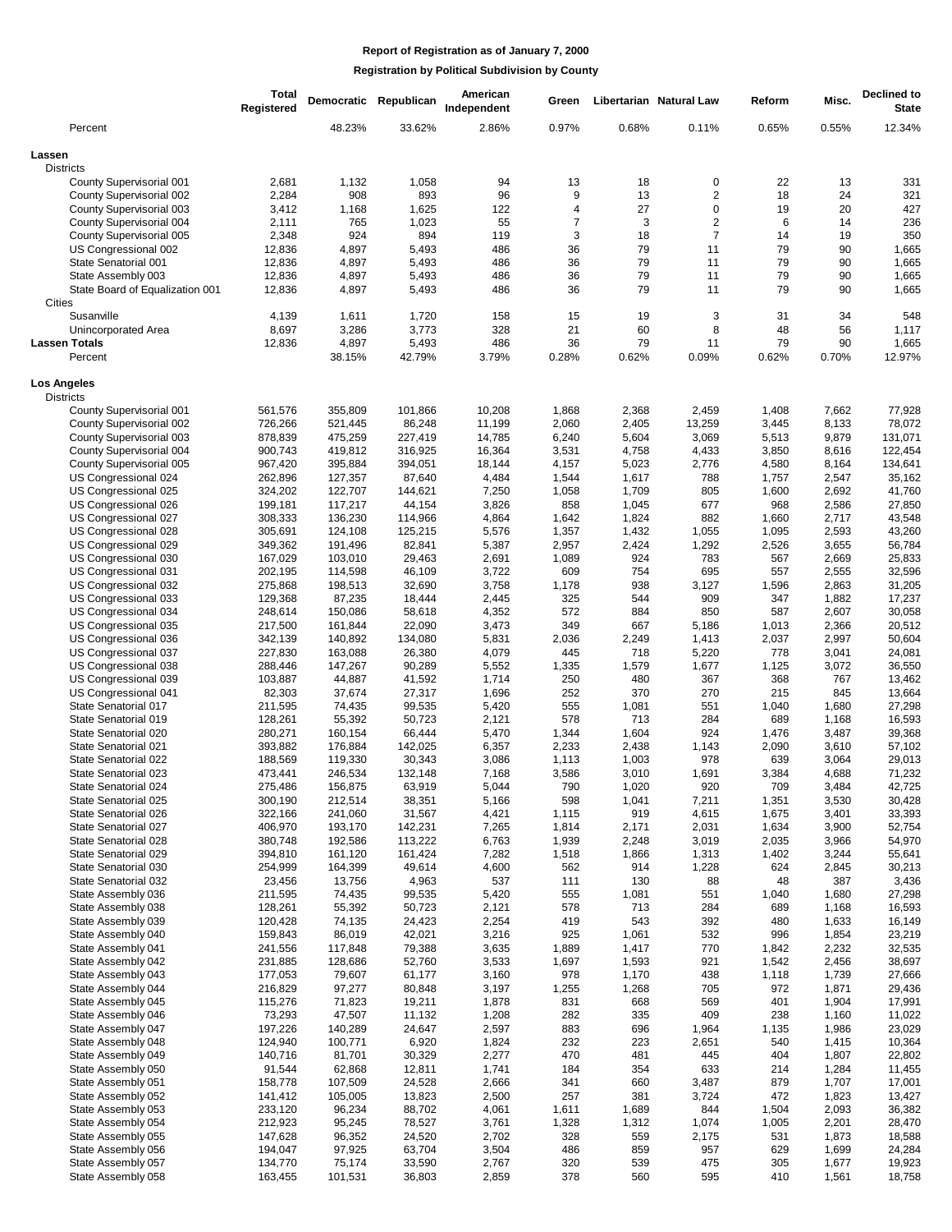**Report of Registration as of January 7, 2000**

**Registration by Political Subdivision by County**

| | Total Registered | Democratic | Republican | American Independent | Green | Libertarian | Natural Law | Reform | Misc. | Declined to State |
|---|---|---|---|---|---|---|---|---|---|---|
| Percent | | 48.23% | 33.62% | 2.86% | 0.97% | 0.68% | 0.11% | 0.65% | 0.55% | 12.34% |
| **Lassen** | | | | | | | | | | |
| Districts | | | | | | | | | | |
| County Supervisorial 001 | 2,681 | 1,132 | 1,058 | 94 | 13 | 18 | 0 | 22 | 13 | 331 |
| County Supervisorial 002 | 2,284 | 908 | 893 | 96 | 9 | 13 | 2 | 18 | 24 | 321 |
| County Supervisorial 003 | 3,412 | 1,168 | 1,625 | 122 | 4 | 27 | 0 | 19 | 20 | 427 |
| County Supervisorial 004 | 2,111 | 765 | 1,023 | 55 | 7 | 3 | 2 | 6 | 14 | 236 |
| County Supervisorial 005 | 2,348 | 924 | 894 | 119 | 3 | 18 | 7 | 14 | 19 | 350 |
| US Congressional 002 | 12,836 | 4,897 | 5,493 | 486 | 36 | 79 | 11 | 79 | 90 | 1,665 |
| State Senatorial 001 | 12,836 | 4,897 | 5,493 | 486 | 36 | 79 | 11 | 79 | 90 | 1,665 |
| State Assembly 003 | 12,836 | 4,897 | 5,493 | 486 | 36 | 79 | 11 | 79 | 90 | 1,665 |
| State Board of Equalization 001 | 12,836 | 4,897 | 5,493 | 486 | 36 | 79 | 11 | 79 | 90 | 1,665 |
| Cities | | | | | | | | | | |
| Susanville | 4,139 | 1,611 | 1,720 | 158 | 15 | 19 | 3 | 31 | 34 | 548 |
| Unincorporated Area | 8,697 | 3,286 | 3,773 | 328 | 21 | 60 | 8 | 48 | 56 | 1,117 |
| **Lassen Totals** | 12,836 | 4,897 | 5,493 | 486 | 36 | 79 | 11 | 79 | 90 | 1,665 |
| Percent | | 38.15% | 42.79% | 3.79% | 0.28% | 0.62% | 0.09% | 0.62% | 0.70% | 12.97% |
| **Los Angeles** | | | | | | | | | | |
| Districts | | | | | | | | | | |
| County Supervisorial 001 | 561,576 | 355,809 | 101,866 | 10,208 | 1,868 | 2,368 | 2,459 | 1,408 | 7,662 | 77,928 |
| County Supervisorial 002 | 726,266 | 521,445 | 86,248 | 11,199 | 2,060 | 2,405 | 13,259 | 3,445 | 8,133 | 78,072 |
| County Supervisorial 003 | 878,839 | 475,259 | 227,419 | 14,785 | 6,240 | 5,604 | 3,069 | 5,513 | 9,879 | 131,071 |
| County Supervisorial 004 | 900,743 | 419,812 | 316,925 | 16,364 | 3,531 | 4,758 | 4,433 | 3,850 | 8,616 | 122,454 |
| County Supervisorial 005 | 967,420 | 395,884 | 394,051 | 18,144 | 4,157 | 5,023 | 2,776 | 4,580 | 8,164 | 134,641 |
| US Congressional 024 | 262,896 | 127,357 | 87,640 | 4,484 | 1,544 | 1,617 | 788 | 1,757 | 2,547 | 35,162 |
| US Congressional 025 | 324,202 | 122,707 | 144,621 | 7,250 | 1,058 | 1,709 | 805 | 1,600 | 2,692 | 41,760 |
| US Congressional 026 | 199,181 | 117,217 | 44,154 | 3,826 | 858 | 1,045 | 677 | 968 | 2,586 | 27,850 |
| US Congressional 027 | 308,333 | 136,230 | 114,966 | 4,864 | 1,642 | 1,824 | 882 | 1,660 | 2,717 | 43,548 |
| US Congressional 028 | 305,691 | 124,108 | 125,215 | 5,576 | 1,357 | 1,432 | 1,055 | 1,095 | 2,593 | 43,260 |
| US Congressional 029 | 349,362 | 191,496 | 82,841 | 5,387 | 2,957 | 2,424 | 1,292 | 2,526 | 3,655 | 56,784 |
| US Congressional 030 | 167,029 | 103,010 | 29,463 | 2,691 | 1,089 | 924 | 783 | 567 | 2,669 | 25,833 |
| US Congressional 031 | 202,195 | 114,598 | 46,109 | 3,722 | 609 | 754 | 695 | 557 | 2,555 | 32,596 |
| US Congressional 032 | 275,868 | 198,513 | 32,690 | 3,758 | 1,178 | 938 | 3,127 | 1,596 | 2,863 | 31,205 |
| US Congressional 033 | 129,368 | 87,235 | 18,444 | 2,445 | 325 | 544 | 909 | 347 | 1,882 | 17,237 |
| US Congressional 034 | 248,614 | 150,086 | 58,618 | 4,352 | 572 | 884 | 850 | 587 | 2,607 | 30,058 |
| US Congressional 035 | 217,500 | 161,844 | 22,090 | 3,473 | 349 | 667 | 5,186 | 1,013 | 2,366 | 20,512 |
| US Congressional 036 | 342,139 | 140,892 | 134,080 | 5,831 | 2,036 | 2,249 | 1,413 | 2,037 | 2,997 | 50,604 |
| US Congressional 037 | 227,830 | 163,088 | 26,380 | 4,079 | 445 | 718 | 5,220 | 778 | 3,041 | 24,081 |
| US Congressional 038 | 288,446 | 147,267 | 90,289 | 5,552 | 1,335 | 1,579 | 1,677 | 1,125 | 3,072 | 36,550 |
| US Congressional 039 | 103,887 | 44,887 | 41,592 | 1,714 | 250 | 480 | 367 | 368 | 767 | 13,462 |
| US Congressional 041 | 82,303 | 37,674 | 27,317 | 1,696 | 252 | 370 | 270 | 215 | 845 | 13,664 |
| State Senatorial 017 | 211,595 | 74,435 | 99,535 | 5,420 | 555 | 1,081 | 551 | 1,040 | 1,680 | 27,298 |
| State Senatorial 019 | 128,261 | 55,392 | 50,723 | 2,121 | 578 | 713 | 284 | 689 | 1,168 | 16,593 |
| State Senatorial 020 | 280,271 | 160,154 | 66,444 | 5,470 | 1,344 | 1,604 | 924 | 1,476 | 3,487 | 39,368 |
| State Senatorial 021 | 393,882 | 176,884 | 142,025 | 6,357 | 2,233 | 2,438 | 1,143 | 2,090 | 3,610 | 57,102 |
| State Senatorial 022 | 188,569 | 119,330 | 30,343 | 3,086 | 1,113 | 1,003 | 978 | 639 | 3,064 | 29,013 |
| State Senatorial 023 | 473,441 | 246,534 | 132,148 | 7,168 | 3,586 | 3,010 | 1,691 | 3,384 | 4,688 | 71,232 |
| State Senatorial 024 | 275,486 | 156,875 | 63,919 | 5,044 | 790 | 1,020 | 920 | 709 | 3,484 | 42,725 |
| State Senatorial 025 | 300,190 | 212,514 | 38,351 | 5,166 | 598 | 1,041 | 7,211 | 1,351 | 3,530 | 30,428 |
| State Senatorial 026 | 322,166 | 241,060 | 31,567 | 4,421 | 1,115 | 919 | 4,615 | 1,675 | 3,401 | 33,393 |
| State Senatorial 027 | 406,970 | 193,170 | 142,231 | 7,265 | 1,814 | 2,171 | 2,031 | 1,634 | 3,900 | 52,754 |
| State Senatorial 028 | 380,748 | 192,586 | 113,222 | 6,763 | 1,939 | 2,248 | 3,019 | 2,035 | 3,966 | 54,970 |
| State Senatorial 029 | 394,810 | 161,120 | 161,424 | 7,282 | 1,518 | 1,866 | 1,313 | 1,402 | 3,244 | 55,641 |
| State Senatorial 030 | 254,999 | 164,399 | 49,614 | 4,600 | 562 | 914 | 1,228 | 624 | 2,845 | 30,213 |
| State Senatorial 032 | 23,456 | 13,756 | 4,963 | 537 | 111 | 130 | 88 | 48 | 387 | 3,436 |
| State Assembly 036 | 211,595 | 74,435 | 99,535 | 5,420 | 555 | 1,081 | 551 | 1,040 | 1,680 | 27,298 |
| State Assembly 038 | 128,261 | 55,392 | 50,723 | 2,121 | 578 | 713 | 284 | 689 | 1,168 | 16,593 |
| State Assembly 039 | 120,428 | 74,135 | 24,423 | 2,254 | 419 | 543 | 392 | 480 | 1,633 | 16,149 |
| State Assembly 040 | 159,843 | 86,019 | 42,021 | 3,216 | 925 | 1,061 | 532 | 996 | 1,854 | 23,219 |
| State Assembly 041 | 241,556 | 117,848 | 79,388 | 3,635 | 1,889 | 1,417 | 770 | 1,842 | 2,232 | 32,535 |
| State Assembly 042 | 231,885 | 128,686 | 52,760 | 3,533 | 1,697 | 1,593 | 921 | 1,542 | 2,456 | 38,697 |
| State Assembly 043 | 177,053 | 79,607 | 61,177 | 3,160 | 978 | 1,170 | 438 | 1,118 | 1,739 | 27,666 |
| State Assembly 044 | 216,829 | 97,277 | 80,848 | 3,197 | 1,255 | 1,268 | 705 | 972 | 1,871 | 29,436 |
| State Assembly 045 | 115,276 | 71,823 | 19,211 | 1,878 | 831 | 668 | 569 | 401 | 1,904 | 17,991 |
| State Assembly 046 | 73,293 | 47,507 | 11,132 | 1,208 | 282 | 335 | 409 | 238 | 1,160 | 11,022 |
| State Assembly 047 | 197,226 | 140,289 | 24,647 | 2,597 | 883 | 696 | 1,964 | 1,135 | 1,986 | 23,029 |
| State Assembly 048 | 124,940 | 100,771 | 6,920 | 1,824 | 232 | 223 | 2,651 | 540 | 1,415 | 10,364 |
| State Assembly 049 | 140,716 | 81,701 | 30,329 | 2,277 | 470 | 481 | 445 | 404 | 1,807 | 22,802 |
| State Assembly 050 | 91,544 | 62,868 | 12,811 | 1,741 | 184 | 354 | 633 | 214 | 1,284 | 11,455 |
| State Assembly 051 | 158,778 | 107,509 | 24,528 | 2,666 | 341 | 660 | 3,487 | 879 | 1,707 | 17,001 |
| State Assembly 052 | 141,412 | 105,005 | 13,823 | 2,500 | 257 | 381 | 3,724 | 472 | 1,823 | 13,427 |
| State Assembly 053 | 233,120 | 96,234 | 88,702 | 4,061 | 1,611 | 1,689 | 844 | 1,504 | 2,093 | 36,382 |
| State Assembly 054 | 212,923 | 95,245 | 78,527 | 3,761 | 1,328 | 1,312 | 1,074 | 1,005 | 2,201 | 28,470 |
| State Assembly 055 | 147,628 | 96,352 | 24,520 | 2,702 | 328 | 559 | 2,175 | 531 | 1,873 | 18,588 |
| State Assembly 056 | 194,047 | 97,925 | 63,704 | 3,504 | 486 | 859 | 957 | 629 | 1,699 | 24,284 |
| State Assembly 057 | 134,770 | 75,174 | 33,590 | 2,767 | 320 | 539 | 475 | 305 | 1,677 | 19,923 |
| State Assembly 058 | 163,455 | 101,531 | 36,803 | 2,859 | 378 | 560 | 595 | 410 | 1,561 | 18,758 |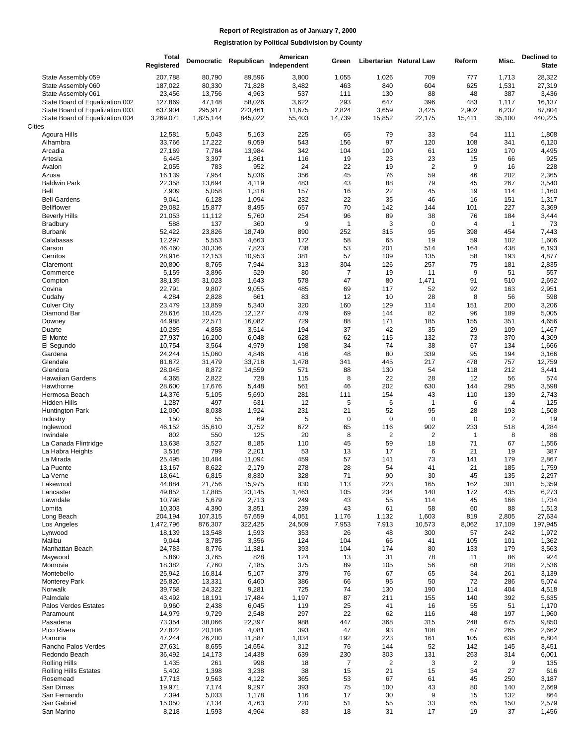**Report of Registration as of January 7, 2000**

**Registration by Political Subdivision by County**

| | Total Registered | Democratic | Republican | American Independent | Green | Libertarian | Natural Law | Reform | Misc. | Declined to State |
|---|---|---|---|---|---|---|---|---|---|---|
| State Assembly 059 | 207,788 | 80,790 | 89,596 | 3,800 | 1,055 | 1,026 | 709 | 777 | 1,713 | 28,322 |
| State Assembly 060 | 187,022 | 80,330 | 71,828 | 3,482 | 463 | 840 | 604 | 625 | 1,531 | 27,319 |
| State Assembly 061 | 23,456 | 13,756 | 4,963 | 537 | 111 | 130 | 88 | 48 | 387 | 3,436 |
| State Board of Equalization 002 | 127,869 | 47,148 | 58,026 | 3,622 | 293 | 647 | 396 | 483 | 1,117 | 16,137 |
| State Board of Equalization 003 | 637,904 | 295,917 | 223,461 | 11,675 | 2,824 | 3,659 | 3,425 | 2,902 | 6,237 | 87,804 |
| State Board of Equalization 004 | 3,269,071 | 1,825,144 | 845,022 | 55,403 | 14,739 | 15,852 | 22,175 | 15,411 | 35,100 | 440,225 |
| Cities | | | | | | | | | | |
| Agoura Hills | 12,581 | 5,043 | 5,163 | 225 | 65 | 79 | 33 | 54 | 111 | 1,808 |
| Alhambra | 33,766 | 17,222 | 9,059 | 543 | 156 | 97 | 120 | 108 | 341 | 6,120 |
| Arcadia | 27,169 | 7,784 | 13,984 | 342 | 104 | 100 | 61 | 129 | 170 | 4,495 |
| Artesia | 6,445 | 3,397 | 1,861 | 116 | 19 | 23 | 23 | 15 | 66 | 925 |
| Avalon | 2,055 | 783 | 952 | 24 | 22 | 19 | 2 | 9 | 16 | 228 |
| Azusa | 16,139 | 7,954 | 5,036 | 356 | 45 | 76 | 59 | 46 | 202 | 2,365 |
| Baldwin Park | 22,358 | 13,694 | 4,119 | 483 | 43 | 88 | 79 | 45 | 267 | 3,540 |
| Bell | 7,909 | 5,058 | 1,318 | 157 | 16 | 22 | 45 | 19 | 114 | 1,160 |
| Bell Gardens | 9,041 | 6,128 | 1,094 | 232 | 22 | 35 | 46 | 16 | 151 | 1,317 |
| Bellflower | 29,082 | 15,877 | 8,495 | 657 | 70 | 142 | 144 | 101 | 227 | 3,369 |
| Beverly Hills | 21,053 | 11,112 | 5,760 | 254 | 96 | 89 | 38 | 76 | 184 | 3,444 |
| Bradbury | 588 | 137 | 360 | 9 | 1 | 3 | 0 | 4 | 1 | 73 |
| Burbank | 52,422 | 23,826 | 18,749 | 890 | 252 | 315 | 95 | 398 | 454 | 7,443 |
| Calabasas | 12,297 | 5,553 | 4,663 | 172 | 58 | 65 | 19 | 59 | 102 | 1,606 |
| Carson | 46,460 | 30,336 | 7,823 | 738 | 53 | 201 | 514 | 164 | 438 | 6,193 |
| Cerritos | 28,916 | 12,153 | 10,953 | 381 | 57 | 109 | 135 | 58 | 193 | 4,877 |
| Claremont | 20,800 | 8,765 | 7,944 | 313 | 304 | 126 | 257 | 75 | 181 | 2,835 |
| Commerce | 5,159 | 3,896 | 529 | 80 | 7 | 19 | 11 | 9 | 51 | 557 |
| Compton | 38,135 | 31,023 | 1,643 | 578 | 47 | 80 | 1,471 | 91 | 510 | 2,692 |
| Covina | 22,791 | 9,807 | 9,055 | 485 | 69 | 117 | 52 | 92 | 163 | 2,951 |
| Cudahy | 4,284 | 2,828 | 661 | 83 | 12 | 10 | 28 | 8 | 56 | 598 |
| Culver City | 23,479 | 13,859 | 5,340 | 320 | 160 | 129 | 114 | 151 | 200 | 3,206 |
| Diamond Bar | 28,616 | 10,425 | 12,127 | 479 | 69 | 144 | 82 | 96 | 189 | 5,005 |
| Downey | 44,988 | 22,571 | 16,082 | 729 | 88 | 171 | 185 | 155 | 351 | 4,656 |
| Duarte | 10,285 | 4,858 | 3,514 | 194 | 37 | 42 | 35 | 29 | 109 | 1,467 |
| El Monte | 27,937 | 16,200 | 6,048 | 628 | 62 | 115 | 132 | 73 | 370 | 4,309 |
| El Segundo | 10,754 | 3,564 | 4,979 | 198 | 34 | 74 | 38 | 67 | 134 | 1,666 |
| Gardena | 24,244 | 15,060 | 4,846 | 416 | 48 | 80 | 339 | 95 | 194 | 3,166 |
| Glendale | 81,672 | 31,479 | 33,718 | 1,478 | 341 | 445 | 217 | 478 | 757 | 12,759 |
| Glendora | 28,045 | 8,872 | 14,559 | 571 | 88 | 130 | 54 | 118 | 212 | 3,441 |
| Hawaiian Gardens | 4,365 | 2,822 | 728 | 115 | 8 | 22 | 28 | 12 | 56 | 574 |
| Hawthorne | 28,600 | 17,676 | 5,448 | 561 | 46 | 202 | 630 | 144 | 295 | 3,598 |
| Hermosa Beach | 14,376 | 5,105 | 5,690 | 281 | 111 | 154 | 43 | 110 | 139 | 2,743 |
| Hidden Hills | 1,287 | 497 | 631 | 12 | 5 | 6 | 1 | 6 | 4 | 125 |
| Huntington Park | 12,090 | 8,038 | 1,924 | 231 | 21 | 52 | 95 | 28 | 193 | 1,508 |
| Industry | 150 | 55 | 69 | 5 | 0 | 0 | 0 | 0 | 2 | 19 |
| Inglewood | 46,152 | 35,610 | 3,752 | 672 | 65 | 116 | 902 | 233 | 518 | 4,284 |
| Irwindale | 802 | 550 | 125 | 20 | 8 | 2 | 2 | 1 | 8 | 86 |
| La Canada Flintridge | 13,638 | 3,527 | 8,185 | 110 | 45 | 59 | 18 | 71 | 67 | 1,556 |
| La Habra Heights | 3,516 | 799 | 2,201 | 53 | 13 | 17 | 6 | 21 | 19 | 387 |
| La Mirada | 25,495 | 10,484 | 11,094 | 459 | 57 | 141 | 73 | 141 | 179 | 2,867 |
| La Puente | 13,167 | 8,622 | 2,179 | 278 | 28 | 54 | 41 | 21 | 185 | 1,759 |
| La Verne | 18,641 | 6,815 | 8,830 | 328 | 71 | 90 | 30 | 45 | 135 | 2,297 |
| Lakewood | 44,884 | 21,756 | 15,975 | 830 | 113 | 223 | 165 | 162 | 301 | 5,359 |
| Lancaster | 49,852 | 17,885 | 23,145 | 1,463 | 105 | 234 | 140 | 172 | 435 | 6,273 |
| Lawndale | 10,798 | 5,679 | 2,713 | 249 | 43 | 55 | 114 | 45 | 166 | 1,734 |
| Lomita | 10,303 | 4,390 | 3,851 | 239 | 43 | 61 | 58 | 60 | 88 | 1,513 |
| Long Beach | 204,194 | 107,315 | 57,659 | 4,051 | 1,176 | 1,132 | 1,603 | 819 | 2,805 | 27,634 |
| Los Angeles | 1,472,796 | 876,307 | 322,425 | 24,509 | 7,953 | 7,913 | 10,573 | 8,062 | 17,109 | 197,945 |
| Lynwood | 18,139 | 13,548 | 1,593 | 353 | 26 | 48 | 300 | 57 | 242 | 1,972 |
| Malibu | 9,044 | 3,785 | 3,356 | 124 | 104 | 66 | 41 | 105 | 101 | 1,362 |
| Manhattan Beach | 24,783 | 8,776 | 11,381 | 393 | 104 | 174 | 80 | 133 | 179 | 3,563 |
| Maywood | 5,860 | 3,765 | 828 | 124 | 13 | 31 | 78 | 11 | 86 | 924 |
| Monrovia | 18,382 | 7,760 | 7,185 | 375 | 89 | 105 | 56 | 68 | 208 | 2,536 |
| Montebello | 25,942 | 16,814 | 5,107 | 379 | 76 | 67 | 65 | 34 | 261 | 3,139 |
| Monterey Park | 25,820 | 13,331 | 6,460 | 386 | 66 | 95 | 50 | 72 | 286 | 5,074 |
| Norwalk | 39,758 | 24,322 | 9,281 | 725 | 74 | 130 | 190 | 114 | 404 | 4,518 |
| Palmdale | 43,492 | 18,191 | 17,484 | 1,197 | 87 | 211 | 155 | 140 | 392 | 5,635 |
| Palos Verdes Estates | 9,960 | 2,438 | 6,045 | 119 | 25 | 41 | 16 | 55 | 51 | 1,170 |
| Paramount | 14,979 | 9,729 | 2,548 | 297 | 22 | 62 | 116 | 48 | 197 | 1,960 |
| Pasadena | 73,354 | 38,066 | 22,397 | 988 | 447 | 368 | 315 | 248 | 675 | 9,850 |
| Pico Rivera | 27,822 | 20,106 | 4,081 | 393 | 47 | 93 | 108 | 67 | 265 | 2,662 |
| Pomona | 47,244 | 26,200 | 11,887 | 1,034 | 192 | 223 | 161 | 105 | 638 | 6,804 |
| Rancho Palos Verdes | 27,631 | 8,655 | 14,654 | 312 | 76 | 144 | 52 | 142 | 145 | 3,451 |
| Redondo Beach | 36,492 | 14,173 | 14,438 | 639 | 230 | 303 | 131 | 263 | 314 | 6,001 |
| Rolling Hills | 1,435 | 261 | 998 | 18 | 7 | 2 | 3 | 2 | 9 | 135 |
| Rolling Hills Estates | 5,402 | 1,398 | 3,238 | 38 | 15 | 21 | 15 | 34 | 27 | 616 |
| Rosemead | 17,713 | 9,563 | 4,122 | 365 | 53 | 67 | 61 | 45 | 250 | 3,187 |
| San Dimas | 19,971 | 7,174 | 9,297 | 393 | 75 | 100 | 43 | 80 | 140 | 2,669 |
| San Fernando | 7,394 | 5,033 | 1,178 | 116 | 17 | 30 | 9 | 15 | 132 | 864 |
| San Gabriel | 15,050 | 7,134 | 4,763 | 220 | 51 | 55 | 33 | 65 | 150 | 2,579 |
| San Marino | 8,218 | 1,593 | 4,964 | 83 | 18 | 31 | 17 | 19 | 37 | 1,456 |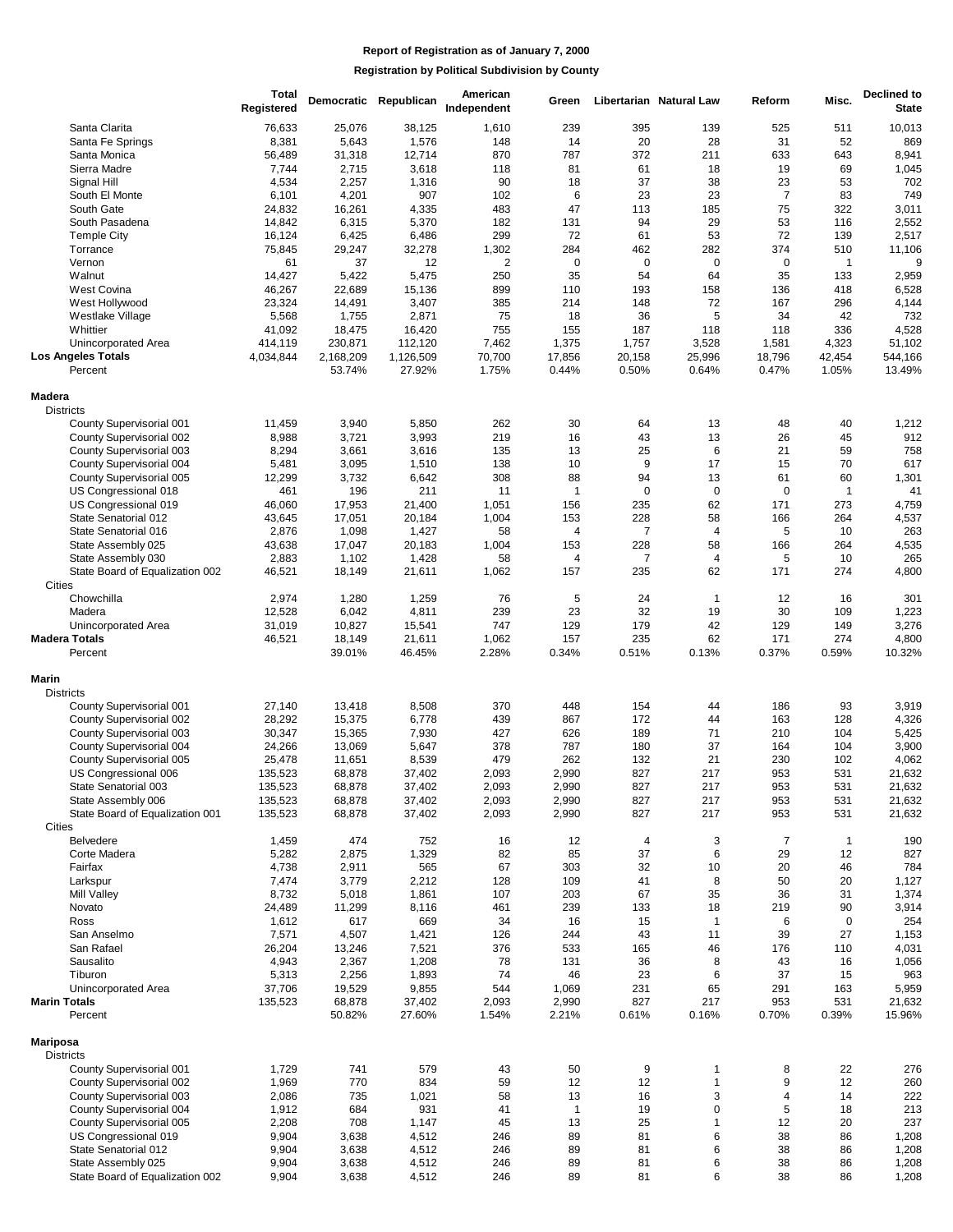**Report of Registration as of January 7, 2000**

**Registration by Political Subdivision by County**

| | Total Registered | Democratic | Republican | American Independent | Green | Libertarian | Natural Law | Reform | Misc. | Declined to State |
|---|---|---|---|---|---|---|---|---|---|---|
| Santa Clarita | 76,633 | 25,076 | 38,125 | 1,610 | 239 | 395 | 139 | 525 | 511 | 10,013 |
| Santa Fe Springs | 8,381 | 5,643 | 1,576 | 148 | 14 | 20 | 28 | 31 | 52 | 869 |
| Santa Monica | 56,489 | 31,318 | 12,714 | 870 | 787 | 372 | 211 | 633 | 643 | 8,941 |
| Sierra Madre | 7,744 | 2,715 | 3,618 | 118 | 81 | 61 | 18 | 19 | 69 | 1,045 |
| Signal Hill | 4,534 | 2,257 | 1,316 | 90 | 18 | 37 | 38 | 23 | 53 | 702 |
| South El Monte | 6,101 | 4,201 | 907 | 102 | 6 | 23 | 23 | 7 | 83 | 749 |
| South Gate | 24,832 | 16,261 | 4,335 | 483 | 47 | 113 | 185 | 75 | 322 | 3,011 |
| South Pasadena | 14,842 | 6,315 | 5,370 | 182 | 131 | 94 | 29 | 53 | 116 | 2,552 |
| Temple City | 16,124 | 6,425 | 6,486 | 299 | 72 | 61 | 53 | 72 | 139 | 2,517 |
| Torrance | 75,845 | 29,247 | 32,278 | 1,302 | 284 | 462 | 282 | 374 | 510 | 11,106 |
| Vernon | 61 | 37 | 12 | 2 | 0 | 0 | 0 | 0 | 1 | 9 |
| Walnut | 14,427 | 5,422 | 5,475 | 250 | 35 | 54 | 64 | 35 | 133 | 2,959 |
| West Covina | 46,267 | 22,689 | 15,136 | 899 | 110 | 193 | 158 | 136 | 418 | 6,528 |
| West Hollywood | 23,324 | 14,491 | 3,407 | 385 | 214 | 148 | 72 | 167 | 296 | 4,144 |
| Westlake Village | 5,568 | 1,755 | 2,871 | 75 | 18 | 36 | 5 | 34 | 42 | 732 |
| Whittier | 41,092 | 18,475 | 16,420 | 755 | 155 | 187 | 118 | 118 | 336 | 4,528 |
| Unincorporated Area | 414,119 | 230,871 | 112,120 | 7,462 | 1,375 | 1,757 | 3,528 | 1,581 | 4,323 | 51,102 |
| **Los Angeles Totals** | 4,034,844 | 2,168,209 | 1,126,509 | 70,700 | 17,856 | 20,158 | 25,996 | 18,796 | 42,454 | 544,166 |
| Percent | | 53.74% | 27.92% | 1.75% | 0.44% | 0.50% | 0.64% | 0.47% | 1.05% | 13.49% |
| **Madera** | | | | | | | | | | |
| Districts | | | | | | | | | | |
| County Supervisorial 001 | 11,459 | 3,940 | 5,850 | 262 | 30 | 64 | 13 | 48 | 40 | 1,212 |
| County Supervisorial 002 | 8,988 | 3,721 | 3,993 | 219 | 16 | 43 | 13 | 26 | 45 | 912 |
| County Supervisorial 003 | 8,294 | 3,661 | 3,616 | 135 | 13 | 25 | 6 | 21 | 59 | 758 |
| County Supervisorial 004 | 5,481 | 3,095 | 1,510 | 138 | 10 | 9 | 17 | 15 | 70 | 617 |
| County Supervisorial 005 | 12,299 | 3,732 | 6,642 | 308 | 88 | 94 | 13 | 61 | 60 | 1,301 |
| US Congressional 018 | 461 | 196 | 211 | 11 | 1 | 0 | 0 | 0 | 1 | 41 |
| US Congressional 019 | 46,060 | 17,953 | 21,400 | 1,051 | 156 | 235 | 62 | 171 | 273 | 4,759 |
| State Senatorial 012 | 43,645 | 17,051 | 20,184 | 1,004 | 153 | 228 | 58 | 166 | 264 | 4,537 |
| State Senatorial 016 | 2,876 | 1,098 | 1,427 | 58 | 4 | 7 | 4 | 5 | 10 | 263 |
| State Assembly 025 | 43,638 | 17,047 | 20,183 | 1,004 | 153 | 228 | 58 | 166 | 264 | 4,535 |
| State Assembly 030 | 2,883 | 1,102 | 1,428 | 58 | 4 | 7 | 4 | 5 | 10 | 265 |
| State Board of Equalization 002 | 46,521 | 18,149 | 21,611 | 1,062 | 157 | 235 | 62 | 171 | 274 | 4,800 |
| Cities | | | | | | | | | | |
| Chowchilla | 2,974 | 1,280 | 1,259 | 76 | 5 | 24 | 1 | 12 | 16 | 301 |
| Madera | 12,528 | 6,042 | 4,811 | 239 | 23 | 32 | 19 | 30 | 109 | 1,223 |
| Unincorporated Area | 31,019 | 10,827 | 15,541 | 747 | 129 | 179 | 42 | 129 | 149 | 3,276 |
| **Madera Totals** | 46,521 | 18,149 | 21,611 | 1,062 | 157 | 235 | 62 | 171 | 274 | 4,800 |
| Percent | | 39.01% | 46.45% | 2.28% | 0.34% | 0.51% | 0.13% | 0.37% | 0.59% | 10.32% |
| **Marin** | | | | | | | | | | |
| Districts | | | | | | | | | | |
| County Supervisorial 001 | 27,140 | 13,418 | 8,508 | 370 | 448 | 154 | 44 | 186 | 93 | 3,919 |
| County Supervisorial 002 | 28,292 | 15,375 | 6,778 | 439 | 867 | 172 | 44 | 163 | 128 | 4,326 |
| County Supervisorial 003 | 30,347 | 15,365 | 7,930 | 427 | 626 | 189 | 71 | 210 | 104 | 5,425 |
| County Supervisorial 004 | 24,266 | 13,069 | 5,647 | 378 | 787 | 180 | 37 | 164 | 104 | 3,900 |
| County Supervisorial 005 | 25,478 | 11,651 | 8,539 | 479 | 262 | 132 | 21 | 230 | 102 | 4,062 |
| US Congressional 006 | 135,523 | 68,878 | 37,402 | 2,093 | 2,990 | 827 | 217 | 953 | 531 | 21,632 |
| State Senatorial 003 | 135,523 | 68,878 | 37,402 | 2,093 | 2,990 | 827 | 217 | 953 | 531 | 21,632 |
| State Assembly 006 | 135,523 | 68,878 | 37,402 | 2,093 | 2,990 | 827 | 217 | 953 | 531 | 21,632 |
| State Board of Equalization 001 | 135,523 | 68,878 | 37,402 | 2,093 | 2,990 | 827 | 217 | 953 | 531 | 21,632 |
| Cities | | | | | | | | | | |
| Belvedere | 1,459 | 474 | 752 | 16 | 12 | 4 | 3 | 7 | 1 | 190 |
| Corte Madera | 5,282 | 2,875 | 1,329 | 82 | 85 | 37 | 6 | 29 | 12 | 827 |
| Fairfax | 4,738 | 2,911 | 565 | 67 | 303 | 32 | 10 | 20 | 46 | 784 |
| Larkspur | 7,474 | 3,779 | 2,212 | 128 | 109 | 41 | 8 | 50 | 20 | 1,127 |
| Mill Valley | 8,732 | 5,018 | 1,861 | 107 | 203 | 67 | 35 | 36 | 31 | 1,374 |
| Novato | 24,489 | 11,299 | 8,116 | 461 | 239 | 133 | 18 | 219 | 90 | 3,914 |
| Ross | 1,612 | 617 | 669 | 34 | 16 | 15 | 1 | 6 | 0 | 254 |
| San Anselmo | 7,571 | 4,507 | 1,421 | 126 | 244 | 43 | 11 | 39 | 27 | 1,153 |
| San Rafael | 26,204 | 13,246 | 7,521 | 376 | 533 | 165 | 46 | 176 | 110 | 4,031 |
| Sausalito | 4,943 | 2,367 | 1,208 | 78 | 131 | 36 | 8 | 43 | 16 | 1,056 |
| Tiburon | 5,313 | 2,256 | 1,893 | 74 | 46 | 23 | 6 | 37 | 15 | 963 |
| Unincorporated Area | 37,706 | 19,529 | 9,855 | 544 | 1,069 | 231 | 65 | 291 | 163 | 5,959 |
| **Marin Totals** | 135,523 | 68,878 | 37,402 | 2,093 | 2,990 | 827 | 217 | 953 | 531 | 21,632 |
| Percent | | 50.82% | 27.60% | 1.54% | 2.21% | 0.61% | 0.16% | 0.70% | 0.39% | 15.96% |
| **Mariposa** | | | | | | | | | | |
| Districts | | | | | | | | | | |
| County Supervisorial 001 | 1,729 | 741 | 579 | 43 | 50 | 9 | 1 | 8 | 22 | 276 |
| County Supervisorial 002 | 1,969 | 770 | 834 | 59 | 12 | 12 | 1 | 9 | 12 | 260 |
| County Supervisorial 003 | 2,086 | 735 | 1,021 | 58 | 13 | 16 | 3 | 4 | 14 | 222 |
| County Supervisorial 004 | 1,912 | 684 | 931 | 41 | 1 | 19 | 0 | 5 | 18 | 213 |
| County Supervisorial 005 | 2,208 | 708 | 1,147 | 45 | 13 | 25 | 1 | 12 | 20 | 237 |
| US Congressional 019 | 9,904 | 3,638 | 4,512 | 246 | 89 | 81 | 6 | 38 | 86 | 1,208 |
| State Senatorial 012 | 9,904 | 3,638 | 4,512 | 246 | 89 | 81 | 6 | 38 | 86 | 1,208 |
| State Assembly 025 | 9,904 | 3,638 | 4,512 | 246 | 89 | 81 | 6 | 38 | 86 | 1,208 |
| State Board of Equalization 002 | 9,904 | 3,638 | 4,512 | 246 | 89 | 81 | 6 | 38 | 86 | 1,208 |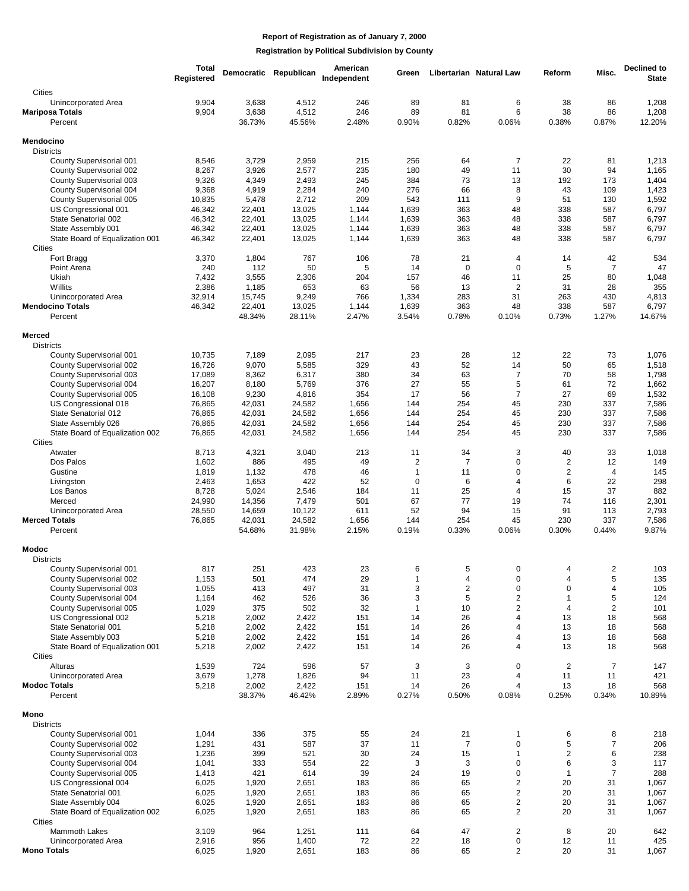**Report of Registration as of January 7, 2000**

**Registration by Political Subdivision by County**

| | Total Registered | Democratic | Republican | American Independent | Green | Libertarian | Natural Law | Reform | Misc. | Declined to State |
|---|---|---|---|---|---|---|---|---|---|---|
| Cities | | | | | | | | | | |
| Unincorporated Area | 9,904 | 3,638 | 4,512 | 246 | 89 | 81 | 6 | 38 | 86 | 1,208 |
| **Mariposa Totals** | 9,904 | 3,638 | 4,512 | 246 | 89 | 81 | 6 | 38 | 86 | 1,208 |
| Percent | | 36.73% | 45.56% | 2.48% | 0.90% | 0.82% | 0.06% | 0.38% | 0.87% | 12.20% |
| **Mendocino** | | | | | | | | | | |
| Districts | | | | | | | | | | |
| County Supervisorial 001 | 8,546 | 3,729 | 2,959 | 215 | 256 | 64 | 7 | 22 | 81 | 1,213 |
| County Supervisorial 002 | 8,267 | 3,926 | 2,577 | 235 | 180 | 49 | 11 | 30 | 94 | 1,165 |
| County Supervisorial 003 | 9,326 | 4,349 | 2,493 | 245 | 384 | 73 | 13 | 192 | 173 | 1,404 |
| County Supervisorial 004 | 9,368 | 4,919 | 2,284 | 240 | 276 | 66 | 8 | 43 | 109 | 1,423 |
| County Supervisorial 005 | 10,835 | 5,478 | 2,712 | 209 | 543 | 111 | 9 | 51 | 130 | 1,592 |
| US Congressional 001 | 46,342 | 22,401 | 13,025 | 1,144 | 1,639 | 363 | 48 | 338 | 587 | 6,797 |
| State Senatorial 002 | 46,342 | 22,401 | 13,025 | 1,144 | 1,639 | 363 | 48 | 338 | 587 | 6,797 |
| State Assembly 001 | 46,342 | 22,401 | 13,025 | 1,144 | 1,639 | 363 | 48 | 338 | 587 | 6,797 |
| State Board of Equalization 001 | 46,342 | 22,401 | 13,025 | 1,144 | 1,639 | 363 | 48 | 338 | 587 | 6,797 |
| Cities | | | | | | | | | | |
| Fort Bragg | 3,370 | 1,804 | 767 | 106 | 78 | 21 | 4 | 14 | 42 | 534 |
| Point Arena | 240 | 112 | 50 | 5 | 14 | 0 | 0 | 5 | 7 | 47 |
| Ukiah | 7,432 | 3,555 | 2,306 | 204 | 157 | 46 | 11 | 25 | 80 | 1,048 |
| Willits | 2,386 | 1,185 | 653 | 63 | 56 | 13 | 2 | 31 | 28 | 355 |
| Unincorporated Area | 32,914 | 15,745 | 9,249 | 766 | 1,334 | 283 | 31 | 263 | 430 | 4,813 |
| **Mendocino Totals** | 46,342 | 22,401 | 13,025 | 1,144 | 1,639 | 363 | 48 | 338 | 587 | 6,797 |
| Percent | | 48.34% | 28.11% | 2.47% | 3.54% | 0.78% | 0.10% | 0.73% | 1.27% | 14.67% |
| **Merced** | | | | | | | | | | |
| Districts | | | | | | | | | | |
| County Supervisorial 001 | 10,735 | 7,189 | 2,095 | 217 | 23 | 28 | 12 | 22 | 73 | 1,076 |
| County Supervisorial 002 | 16,726 | 9,070 | 5,585 | 329 | 43 | 52 | 14 | 50 | 65 | 1,518 |
| County Supervisorial 003 | 17,089 | 8,362 | 6,317 | 380 | 34 | 63 | 7 | 70 | 58 | 1,798 |
| County Supervisorial 004 | 16,207 | 8,180 | 5,769 | 376 | 27 | 55 | 5 | 61 | 72 | 1,662 |
| County Supervisorial 005 | 16,108 | 9,230 | 4,816 | 354 | 17 | 56 | 7 | 27 | 69 | 1,532 |
| US Congressional 018 | 76,865 | 42,031 | 24,582 | 1,656 | 144 | 254 | 45 | 230 | 337 | 7,586 |
| State Senatorial 012 | 76,865 | 42,031 | 24,582 | 1,656 | 144 | 254 | 45 | 230 | 337 | 7,586 |
| State Assembly 026 | 76,865 | 42,031 | 24,582 | 1,656 | 144 | 254 | 45 | 230 | 337 | 7,586 |
| State Board of Equalization 002 | 76,865 | 42,031 | 24,582 | 1,656 | 144 | 254 | 45 | 230 | 337 | 7,586 |
| Cities | | | | | | | | | | |
| Atwater | 8,713 | 4,321 | 3,040 | 213 | 11 | 34 | 3 | 40 | 33 | 1,018 |
| Dos Palos | 1,602 | 886 | 495 | 49 | 2 | 7 | 0 | 2 | 12 | 149 |
| Gustine | 1,819 | 1,132 | 478 | 46 | 1 | 11 | 0 | 2 | 4 | 145 |
| Livingston | 2,463 | 1,653 | 422 | 52 | 0 | 6 | 4 | 6 | 22 | 298 |
| Los Banos | 8,728 | 5,024 | 2,546 | 184 | 11 | 25 | 4 | 15 | 37 | 882 |
| Merced | 24,990 | 14,356 | 7,479 | 501 | 67 | 77 | 19 | 74 | 116 | 2,301 |
| Unincorporated Area | 28,550 | 14,659 | 10,122 | 611 | 52 | 94 | 15 | 91 | 113 | 2,793 |
| **Merced Totals** | 76,865 | 42,031 | 24,582 | 1,656 | 144 | 254 | 45 | 230 | 337 | 7,586 |
| Percent | | 54.68% | 31.98% | 2.15% | 0.19% | 0.33% | 0.06% | 0.30% | 0.44% | 9.87% |
| **Modoc** | | | | | | | | | | |
| Districts | | | | | | | | | | |
| County Supervisorial 001 | 817 | 251 | 423 | 23 | 6 | 5 | 0 | 4 | 2 | 103 |
| County Supervisorial 002 | 1,153 | 501 | 474 | 29 | 1 | 4 | 0 | 4 | 5 | 135 |
| County Supervisorial 003 | 1,055 | 413 | 497 | 31 | 3 | 2 | 0 | 0 | 4 | 105 |
| County Supervisorial 004 | 1,164 | 462 | 526 | 36 | 3 | 5 | 2 | 1 | 5 | 124 |
| County Supervisorial 005 | 1,029 | 375 | 502 | 32 | 1 | 10 | 2 | 4 | 2 | 101 |
| US Congressional 002 | 5,218 | 2,002 | 2,422 | 151 | 14 | 26 | 4 | 13 | 18 | 568 |
| State Senatorial 001 | 5,218 | 2,002 | 2,422 | 151 | 14 | 26 | 4 | 13 | 18 | 568 |
| State Assembly 003 | 5,218 | 2,002 | 2,422 | 151 | 14 | 26 | 4 | 13 | 18 | 568 |
| State Board of Equalization 001 | 5,218 | 2,002 | 2,422 | 151 | 14 | 26 | 4 | 13 | 18 | 568 |
| Cities | | | | | | | | | | |
| Alturas | 1,539 | 724 | 596 | 57 | 3 | 3 | 0 | 2 | 7 | 147 |
| Unincorporated Area | 3,679 | 1,278 | 1,826 | 94 | 11 | 23 | 4 | 11 | 11 | 421 |
| **Modoc Totals** | 5,218 | 2,002 | 2,422 | 151 | 14 | 26 | 4 | 13 | 18 | 568 |
| Percent | | 38.37% | 46.42% | 2.89% | 0.27% | 0.50% | 0.08% | 0.25% | 0.34% | 10.89% |
| **Mono** | | | | | | | | | | |
| Districts | | | | | | | | | | |
| County Supervisorial 001 | 1,044 | 336 | 375 | 55 | 24 | 21 | 1 | 6 | 8 | 218 |
| County Supervisorial 002 | 1,291 | 431 | 587 | 37 | 11 | 7 | 0 | 5 | 7 | 206 |
| County Supervisorial 003 | 1,236 | 399 | 521 | 30 | 24 | 15 | 1 | 2 | 6 | 238 |
| County Supervisorial 004 | 1,041 | 333 | 554 | 22 | 3 | 3 | 0 | 6 | 3 | 117 |
| County Supervisorial 005 | 1,413 | 421 | 614 | 39 | 24 | 19 | 0 | 1 | 7 | 288 |
| US Congressional 004 | 6,025 | 1,920 | 2,651 | 183 | 86 | 65 | 2 | 20 | 31 | 1,067 |
| State Senatorial 001 | 6,025 | 1,920 | 2,651 | 183 | 86 | 65 | 2 | 20 | 31 | 1,067 |
| State Assembly 004 | 6,025 | 1,920 | 2,651 | 183 | 86 | 65 | 2 | 20 | 31 | 1,067 |
| State Board of Equalization 002 | 6,025 | 1,920 | 2,651 | 183 | 86 | 65 | 2 | 20 | 31 | 1,067 |
| Cities | | | | | | | | | | |
| Mammoth Lakes | 3,109 | 964 | 1,251 | 111 | 64 | 47 | 2 | 8 | 20 | 642 |
| Unincorporated Area | 2,916 | 956 | 1,400 | 72 | 22 | 18 | 0 | 12 | 11 | 425 |
| **Mono Totals** | 6,025 | 1,920 | 2,651 | 183 | 86 | 65 | 2 | 20 | 31 | 1,067 |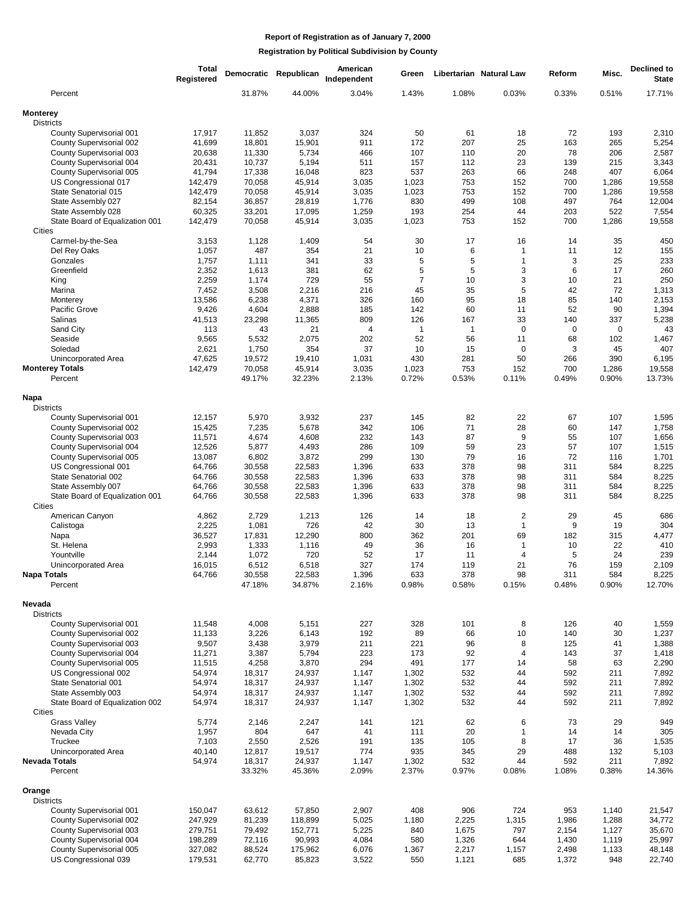**Report of Registration as of January 7, 2000**

**Registration by Political Subdivision by County**

| | Total Registered | Democratic | Republican | American Independent | Green | Libertarian | Natural Law | Reform | Misc. | Declined to State |
|---|---|---|---|---|---|---|---|---|---|---|
| Percent | | 31.87% | 44.00% | 3.04% | 1.43% | 1.08% | 0.03% | 0.33% | 0.51% | 17.71% |
| **Monterey** | | | | | | | | | | |
| Districts | | | | | | | | | | |
| County Supervisorial 001 | 17,917 | 11,852 | 3,037 | 324 | 50 | 61 | 18 | 72 | 193 | 2,310 |
| County Supervisorial 002 | 41,699 | 18,801 | 15,901 | 911 | 172 | 207 | 25 | 163 | 265 | 5,254 |
| County Supervisorial 003 | 20,638 | 11,330 | 5,734 | 466 | 107 | 110 | 20 | 78 | 206 | 2,587 |
| County Supervisorial 004 | 20,431 | 10,737 | 5,194 | 511 | 157 | 112 | 23 | 139 | 215 | 3,343 |
| County Supervisorial 005 | 41,794 | 17,338 | 16,048 | 823 | 537 | 263 | 66 | 248 | 407 | 6,064 |
| US Congressional 017 | 142,479 | 70,058 | 45,914 | 3,035 | 1,023 | 753 | 152 | 700 | 1,286 | 19,558 |
| State Senatorial 015 | 142,479 | 70,058 | 45,914 | 3,035 | 1,023 | 753 | 152 | 700 | 1,286 | 19,558 |
| State Assembly 027 | 82,154 | 36,857 | 28,819 | 1,776 | 830 | 499 | 108 | 497 | 764 | 12,004 |
| State Assembly 028 | 60,325 | 33,201 | 17,095 | 1,259 | 193 | 254 | 44 | 203 | 522 | 7,554 |
| State Board of Equalization 001 | 142,479 | 70,058 | 45,914 | 3,035 | 1,023 | 753 | 152 | 700 | 1,286 | 19,558 |
| Cities | | | | | | | | | | |
| Carmel-by-the-Sea | 3,153 | 1,128 | 1,409 | 54 | 30 | 17 | 16 | 14 | 35 | 450 |
| Del Rey Oaks | 1,057 | 487 | 354 | 21 | 10 | 6 | 1 | 11 | 12 | 155 |
| Gonzales | 1,757 | 1,111 | 341 | 33 | 5 | 5 | 1 | 3 | 25 | 233 |
| Greenfield | 2,352 | 1,613 | 381 | 62 | 5 | 5 | 3 | 6 | 17 | 260 |
| King | 2,259 | 1,174 | 729 | 55 | 7 | 10 | 3 | 10 | 21 | 250 |
| Marina | 7,452 | 3,508 | 2,216 | 216 | 45 | 35 | 5 | 42 | 72 | 1,313 |
| Monterey | 13,586 | 6,238 | 4,371 | 326 | 160 | 95 | 18 | 85 | 140 | 2,153 |
| Pacific Grove | 9,426 | 4,604 | 2,888 | 185 | 142 | 60 | 11 | 52 | 90 | 1,394 |
| Salinas | 41,513 | 23,298 | 11,365 | 809 | 126 | 167 | 33 | 140 | 337 | 5,238 |
| Sand City | 113 | 43 | 21 | 4 | 1 | 1 | 0 | 0 | 0 | 43 |
| Seaside | 9,565 | 5,532 | 2,075 | 202 | 52 | 56 | 11 | 68 | 102 | 1,467 |
| Soledad | 2,621 | 1,750 | 354 | 37 | 10 | 15 | 0 | 3 | 45 | 407 |
| Unincorporated Area | 47,625 | 19,572 | 19,410 | 1,031 | 430 | 281 | 50 | 266 | 390 | 6,195 |
| **Monterey Totals** | 142,479 | 70,058 | 45,914 | 3,035 | 1,023 | 753 | 152 | 700 | 1,286 | 19,558 |
| Percent | | 49.17% | 32.23% | 2.13% | 0.72% | 0.53% | 0.11% | 0.49% | 0.90% | 13.73% |
| **Napa** | | | | | | | | | | |
| Districts | | | | | | | | | | |
| County Supervisorial 001 | 12,157 | 5,970 | 3,932 | 237 | 145 | 82 | 22 | 67 | 107 | 1,595 |
| County Supervisorial 002 | 15,425 | 7,235 | 5,678 | 342 | 106 | 71 | 28 | 60 | 147 | 1,758 |
| County Supervisorial 003 | 11,571 | 4,674 | 4,608 | 232 | 143 | 87 | 9 | 55 | 107 | 1,656 |
| County Supervisorial 004 | 12,526 | 5,877 | 4,493 | 286 | 109 | 59 | 23 | 57 | 107 | 1,515 |
| County Supervisorial 005 | 13,087 | 6,802 | 3,872 | 299 | 130 | 79 | 16 | 72 | 116 | 1,701 |
| US Congressional 001 | 64,766 | 30,558 | 22,583 | 1,396 | 633 | 378 | 98 | 311 | 584 | 8,225 |
| State Senatorial 002 | 64,766 | 30,558 | 22,583 | 1,396 | 633 | 378 | 98 | 311 | 584 | 8,225 |
| State Assembly 007 | 64,766 | 30,558 | 22,583 | 1,396 | 633 | 378 | 98 | 311 | 584 | 8,225 |
| State Board of Equalization 001 | 64,766 | 30,558 | 22,583 | 1,396 | 633 | 378 | 98 | 311 | 584 | 8,225 |
| Cities | | | | | | | | | | |
| American Canyon | 4,862 | 2,729 | 1,213 | 126 | 14 | 18 | 2 | 29 | 45 | 686 |
| Calistoga | 2,225 | 1,081 | 726 | 42 | 30 | 13 | 1 | 9 | 19 | 304 |
| Napa | 36,527 | 17,831 | 12,290 | 800 | 362 | 201 | 69 | 182 | 315 | 4,477 |
| St. Helena | 2,993 | 1,333 | 1,116 | 49 | 36 | 16 | 1 | 10 | 22 | 410 |
| Yountville | 2,144 | 1,072 | 720 | 52 | 17 | 11 | 4 | 5 | 24 | 239 |
| Unincorporated Area | 16,015 | 6,512 | 6,518 | 327 | 174 | 119 | 21 | 76 | 159 | 2,109 |
| **Napa Totals** | 64,766 | 30,558 | 22,583 | 1,396 | 633 | 378 | 98 | 311 | 584 | 8,225 |
| Percent | | 47.18% | 34.87% | 2.16% | 0.98% | 0.58% | 0.15% | 0.48% | 0.90% | 12.70% |
| **Nevada** | | | | | | | | | | |
| Districts | | | | | | | | | | |
| County Supervisorial 001 | 11,548 | 4,008 | 5,151 | 227 | 328 | 101 | 8 | 126 | 40 | 1,559 |
| County Supervisorial 002 | 11,133 | 3,226 | 6,143 | 192 | 89 | 66 | 10 | 140 | 30 | 1,237 |
| County Supervisorial 003 | 9,507 | 3,438 | 3,979 | 211 | 221 | 96 | 8 | 125 | 41 | 1,388 |
| County Supervisorial 004 | 11,271 | 3,387 | 5,794 | 223 | 173 | 92 | 4 | 143 | 37 | 1,418 |
| County Supervisorial 005 | 11,515 | 4,258 | 3,870 | 294 | 491 | 177 | 14 | 58 | 63 | 2,290 |
| US Congressional 002 | 54,974 | 18,317 | 24,937 | 1,147 | 1,302 | 532 | 44 | 592 | 211 | 7,892 |
| State Senatorial 001 | 54,974 | 18,317 | 24,937 | 1,147 | 1,302 | 532 | 44 | 592 | 211 | 7,892 |
| State Assembly 003 | 54,974 | 18,317 | 24,937 | 1,147 | 1,302 | 532 | 44 | 592 | 211 | 7,892 |
| State Board of Equalization 002 | 54,974 | 18,317 | 24,937 | 1,147 | 1,302 | 532 | 44 | 592 | 211 | 7,892 |
| Cities | | | | | | | | | | |
| Grass Valley | 5,774 | 2,146 | 2,247 | 141 | 121 | 62 | 6 | 73 | 29 | 949 |
| Nevada City | 1,957 | 804 | 647 | 41 | 111 | 20 | 1 | 14 | 14 | 305 |
| Truckee | 7,103 | 2,550 | 2,526 | 191 | 135 | 105 | 8 | 17 | 36 | 1,535 |
| Unincorporated Area | 40,140 | 12,817 | 19,517 | 774 | 935 | 345 | 29 | 488 | 132 | 5,103 |
| **Nevada Totals** | 54,974 | 18,317 | 24,937 | 1,147 | 1,302 | 532 | 44 | 592 | 211 | 7,892 |
| Percent | | 33.32% | 45.36% | 2.09% | 2.37% | 0.97% | 0.08% | 1.08% | 0.38% | 14.36% |
| **Orange** | | | | | | | | | | |
| Districts | | | | | | | | | | |
| County Supervisorial 001 | 150,047 | 63,612 | 57,850 | 2,907 | 408 | 906 | 724 | 953 | 1,140 | 21,547 |
| County Supervisorial 002 | 247,929 | 81,239 | 118,899 | 5,025 | 1,180 | 2,225 | 1,315 | 1,986 | 1,288 | 34,772 |
| County Supervisorial 003 | 279,751 | 79,492 | 152,771 | 5,225 | 840 | 1,675 | 797 | 2,154 | 1,127 | 35,670 |
| County Supervisorial 004 | 198,289 | 72,116 | 90,993 | 4,084 | 580 | 1,326 | 644 | 1,430 | 1,119 | 25,997 |
| County Supervisorial 005 | 327,082 | 88,524 | 175,962 | 6,076 | 1,367 | 2,217 | 1,157 | 2,498 | 1,133 | 48,148 |
| US Congressional 039 | 179,531 | 62,770 | 85,823 | 3,522 | 550 | 1,121 | 685 | 1,372 | 948 | 22,740 |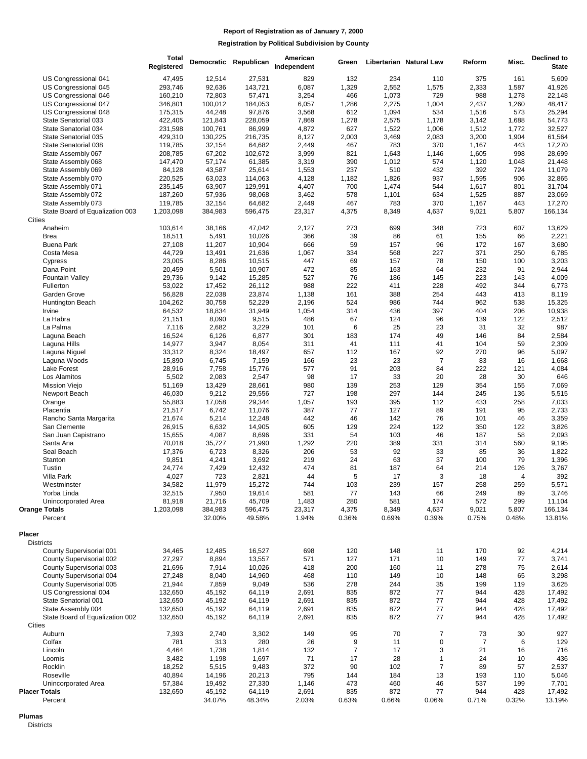**Report of Registration as of January 7, 2000**

**Registration by Political Subdivision by County**

| | Total Registered | Democratic | Republican | American Independent | Green | Libertarian | Natural Law | Reform | Misc. | Declined to State |
|---|---|---|---|---|---|---|---|---|---|---|
| US Congressional 041 | 47,495 | 12,514 | 27,531 | 829 | 132 | 234 | 110 | 375 | 161 | 5,609 |
| US Congressional 045 | 293,746 | 92,636 | 143,721 | 6,087 | 1,329 | 2,552 | 1,575 | 2,333 | 1,587 | 41,926 |
| US Congressional 046 | 160,210 | 72,803 | 57,471 | 3,254 | 466 | 1,073 | 729 | 988 | 1,278 | 22,148 |
| US Congressional 047 | 346,801 | 100,012 | 184,053 | 6,057 | 1,286 | 2,275 | 1,004 | 2,437 | 1,260 | 48,417 |
| US Congressional 048 | 175,315 | 44,248 | 97,876 | 3,568 | 612 | 1,094 | 534 | 1,516 | 573 | 25,294 |
| State Senatorial 033 | 422,405 | 121,843 | 228,059 | 7,869 | 1,278 | 2,575 | 1,178 | 3,142 | 1,688 | 54,773 |
| State Senatorial 034 | 231,598 | 100,761 | 86,999 | 4,872 | 627 | 1,522 | 1,006 | 1,512 | 1,772 | 32,527 |
| State Senatorial 035 | 429,310 | 130,225 | 216,735 | 8,127 | 2,003 | 3,469 | 2,083 | 3,200 | 1,904 | 61,564 |
| State Senatorial 038 | 119,785 | 32,154 | 64,682 | 2,449 | 467 | 783 | 370 | 1,167 | 443 | 17,270 |
| State Assembly 067 | 208,785 | 67,202 | 102,672 | 3,999 | 821 | 1,643 | 1,146 | 1,605 | 998 | 28,699 |
| State Assembly 068 | 147,470 | 57,174 | 61,385 | 3,319 | 390 | 1,012 | 574 | 1,120 | 1,048 | 21,448 |
| State Assembly 069 | 84,128 | 43,587 | 25,614 | 1,553 | 237 | 510 | 432 | 392 | 724 | 11,079 |
| State Assembly 070 | 220,525 | 63,023 | 114,063 | 4,128 | 1,182 | 1,826 | 937 | 1,595 | 906 | 32,865 |
| State Assembly 071 | 235,145 | 63,907 | 129,991 | 4,407 | 700 | 1,474 | 544 | 1,617 | 801 | 31,704 |
| State Assembly 072 | 187,260 | 57,936 | 98,068 | 3,462 | 578 | 1,101 | 634 | 1,525 | 887 | 23,069 |
| State Assembly 073 | 119,785 | 32,154 | 64,682 | 2,449 | 467 | 783 | 370 | 1,167 | 443 | 17,270 |
| State Board of Equalization 003 | 1,203,098 | 384,983 | 596,475 | 23,317 | 4,375 | 8,349 | 4,637 | 9,021 | 5,807 | 166,134 |
| Cities | | | | | | | | | | |
| Anaheim | 103,614 | 38,166 | 47,042 | 2,127 | 273 | 699 | 348 | 723 | 607 | 13,629 |
| Brea | 18,511 | 5,491 | 10,026 | 366 | 39 | 86 | 61 | 155 | 66 | 2,221 |
| Buena Park | 27,108 | 11,207 | 10,904 | 666 | 59 | 157 | 96 | 172 | 167 | 3,680 |
| Costa Mesa | 44,729 | 13,491 | 21,636 | 1,067 | 334 | 568 | 227 | 371 | 250 | 6,785 |
| Cypress | 23,005 | 8,286 | 10,515 | 447 | 69 | 157 | 78 | 150 | 100 | 3,203 |
| Dana Point | 20,459 | 5,501 | 10,907 | 472 | 85 | 163 | 64 | 232 | 91 | 2,944 |
| Fountain Valley | 29,736 | 9,142 | 15,285 | 527 | 76 | 186 | 145 | 223 | 143 | 4,009 |
| Fullerton | 53,022 | 17,452 | 26,112 | 988 | 222 | 411 | 228 | 492 | 344 | 6,773 |
| Garden Grove | 56,828 | 22,038 | 23,874 | 1,138 | 161 | 388 | 254 | 443 | 413 | 8,119 |
| Huntington Beach | 104,262 | 30,758 | 52,229 | 2,196 | 524 | 986 | 744 | 962 | 538 | 15,325 |
| Irvine | 64,532 | 18,834 | 31,949 | 1,054 | 314 | 436 | 397 | 404 | 206 | 10,938 |
| La Habra | 21,151 | 8,090 | 9,515 | 486 | 67 | 124 | 96 | 139 | 122 | 2,512 |
| La Palma | 7,116 | 2,682 | 3,229 | 101 | 6 | 25 | 23 | 31 | 32 | 987 |
| Laguna Beach | 16,524 | 6,126 | 6,877 | 301 | 183 | 174 | 49 | 146 | 84 | 2,584 |
| Laguna Hills | 14,977 | 3,947 | 8,054 | 311 | 41 | 111 | 41 | 104 | 59 | 2,309 |
| Laguna Niguel | 33,312 | 8,324 | 18,497 | 657 | 112 | 167 | 92 | 270 | 96 | 5,097 |
| Laguna Woods | 15,890 | 6,745 | 7,159 | 166 | 23 | 23 | 7 | 83 | 16 | 1,668 |
| Lake Forest | 28,916 | 7,758 | 15,776 | 577 | 91 | 203 | 84 | 222 | 121 | 4,084 |
| Los Alamitos | 5,502 | 2,083 | 2,547 | 98 | 17 | 33 | 20 | 28 | 30 | 646 |
| Mission Viejo | 51,169 | 13,429 | 28,661 | 980 | 139 | 253 | 129 | 354 | 155 | 7,069 |
| Newport Beach | 46,030 | 9,212 | 29,556 | 727 | 198 | 297 | 144 | 245 | 136 | 5,515 |
| Orange | 55,883 | 17,058 | 29,344 | 1,057 | 193 | 395 | 112 | 433 | 258 | 7,033 |
| Placentia | 21,517 | 6,742 | 11,076 | 387 | 77 | 127 | 89 | 191 | 95 | 2,733 |
| Rancho Santa Margarita | 21,674 | 5,214 | 12,248 | 442 | 46 | 142 | 76 | 101 | 46 | 3,359 |
| San Clemente | 26,915 | 6,632 | 14,905 | 605 | 129 | 224 | 122 | 350 | 122 | 3,826 |
| San Juan Capistrano | 15,655 | 4,087 | 8,696 | 331 | 54 | 103 | 46 | 187 | 58 | 2,093 |
| Santa Ana | 70,018 | 35,727 | 21,990 | 1,292 | 220 | 389 | 331 | 314 | 560 | 9,195 |
| Seal Beach | 17,376 | 6,723 | 8,326 | 206 | 53 | 92 | 33 | 85 | 36 | 1,822 |
| Stanton | 9,851 | 4,241 | 3,692 | 219 | 24 | 63 | 37 | 100 | 79 | 1,396 |
| Tustin | 24,774 | 7,429 | 12,432 | 474 | 81 | 187 | 64 | 214 | 126 | 3,767 |
| Villa Park | 4,027 | 723 | 2,821 | 44 | 5 | 17 | 3 | 18 | 4 | 392 |
| Westminster | 34,582 | 11,979 | 15,272 | 744 | 103 | 239 | 157 | 258 | 259 | 5,571 |
| Yorba Linda | 32,515 | 7,950 | 19,614 | 581 | 77 | 143 | 66 | 249 | 89 | 3,746 |
| Unincorporated Area | 81,918 | 21,716 | 45,709 | 1,483 | 280 | 581 | 174 | 572 | 299 | 11,104 |
| **Orange Totals** | 1,203,098 | 384,983 | 596,475 | 23,317 | 4,375 | 8,349 | 4,637 | 9,021 | 5,807 | 166,134 |
| Percent | | 32.00% | 49.58% | 1.94% | 0.36% | 0.69% | 0.39% | 0.75% | 0.48% | 13.81% |
| | | | | | | | | | | |
| **Placer** | | | | | | | | | | |
| Districts | | | | | | | | | | |
| County Supervisorial 001 | 34,465 | 12,485 | 16,527 | 698 | 120 | 148 | 11 | 170 | 92 | 4,214 |
| County Supervisorial 002 | 27,297 | 8,894 | 13,557 | 571 | 127 | 171 | 10 | 149 | 77 | 3,741 |
| County Supervisorial 003 | 21,696 | 7,914 | 10,026 | 418 | 200 | 160 | 11 | 278 | 75 | 2,614 |
| County Supervisorial 004 | 27,248 | 8,040 | 14,960 | 468 | 110 | 149 | 10 | 148 | 65 | 3,298 |
| County Supervisorial 005 | 21,944 | 7,859 | 9,049 | 536 | 278 | 244 | 35 | 199 | 119 | 3,625 |
| US Congressional 004 | 132,650 | 45,192 | 64,119 | 2,691 | 835 | 872 | 77 | 944 | 428 | 17,492 |
| State Senatorial 001 | 132,650 | 45,192 | 64,119 | 2,691 | 835 | 872 | 77 | 944 | 428 | 17,492 |
| State Assembly 004 | 132,650 | 45,192 | 64,119 | 2,691 | 835 | 872 | 77 | 944 | 428 | 17,492 |
| State Board of Equalization 002 | 132,650 | 45,192 | 64,119 | 2,691 | 835 | 872 | 77 | 944 | 428 | 17,492 |
| Cities | | | | | | | | | | |
| Auburn | 7,393 | 2,740 | 3,302 | 149 | 95 | 70 | 7 | 73 | 30 | 927 |
| Colfax | 781 | 313 | 280 | 26 | 9 | 11 | 0 | 7 | 6 | 129 |
| Lincoln | 4,464 | 1,738 | 1,814 | 132 | 7 | 17 | 3 | 21 | 16 | 716 |
| Loomis | 3,482 | 1,198 | 1,697 | 71 | 17 | 28 | 1 | 24 | 10 | 436 |
| Rocklin | 18,252 | 5,515 | 9,483 | 372 | 90 | 102 | 7 | 89 | 57 | 2,537 |
| Roseville | 40,894 | 14,196 | 20,213 | 795 | 144 | 184 | 13 | 193 | 110 | 5,046 |
| Unincorporated Area | 57,384 | 19,492 | 27,330 | 1,146 | 473 | 460 | 46 | 537 | 199 | 7,701 |
| **Placer Totals** | 132,650 | 45,192 | 64,119 | 2,691 | 835 | 872 | 77 | 944 | 428 | 17,492 |
| Percent | | 34.07% | 48.34% | 2.03% | 0.63% | 0.66% | 0.06% | 0.71% | 0.32% | 13.19% |
| | | | | | | | | | | |
| **Plumas** | | | | | | | | | | |
| Districts | | | | | | | | | | |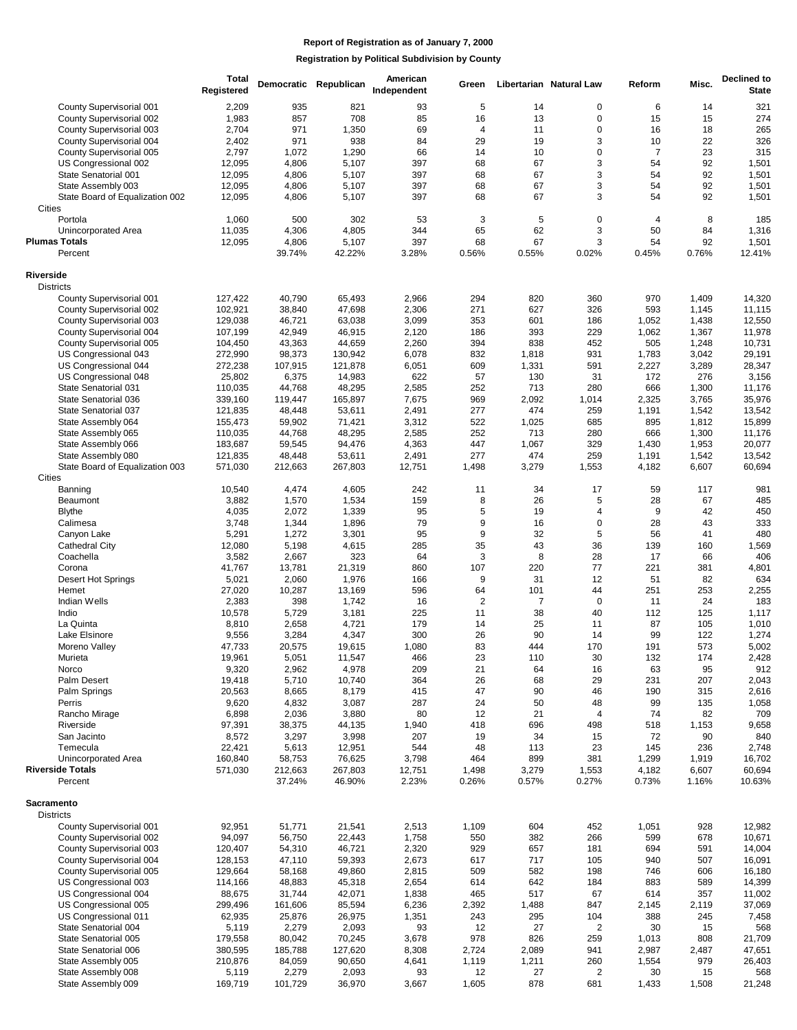**Report of Registration as of January 7, 2000**

**Registration by Political Subdivision by County**

| | Total Registered | Democratic | Republican | American Independent | Green | Libertarian | Natural Law | Reform | Misc. | Declined to State |
|---|---|---|---|---|---|---|---|---|---|---|
| County Supervisorial 001 | 2,209 | 935 | 821 | 93 | 5 | 14 | 0 | 6 | 14 | 321 |
| County Supervisorial 002 | 1,983 | 857 | 708 | 85 | 16 | 13 | 0 | 15 | 15 | 274 |
| County Supervisorial 003 | 2,704 | 971 | 1,350 | 69 | 4 | 11 | 0 | 16 | 18 | 265 |
| County Supervisorial 004 | 2,402 | 971 | 938 | 84 | 29 | 19 | 3 | 10 | 22 | 326 |
| County Supervisorial 005 | 2,797 | 1,072 | 1,290 | 66 | 14 | 10 | 0 | 7 | 23 | 315 |
| US Congressional 002 | 12,095 | 4,806 | 5,107 | 397 | 68 | 67 | 3 | 54 | 92 | 1,501 |
| State Senatorial 001 | 12,095 | 4,806 | 5,107 | 397 | 68 | 67 | 3 | 54 | 92 | 1,501 |
| State Assembly 003 | 12,095 | 4,806 | 5,107 | 397 | 68 | 67 | 3 | 54 | 92 | 1,501 |
| State Board of Equalization 002 | 12,095 | 4,806 | 5,107 | 397 | 68 | 67 | 3 | 54 | 92 | 1,501 |
| Cities | | | | | | | | | | |
| Portola | 1,060 | 500 | 302 | 53 | 3 | 5 | 0 | 4 | 8 | 185 |
| Unincorporated Area | 11,035 | 4,306 | 4,805 | 344 | 65 | 62 | 3 | 50 | 84 | 1,316 |
| **Plumas Totals** | 12,095 | 4,806 | 5,107 | 397 | 68 | 67 | 3 | 54 | 92 | 1,501 |
| Percent | | 39.74% | 42.22% | 3.28% | 0.56% | 0.55% | 0.02% | 0.45% | 0.76% | 12.41% |
| **Riverside** | | | | | | | | | | |
| Districts | | | | | | | | | | |
| County Supervisorial 001 | 127,422 | 40,790 | 65,493 | 2,966 | 294 | 820 | 360 | 970 | 1,409 | 14,320 |
| County Supervisorial 002 | 102,921 | 38,840 | 47,698 | 2,306 | 271 | 627 | 326 | 593 | 1,145 | 11,115 |
| County Supervisorial 003 | 129,038 | 46,721 | 63,038 | 3,099 | 353 | 601 | 186 | 1,052 | 1,438 | 12,550 |
| County Supervisorial 004 | 107,199 | 42,949 | 46,915 | 2,120 | 186 | 393 | 229 | 1,062 | 1,367 | 11,978 |
| County Supervisorial 005 | 104,450 | 43,363 | 44,659 | 2,260 | 394 | 838 | 452 | 505 | 1,248 | 10,731 |
| US Congressional 043 | 272,990 | 98,373 | 130,942 | 6,078 | 832 | 1,818 | 931 | 1,783 | 3,042 | 29,191 |
| US Congressional 044 | 272,238 | 107,915 | 121,878 | 6,051 | 609 | 1,331 | 591 | 2,227 | 3,289 | 28,347 |
| US Congressional 048 | 25,802 | 6,375 | 14,983 | 622 | 57 | 130 | 31 | 172 | 276 | 3,156 |
| State Senatorial 031 | 110,035 | 44,768 | 48,295 | 2,585 | 252 | 713 | 280 | 666 | 1,300 | 11,176 |
| State Senatorial 036 | 339,160 | 119,447 | 165,897 | 7,675 | 969 | 2,092 | 1,014 | 2,325 | 3,765 | 35,976 |
| State Senatorial 037 | 121,835 | 48,448 | 53,611 | 2,491 | 277 | 474 | 259 | 1,191 | 1,542 | 13,542 |
| State Assembly 064 | 155,473 | 59,902 | 71,421 | 3,312 | 522 | 1,025 | 685 | 895 | 1,812 | 15,899 |
| State Assembly 065 | 110,035 | 44,768 | 48,295 | 2,585 | 252 | 713 | 280 | 666 | 1,300 | 11,176 |
| State Assembly 066 | 183,687 | 59,545 | 94,476 | 4,363 | 447 | 1,067 | 329 | 1,430 | 1,953 | 20,077 |
| State Assembly 080 | 121,835 | 48,448 | 53,611 | 2,491 | 277 | 474 | 259 | 1,191 | 1,542 | 13,542 |
| State Board of Equalization 003 | 571,030 | 212,663 | 267,803 | 12,751 | 1,498 | 3,279 | 1,553 | 4,182 | 6,607 | 60,694 |
| Cities | | | | | | | | | | |
| Banning | 10,540 | 4,474 | 4,605 | 242 | 11 | 34 | 17 | 59 | 117 | 981 |
| Beaumont | 3,882 | 1,570 | 1,534 | 159 | 8 | 26 | 5 | 28 | 67 | 485 |
| Blythe | 4,035 | 2,072 | 1,339 | 95 | 5 | 19 | 4 | 9 | 42 | 450 |
| Calimesa | 3,748 | 1,344 | 1,896 | 79 | 9 | 16 | 0 | 28 | 43 | 333 |
| Canyon Lake | 5,291 | 1,272 | 3,301 | 95 | 9 | 32 | 5 | 56 | 41 | 480 |
| Cathedral City | 12,080 | 5,198 | 4,615 | 285 | 35 | 43 | 36 | 139 | 160 | 1,569 |
| Coachella | 3,582 | 2,667 | 323 | 64 | 3 | 8 | 28 | 17 | 66 | 406 |
| Corona | 41,767 | 13,781 | 21,319 | 860 | 107 | 220 | 77 | 221 | 381 | 4,801 |
| Desert Hot Springs | 5,021 | 2,060 | 1,976 | 166 | 9 | 31 | 12 | 51 | 82 | 634 |
| Hemet | 27,020 | 10,287 | 13,169 | 596 | 64 | 101 | 44 | 251 | 253 | 2,255 |
| Indian Wells | 2,383 | 398 | 1,742 | 16 | 2 | 7 | 0 | 11 | 24 | 183 |
| Indio | 10,578 | 5,729 | 3,181 | 225 | 11 | 38 | 40 | 112 | 125 | 1,117 |
| La Quinta | 8,810 | 2,658 | 4,721 | 179 | 14 | 25 | 11 | 87 | 105 | 1,010 |
| Lake Elsinore | 9,556 | 3,284 | 4,347 | 300 | 26 | 90 | 14 | 99 | 122 | 1,274 |
| Moreno Valley | 47,733 | 20,575 | 19,615 | 1,080 | 83 | 444 | 170 | 191 | 573 | 5,002 |
| Murieta | 19,961 | 5,051 | 11,547 | 466 | 23 | 110 | 30 | 132 | 174 | 2,428 |
| Norco | 9,320 | 2,962 | 4,978 | 209 | 21 | 64 | 16 | 63 | 95 | 912 |
| Palm Desert | 19,418 | 5,710 | 10,740 | 364 | 26 | 68 | 29 | 231 | 207 | 2,043 |
| Palm Springs | 20,563 | 8,665 | 8,179 | 415 | 47 | 90 | 46 | 190 | 315 | 2,616 |
| Perris | 9,620 | 4,832 | 3,087 | 287 | 24 | 50 | 48 | 99 | 135 | 1,058 |
| Rancho Mirage | 6,898 | 2,036 | 3,880 | 80 | 12 | 21 | 4 | 74 | 82 | 709 |
| Riverside | 97,391 | 38,375 | 44,135 | 1,940 | 418 | 696 | 498 | 518 | 1,153 | 9,658 |
| San Jacinto | 8,572 | 3,297 | 3,998 | 207 | 19 | 34 | 15 | 72 | 90 | 840 |
| Temecula | 22,421 | 5,613 | 12,951 | 544 | 48 | 113 | 23 | 145 | 236 | 2,748 |
| Unincorporated Area | 160,840 | 58,753 | 76,625 | 3,798 | 464 | 899 | 381 | 1,299 | 1,919 | 16,702 |
| **Riverside Totals** | 571,030 | 212,663 | 267,803 | 12,751 | 1,498 | 3,279 | 1,553 | 4,182 | 6,607 | 60,694 |
| Percent | | 37.24% | 46.90% | 2.23% | 0.26% | 0.57% | 0.27% | 0.73% | 1.16% | 10.63% |
| **Sacramento** | | | | | | | | | | |
| Districts | | | | | | | | | | |
| County Supervisorial 001 | 92,951 | 51,771 | 21,541 | 2,513 | 1,109 | 604 | 452 | 1,051 | 928 | 12,982 |
| County Supervisorial 002 | 94,097 | 56,750 | 22,443 | 1,758 | 550 | 382 | 266 | 599 | 678 | 10,671 |
| County Supervisorial 003 | 120,407 | 54,310 | 46,721 | 2,320 | 929 | 657 | 181 | 694 | 591 | 14,004 |
| County Supervisorial 004 | 128,153 | 47,110 | 59,393 | 2,673 | 617 | 717 | 105 | 940 | 507 | 16,091 |
| County Supervisorial 005 | 129,664 | 58,168 | 49,860 | 2,815 | 509 | 582 | 198 | 746 | 606 | 16,180 |
| US Congressional 003 | 114,166 | 48,883 | 45,318 | 2,654 | 614 | 642 | 184 | 883 | 589 | 14,399 |
| US Congressional 004 | 88,675 | 31,744 | 42,071 | 1,838 | 465 | 517 | 67 | 614 | 357 | 11,002 |
| US Congressional 005 | 299,496 | 161,606 | 85,594 | 6,236 | 2,392 | 1,488 | 847 | 2,145 | 2,119 | 37,069 |
| US Congressional 011 | 62,935 | 25,876 | 26,975 | 1,351 | 243 | 295 | 104 | 388 | 245 | 7,458 |
| State Senatorial 004 | 5,119 | 2,279 | 2,093 | 93 | 12 | 27 | 2 | 30 | 15 | 568 |
| State Senatorial 005 | 179,558 | 80,042 | 70,245 | 3,678 | 978 | 826 | 259 | 1,013 | 808 | 21,709 |
| State Senatorial 006 | 380,595 | 185,788 | 127,620 | 8,308 | 2,724 | 2,089 | 941 | 2,987 | 2,487 | 47,651 |
| State Assembly 005 | 210,876 | 84,059 | 90,650 | 4,641 | 1,119 | 1,211 | 260 | 1,554 | 979 | 26,403 |
| State Assembly 008 | 5,119 | 2,279 | 2,093 | 93 | 12 | 27 | 2 | 30 | 15 | 568 |
| State Assembly 009 | 169,719 | 101,729 | 36,970 | 3,667 | 1,605 | 878 | 681 | 1,433 | 1,508 | 21,248 |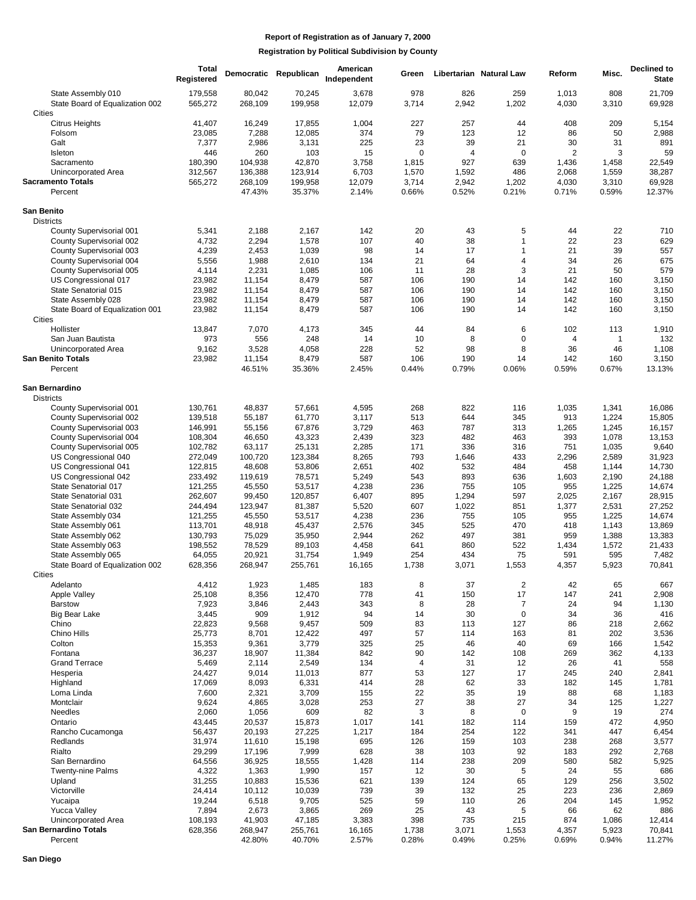**Report of Registration as of January 7, 2000**

**Registration by Political Subdivision by County**

| | Total Registered | Democratic | Republican | American Independent | Green | Libertarian | Natural Law | Reform | Misc. | Declined to State |
|---|---|---|---|---|---|---|---|---|---|---|
| State Assembly 010 | 179,558 | 80,042 | 70,245 | 3,678 | 978 | 826 | 259 | 1,013 | 808 | 21,709 |
| State Board of Equalization 002 | 565,272 | 268,109 | 199,958 | 12,079 | 3,714 | 2,942 | 1,202 | 4,030 | 3,310 | 69,928 |
| Cities | | | | | | | | | | |
| Citrus Heights | 41,407 | 16,249 | 17,855 | 1,004 | 227 | 257 | 44 | 408 | 209 | 5,154 |
| Folsom | 23,085 | 7,288 | 12,085 | 374 | 79 | 123 | 12 | 86 | 50 | 2,988 |
| Galt | 7,377 | 2,986 | 3,131 | 225 | 23 | 39 | 21 | 30 | 31 | 891 |
| Isleton | 446 | 260 | 103 | 15 | 0 | 4 | 0 | 2 | 3 | 59 |
| Sacramento | 180,390 | 104,938 | 42,870 | 3,758 | 1,815 | 927 | 639 | 1,436 | 1,458 | 22,549 |
| Unincorporated Area | 312,567 | 136,388 | 123,914 | 6,703 | 1,570 | 1,592 | 486 | 2,068 | 1,559 | 38,287 |
| **Sacramento Totals** | 565,272 | 268,109 | 199,958 | 12,079 | 3,714 | 2,942 | 1,202 | 4,030 | 3,310 | 69,928 |
| Percent | | 47.43% | 35.37% | 2.14% | 0.66% | 0.52% | 0.21% | 0.71% | 0.59% | 12.37% |
| **San Benito** | | | | | | | | | | |
| Districts | | | | | | | | | | |
| County Supervisorial 001 | 5,341 | 2,188 | 2,167 | 142 | 20 | 43 | 5 | 44 | 22 | 710 |
| County Supervisorial 002 | 4,732 | 2,294 | 1,578 | 107 | 40 | 38 | 1 | 22 | 23 | 629 |
| County Supervisorial 003 | 4,239 | 2,453 | 1,039 | 98 | 14 | 17 | 1 | 21 | 39 | 557 |
| County Supervisorial 004 | 5,556 | 1,988 | 2,610 | 134 | 21 | 64 | 4 | 34 | 26 | 675 |
| County Supervisorial 005 | 4,114 | 2,231 | 1,085 | 106 | 11 | 28 | 3 | 21 | 50 | 579 |
| US Congressional 017 | 23,982 | 11,154 | 8,479 | 587 | 106 | 190 | 14 | 142 | 160 | 3,150 |
| State Senatorial 015 | 23,982 | 11,154 | 8,479 | 587 | 106 | 190 | 14 | 142 | 160 | 3,150 |
| State Assembly 028 | 23,982 | 11,154 | 8,479 | 587 | 106 | 190 | 14 | 142 | 160 | 3,150 |
| State Board of Equalization 001 | 23,982 | 11,154 | 8,479 | 587 | 106 | 190 | 14 | 142 | 160 | 3,150 |
| Cities | | | | | | | | | | |
| Hollister | 13,847 | 7,070 | 4,173 | 345 | 44 | 84 | 6 | 102 | 113 | 1,910 |
| San Juan Bautista | 973 | 556 | 248 | 14 | 10 | 8 | 0 | 4 | 1 | 132 |
| Unincorporated Area | 9,162 | 3,528 | 4,058 | 228 | 52 | 98 | 8 | 36 | 46 | 1,108 |
| **San Benito Totals** | 23,982 | 11,154 | 8,479 | 587 | 106 | 190 | 14 | 142 | 160 | 3,150 |
| Percent | | 46.51% | 35.36% | 2.45% | 0.44% | 0.79% | 0.06% | 0.59% | 0.67% | 13.13% |
| **San Bernardino** | | | | | | | | | | |
| Districts | | | | | | | | | | |
| County Supervisorial 001 | 130,761 | 48,837 | 57,661 | 4,595 | 268 | 822 | 116 | 1,035 | 1,341 | 16,086 |
| County Supervisorial 002 | 139,518 | 55,187 | 61,770 | 3,117 | 513 | 644 | 345 | 913 | 1,224 | 15,805 |
| County Supervisorial 003 | 146,991 | 55,156 | 67,876 | 3,729 | 463 | 787 | 313 | 1,265 | 1,245 | 16,157 |
| County Supervisorial 004 | 108,304 | 46,650 | 43,323 | 2,439 | 323 | 482 | 463 | 393 | 1,078 | 13,153 |
| County Supervisorial 005 | 102,782 | 63,117 | 25,131 | 2,285 | 171 | 336 | 316 | 751 | 1,035 | 9,640 |
| US Congressional 040 | 272,049 | 100,720 | 123,384 | 8,265 | 793 | 1,646 | 433 | 2,296 | 2,589 | 31,923 |
| US Congressional 041 | 122,815 | 48,608 | 53,806 | 2,651 | 402 | 532 | 484 | 458 | 1,144 | 14,730 |
| US Congressional 042 | 233,492 | 119,619 | 78,571 | 5,249 | 543 | 893 | 636 | 1,603 | 2,190 | 24,188 |
| State Senatorial 017 | 121,255 | 45,550 | 53,517 | 4,238 | 236 | 755 | 105 | 955 | 1,225 | 14,674 |
| State Senatorial 031 | 262,607 | 99,450 | 120,857 | 6,407 | 895 | 1,294 | 597 | 2,025 | 2,167 | 28,915 |
| State Senatorial 032 | 244,494 | 123,947 | 81,387 | 5,520 | 607 | 1,022 | 851 | 1,377 | 2,531 | 27,252 |
| State Assembly 034 | 121,255 | 45,550 | 53,517 | 4,238 | 236 | 755 | 105 | 955 | 1,225 | 14,674 |
| State Assembly 061 | 113,701 | 48,918 | 45,437 | 2,576 | 345 | 525 | 470 | 418 | 1,143 | 13,869 |
| State Assembly 062 | 130,793 | 75,029 | 35,950 | 2,944 | 262 | 497 | 381 | 959 | 1,388 | 13,383 |
| State Assembly 063 | 198,552 | 78,529 | 89,103 | 4,458 | 641 | 860 | 522 | 1,434 | 1,572 | 21,433 |
| State Assembly 065 | 64,055 | 20,921 | 31,754 | 1,949 | 254 | 434 | 75 | 591 | 595 | 7,482 |
| State Board of Equalization 002 | 628,356 | 268,947 | 255,761 | 16,165 | 1,738 | 3,071 | 1,553 | 4,357 | 5,923 | 70,841 |
| Cities | | | | | | | | | | |
| Adelanto | 4,412 | 1,923 | 1,485 | 183 | 8 | 37 | 2 | 42 | 65 | 667 |
| Apple Valley | 25,108 | 8,356 | 12,470 | 778 | 41 | 150 | 17 | 147 | 241 | 2,908 |
| Barstow | 7,923 | 3,846 | 2,443 | 343 | 8 | 28 | 7 | 24 | 94 | 1,130 |
| Big Bear Lake | 3,445 | 909 | 1,912 | 94 | 14 | 30 | 0 | 34 | 36 | 416 |
| Chino | 22,823 | 9,568 | 9,457 | 509 | 83 | 113 | 127 | 86 | 218 | 2,662 |
| Chino Hills | 25,773 | 8,701 | 12,422 | 497 | 57 | 114 | 163 | 81 | 202 | 3,536 |
| Colton | 15,353 | 9,361 | 3,779 | 325 | 25 | 46 | 40 | 69 | 166 | 1,542 |
| Fontana | 36,237 | 18,907 | 11,384 | 842 | 90 | 142 | 108 | 269 | 362 | 4,133 |
| Grand Terrace | 5,469 | 2,114 | 2,549 | 134 | 4 | 31 | 12 | 26 | 41 | 558 |
| Hesperia | 24,427 | 9,014 | 11,013 | 877 | 53 | 127 | 17 | 245 | 240 | 2,841 |
| Highland | 17,069 | 8,093 | 6,331 | 414 | 28 | 62 | 33 | 182 | 145 | 1,781 |
| Loma Linda | 7,600 | 2,321 | 3,709 | 155 | 22 | 35 | 19 | 88 | 68 | 1,183 |
| Montclair | 9,624 | 4,865 | 3,028 | 253 | 27 | 38 | 27 | 34 | 125 | 1,227 |
| Needles | 2,060 | 1,056 | 609 | 82 | 3 | 8 | 0 | 9 | 19 | 274 |
| Ontario | 43,445 | 20,537 | 15,873 | 1,017 | 141 | 182 | 114 | 159 | 472 | 4,950 |
| Rancho Cucamonga | 56,437 | 20,193 | 27,225 | 1,217 | 184 | 254 | 122 | 341 | 447 | 6,454 |
| Redlands | 31,974 | 11,610 | 15,198 | 695 | 126 | 159 | 103 | 238 | 268 | 3,577 |
| Rialto | 29,299 | 17,196 | 7,999 | 628 | 38 | 103 | 92 | 183 | 292 | 2,768 |
| San Bernardino | 64,556 | 36,925 | 18,555 | 1,428 | 114 | 238 | 209 | 580 | 582 | 5,925 |
| Twenty-nine Palms | 4,322 | 1,363 | 1,990 | 157 | 12 | 30 | 5 | 24 | 55 | 686 |
| Upland | 31,255 | 10,883 | 15,536 | 621 | 139 | 124 | 65 | 129 | 256 | 3,502 |
| Victorville | 24,414 | 10,112 | 10,039 | 739 | 39 | 132 | 25 | 223 | 236 | 2,869 |
| Yucaipa | 19,244 | 6,518 | 9,705 | 525 | 59 | 110 | 26 | 204 | 145 | 1,952 |
| Yucca Valley | 7,894 | 2,673 | 3,865 | 269 | 25 | 43 | 5 | 66 | 62 | 886 |
| Unincorporated Area | 108,193 | 41,903 | 47,185 | 3,383 | 398 | 735 | 215 | 874 | 1,086 | 12,414 |
| **San Bernardino Totals** | 628,356 | 268,947 | 255,761 | 16,165 | 1,738 | 3,071 | 1,553 | 4,357 | 5,923 | 70,841 |
| Percent | | 42.80% | 40.70% | 2.57% | 0.28% | 0.49% | 0.25% | 0.69% | 0.94% | 11.27% |

**San Diego**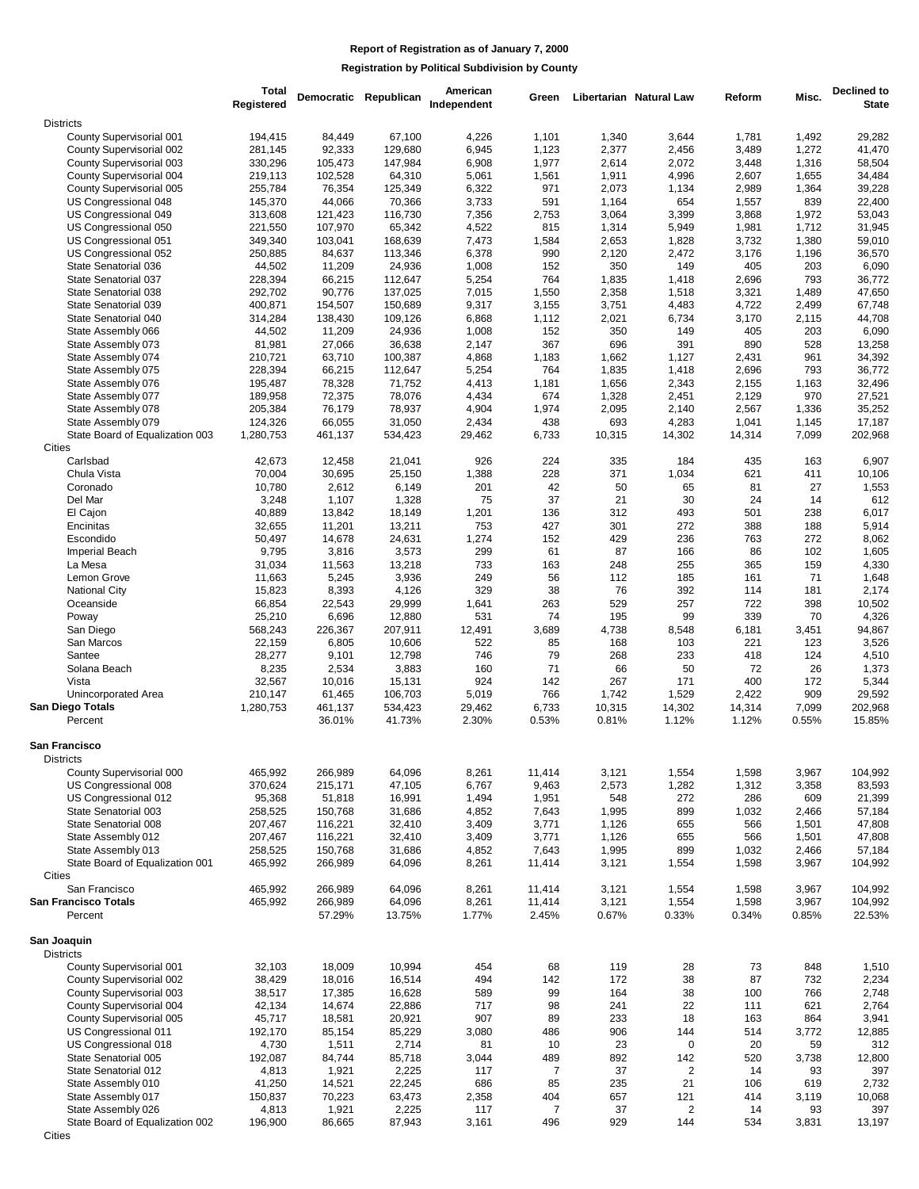**Report of Registration as of January 7, 2000**

**Registration by Political Subdivision by County**

| | Total Registered | Democratic | Republican | American Independent | Green | Libertarian | Natural Law | Reform | Misc. | Declined to State |
|---|---|---|---|---|---|---|---|---|---|---|
| Districts | | | | | | | | | | |
| County Supervisorial 001 | 194,415 | 84,449 | 67,100 | 4,226 | 1,101 | 1,340 | 3,644 | 1,781 | 1,492 | 29,282 |
| County Supervisorial 002 | 281,145 | 92,333 | 129,680 | 6,945 | 1,123 | 2,377 | 2,456 | 3,489 | 1,272 | 41,470 |
| County Supervisorial 003 | 330,296 | 105,473 | 147,984 | 6,908 | 1,977 | 2,614 | 2,072 | 3,448 | 1,316 | 58,504 |
| County Supervisorial 004 | 219,113 | 102,528 | 64,310 | 5,061 | 1,561 | 1,911 | 4,996 | 2,607 | 1,655 | 34,484 |
| County Supervisorial 005 | 255,784 | 76,354 | 125,349 | 6,322 | 971 | 2,073 | 1,134 | 2,989 | 1,364 | 39,228 |
| US Congressional 048 | 145,370 | 44,066 | 70,366 | 3,733 | 591 | 1,164 | 654 | 1,557 | 839 | 22,400 |
| US Congressional 049 | 313,608 | 121,423 | 116,730 | 7,356 | 2,753 | 3,064 | 3,399 | 3,868 | 1,972 | 53,043 |
| US Congressional 050 | 221,550 | 107,970 | 65,342 | 4,522 | 815 | 1,314 | 5,949 | 1,981 | 1,712 | 31,945 |
| US Congressional 051 | 349,340 | 103,041 | 168,639 | 7,473 | 1,584 | 2,653 | 1,828 | 3,732 | 1,380 | 59,010 |
| US Congressional 052 | 250,885 | 84,637 | 113,346 | 6,378 | 990 | 2,120 | 2,472 | 3,176 | 1,196 | 36,570 |
| State Senatorial 036 | 44,502 | 11,209 | 24,936 | 1,008 | 152 | 350 | 149 | 405 | 203 | 6,090 |
| State Senatorial 037 | 228,394 | 66,215 | 112,647 | 5,254 | 764 | 1,835 | 1,418 | 2,696 | 793 | 36,772 |
| State Senatorial 038 | 292,702 | 90,776 | 137,025 | 7,015 | 1,550 | 2,358 | 1,518 | 3,321 | 1,489 | 47,650 |
| State Senatorial 039 | 400,871 | 154,507 | 150,689 | 9,317 | 3,155 | 3,751 | 4,483 | 4,722 | 2,499 | 67,748 |
| State Senatorial 040 | 314,284 | 138,430 | 109,126 | 6,868 | 1,112 | 2,021 | 6,734 | 3,170 | 2,115 | 44,708 |
| State Assembly 066 | 44,502 | 11,209 | 24,936 | 1,008 | 152 | 350 | 149 | 405 | 203 | 6,090 |
| State Assembly 073 | 81,981 | 27,066 | 36,638 | 2,147 | 367 | 696 | 391 | 890 | 528 | 13,258 |
| State Assembly 074 | 210,721 | 63,710 | 100,387 | 4,868 | 1,183 | 1,662 | 1,127 | 2,431 | 961 | 34,392 |
| State Assembly 075 | 228,394 | 66,215 | 112,647 | 5,254 | 764 | 1,835 | 1,418 | 2,696 | 793 | 36,772 |
| State Assembly 076 | 195,487 | 78,328 | 71,752 | 4,413 | 1,181 | 1,656 | 2,343 | 2,155 | 1,163 | 32,496 |
| State Assembly 077 | 189,958 | 72,375 | 78,076 | 4,434 | 674 | 1,328 | 2,451 | 2,129 | 970 | 27,521 |
| State Assembly 078 | 205,384 | 76,179 | 78,937 | 4,904 | 1,974 | 2,095 | 2,140 | 2,567 | 1,336 | 35,252 |
| State Assembly 079 | 124,326 | 66,055 | 31,050 | 2,434 | 438 | 693 | 4,283 | 1,041 | 1,145 | 17,187 |
| State Board of Equalization 003 | 1,280,753 | 461,137 | 534,423 | 29,462 | 6,733 | 10,315 | 14,302 | 14,314 | 7,099 | 202,968 |
| Cities | | | | | | | | | | |
| Carlsbad | 42,673 | 12,458 | 21,041 | 926 | 224 | 335 | 184 | 435 | 163 | 6,907 |
| Chula Vista | 70,004 | 30,695 | 25,150 | 1,388 | 228 | 371 | 1,034 | 621 | 411 | 10,106 |
| Coronado | 10,780 | 2,612 | 6,149 | 201 | 42 | 50 | 65 | 81 | 27 | 1,553 |
| Del Mar | 3,248 | 1,107 | 1,328 | 75 | 37 | 21 | 30 | 24 | 14 | 612 |
| El Cajon | 40,889 | 13,842 | 18,149 | 1,201 | 136 | 312 | 493 | 501 | 238 | 6,017 |
| Encinitas | 32,655 | 11,201 | 13,211 | 753 | 427 | 301 | 272 | 388 | 188 | 5,914 |
| Escondido | 50,497 | 14,678 | 24,631 | 1,274 | 152 | 429 | 236 | 763 | 272 | 8,062 |
| Imperial Beach | 9,795 | 3,816 | 3,573 | 299 | 61 | 87 | 166 | 86 | 102 | 1,605 |
| La Mesa | 31,034 | 11,563 | 13,218 | 733 | 163 | 248 | 255 | 365 | 159 | 4,330 |
| Lemon Grove | 11,663 | 5,245 | 3,936 | 249 | 56 | 112 | 185 | 161 | 71 | 1,648 |
| National City | 15,823 | 8,393 | 4,126 | 329 | 38 | 76 | 392 | 114 | 181 | 2,174 |
| Oceanside | 66,854 | 22,543 | 29,999 | 1,641 | 263 | 529 | 257 | 722 | 398 | 10,502 |
| Poway | 25,210 | 6,696 | 12,880 | 531 | 74 | 195 | 99 | 339 | 70 | 4,326 |
| San Diego | 568,243 | 226,367 | 207,911 | 12,491 | 3,689 | 4,738 | 8,548 | 6,181 | 3,451 | 94,867 |
| San Marcos | 22,159 | 6,805 | 10,606 | 522 | 85 | 168 | 103 | 221 | 123 | 3,526 |
| Santee | 28,277 | 9,101 | 12,798 | 746 | 79 | 268 | 233 | 418 | 124 | 4,510 |
| Solana Beach | 8,235 | 2,534 | 3,883 | 160 | 71 | 66 | 50 | 72 | 26 | 1,373 |
| Vista | 32,567 | 10,016 | 15,131 | 924 | 142 | 267 | 171 | 400 | 172 | 5,344 |
| Unincorporated Area | 210,147 | 61,465 | 106,703 | 5,019 | 766 | 1,742 | 1,529 | 2,422 | 909 | 29,592 |
| **San Diego Totals** | 1,280,753 | 461,137 | 534,423 | 29,462 | 6,733 | 10,315 | 14,302 | 14,314 | 7,099 | 202,968 |
| Percent | | 36.01% | 41.73% | 2.30% | 0.53% | 0.81% | 1.12% | 1.12% | 0.55% | 15.85% |
| **San Francisco** | | | | | | | | | | |
| Districts | | | | | | | | | | |
| County Supervisorial 000 | 465,992 | 266,989 | 64,096 | 8,261 | 11,414 | 3,121 | 1,554 | 1,598 | 3,967 | 104,992 |
| US Congressional 008 | 370,624 | 215,171 | 47,105 | 6,767 | 9,463 | 2,573 | 1,282 | 1,312 | 3,358 | 83,593 |
| US Congressional 012 | 95,368 | 51,818 | 16,991 | 1,494 | 1,951 | 548 | 272 | 286 | 609 | 21,399 |
| State Senatorial 003 | 258,525 | 150,768 | 31,686 | 4,852 | 7,643 | 1,995 | 899 | 1,032 | 2,466 | 57,184 |
| State Senatorial 008 | 207,467 | 116,221 | 32,410 | 3,409 | 3,771 | 1,126 | 655 | 566 | 1,501 | 47,808 |
| State Assembly 012 | 207,467 | 116,221 | 32,410 | 3,409 | 3,771 | 1,126 | 655 | 566 | 1,501 | 47,808 |
| State Assembly 013 | 258,525 | 150,768 | 31,686 | 4,852 | 7,643 | 1,995 | 899 | 1,032 | 2,466 | 57,184 |
| State Board of Equalization 001 | 465,992 | 266,989 | 64,096 | 8,261 | 11,414 | 3,121 | 1,554 | 1,598 | 3,967 | 104,992 |
| Cities | | | | | | | | | | |
| San Francisco | 465,992 | 266,989 | 64,096 | 8,261 | 11,414 | 3,121 | 1,554 | 1,598 | 3,967 | 104,992 |
| **San Francisco Totals** | 465,992 | 266,989 | 64,096 | 8,261 | 11,414 | 3,121 | 1,554 | 1,598 | 3,967 | 104,992 |
| Percent | | 57.29% | 13.75% | 1.77% | 2.45% | 0.67% | 0.33% | 0.34% | 0.85% | 22.53% |
| **San Joaquin** | | | | | | | | | | |
| Districts | | | | | | | | | | |
| County Supervisorial 001 | 32,103 | 18,009 | 10,994 | 454 | 68 | 119 | 28 | 73 | 848 | 1,510 |
| County Supervisorial 002 | 38,429 | 18,016 | 16,514 | 494 | 142 | 172 | 38 | 87 | 732 | 2,234 |
| County Supervisorial 003 | 38,517 | 17,385 | 16,628 | 589 | 99 | 164 | 38 | 100 | 766 | 2,748 |
| County Supervisorial 004 | 42,134 | 14,674 | 22,886 | 717 | 98 | 241 | 22 | 111 | 621 | 2,764 |
| County Supervisorial 005 | 45,717 | 18,581 | 20,921 | 907 | 89 | 233 | 18 | 163 | 864 | 3,941 |
| US Congressional 011 | 192,170 | 85,154 | 85,229 | 3,080 | 486 | 906 | 144 | 514 | 3,772 | 12,885 |
| US Congressional 018 | 4,730 | 1,511 | 2,714 | 81 | 10 | 23 | 0 | 20 | 59 | 312 |
| State Senatorial 005 | 192,087 | 84,744 | 85,718 | 3,044 | 489 | 892 | 142 | 520 | 3,738 | 12,800 |
| State Senatorial 012 | 4,813 | 1,921 | 2,225 | 117 | 7 | 37 | 2 | 14 | 93 | 397 |
| State Assembly 010 | 41,250 | 14,521 | 22,245 | 686 | 85 | 235 | 21 | 106 | 619 | 2,732 |
| State Assembly 017 | 150,837 | 70,223 | 63,473 | 2,358 | 404 | 657 | 121 | 414 | 3,119 | 10,068 |
| State Assembly 026 | 4,813 | 1,921 | 2,225 | 117 | 7 | 37 | 2 | 14 | 93 | 397 |
| State Board of Equalization 002 | 196,900 | 86,665 | 87,943 | 3,161 | 496 | 929 | 144 | 534 | 3,831 | 13,197 |
| Cities | | | | | | | | | | |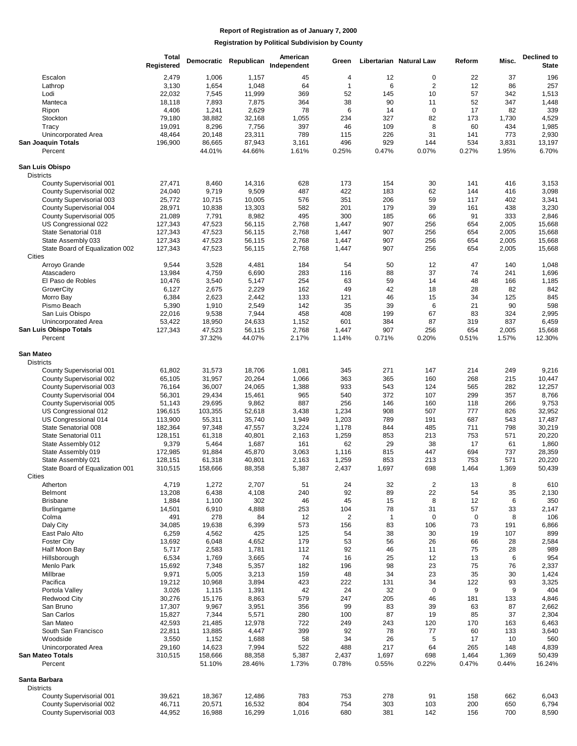**Report of Registration as of January 7, 2000**

**Registration by Political Subdivision by County**

| | Total Registered | Democratic | Republican | American Independent | Green | Libertarian | Natural Law | Reform | Misc. | Declined to State |
|---|---|---|---|---|---|---|---|---|---|---|
| Escalon | 2,479 | 1,006 | 1,157 | 45 | 4 | 12 | 0 | 22 | 37 | 196 |
| Lathrop | 3,130 | 1,654 | 1,048 | 64 | 1 | 6 | 2 | 12 | 86 | 257 |
| Lodi | 22,032 | 7,545 | 11,999 | 369 | 52 | 145 | 10 | 57 | 342 | 1,513 |
| Manteca | 18,118 | 7,893 | 7,875 | 364 | 38 | 90 | 11 | 52 | 347 | 1,448 |
| Ripon | 4,406 | 1,241 | 2,629 | 78 | 6 | 14 | 0 | 17 | 82 | 339 |
| Stockton | 79,180 | 38,882 | 32,168 | 1,055 | 234 | 327 | 82 | 173 | 1,730 | 4,529 |
| Tracy | 19,091 | 8,296 | 7,756 | 397 | 46 | 109 | 8 | 60 | 434 | 1,985 |
| Unincorporated Area | 48,464 | 20,148 | 23,311 | 789 | 115 | 226 | 31 | 141 | 773 | 2,930 |
| **San Joaquin Totals** | 196,900 | 86,665 | 87,943 | 3,161 | 496 | 929 | 144 | 534 | 3,831 | 13,197 |
| Percent | | 44.01% | 44.66% | 1.61% | 0.25% | 0.47% | 0.07% | 0.27% | 1.95% | 6.70% |
| **San Luis Obispo** | | | | | | | | | | |
| Districts | | | | | | | | | | |
| County Supervisorial 001 | 27,471 | 8,460 | 14,316 | 628 | 173 | 154 | 30 | 141 | 416 | 3,153 |
| County Supervisorial 002 | 24,040 | 9,719 | 9,509 | 487 | 422 | 183 | 62 | 144 | 416 | 3,098 |
| County Supervisorial 003 | 25,772 | 10,715 | 10,005 | 576 | 351 | 206 | 59 | 117 | 402 | 3,341 |
| County Supervisorial 004 | 28,971 | 10,838 | 13,303 | 582 | 201 | 179 | 39 | 161 | 438 | 3,230 |
| County Supervisorial 005 | 21,089 | 7,791 | 8,982 | 495 | 300 | 185 | 66 | 91 | 333 | 2,846 |
| US Congressional 022 | 127,343 | 47,523 | 56,115 | 2,768 | 1,447 | 907 | 256 | 654 | 2,005 | 15,668 |
| State Senatorial 018 | 127,343 | 47,523 | 56,115 | 2,768 | 1,447 | 907 | 256 | 654 | 2,005 | 15,668 |
| State Assembly 033 | 127,343 | 47,523 | 56,115 | 2,768 | 1,447 | 907 | 256 | 654 | 2,005 | 15,668 |
| State Board of Equalization 002 | 127,343 | 47,523 | 56,115 | 2,768 | 1,447 | 907 | 256 | 654 | 2,005 | 15,668 |
| Cities | | | | | | | | | | |
| Arroyo Grande | 9,544 | 3,528 | 4,481 | 184 | 54 | 50 | 12 | 47 | 140 | 1,048 |
| Atascadero | 13,984 | 4,759 | 6,690 | 283 | 116 | 88 | 37 | 74 | 241 | 1,696 |
| El Paso de Robles | 10,476 | 3,540 | 5,147 | 254 | 63 | 59 | 14 | 48 | 166 | 1,185 |
| GroverCity | 6,127 | 2,675 | 2,229 | 162 | 49 | 42 | 18 | 28 | 82 | 842 |
| Morro Bay | 6,384 | 2,623 | 2,442 | 133 | 121 | 46 | 15 | 34 | 125 | 845 |
| Pismo Beach | 5,390 | 1,910 | 2,549 | 142 | 35 | 39 | 6 | 21 | 90 | 598 |
| San Luis Obispo | 22,016 | 9,538 | 7,944 | 458 | 408 | 199 | 67 | 83 | 324 | 2,995 |
| Unincorporated Area | 53,422 | 18,950 | 24,633 | 1,152 | 601 | 384 | 87 | 319 | 837 | 6,459 |
| **San Luis Obispo Totals** | 127,343 | 47,523 | 56,115 | 2,768 | 1,447 | 907 | 256 | 654 | 2,005 | 15,668 |
| Percent | | 37.32% | 44.07% | 2.17% | 1.14% | 0.71% | 0.20% | 0.51% | 1.57% | 12.30% |
| **San Mateo** | | | | | | | | | | |
| Districts | | | | | | | | | | |
| County Supervisorial 001 | 61,802 | 31,573 | 18,706 | 1,081 | 345 | 271 | 147 | 214 | 249 | 9,216 |
| County Supervisorial 002 | 65,105 | 31,957 | 20,264 | 1,066 | 363 | 365 | 160 | 268 | 215 | 10,447 |
| County Supervisorial 003 | 76,164 | 36,007 | 24,065 | 1,388 | 933 | 543 | 124 | 565 | 282 | 12,257 |
| County Supervisorial 004 | 56,301 | 29,434 | 15,461 | 965 | 540 | 372 | 107 | 299 | 357 | 8,766 |
| County Supervisorial 005 | 51,143 | 29,695 | 9,862 | 887 | 256 | 146 | 160 | 118 | 266 | 9,753 |
| US Congressional 012 | 196,615 | 103,355 | 52,618 | 3,438 | 1,234 | 908 | 507 | 777 | 826 | 32,952 |
| US Congressional 014 | 113,900 | 55,311 | 35,740 | 1,949 | 1,203 | 789 | 191 | 687 | 543 | 17,487 |
| State Senatorial 008 | 182,364 | 97,348 | 47,557 | 3,224 | 1,178 | 844 | 485 | 711 | 798 | 30,219 |
| State Senatorial 011 | 128,151 | 61,318 | 40,801 | 2,163 | 1,259 | 853 | 213 | 753 | 571 | 20,220 |
| State Assembly 012 | 9,379 | 5,464 | 1,687 | 161 | 62 | 29 | 38 | 17 | 61 | 1,860 |
| State Assembly 019 | 172,985 | 91,884 | 45,870 | 3,063 | 1,116 | 815 | 447 | 694 | 737 | 28,359 |
| State Assembly 021 | 128,151 | 61,318 | 40,801 | 2,163 | 1,259 | 853 | 213 | 753 | 571 | 20,220 |
| State Board of Equalization 001 | 310,515 | 158,666 | 88,358 | 5,387 | 2,437 | 1,697 | 698 | 1,464 | 1,369 | 50,439 |
| Cities | | | | | | | | | | |
| Atherton | 4,719 | 1,272 | 2,707 | 51 | 24 | 32 | 2 | 13 | 8 | 610 |
| Belmont | 13,208 | 6,438 | 4,108 | 240 | 92 | 89 | 22 | 54 | 35 | 2,130 |
| Brisbane | 1,884 | 1,100 | 302 | 46 | 45 | 15 | 8 | 12 | 6 | 350 |
| Burlingame | 14,501 | 6,910 | 4,888 | 253 | 104 | 78 | 31 | 57 | 33 | 2,147 |
| Colma | 491 | 278 | 84 | 12 | 2 | 1 | 0 | 0 | 8 | 106 |
| Daly City | 34,085 | 19,638 | 6,399 | 573 | 156 | 83 | 106 | 73 | 191 | 6,866 |
| East Palo Alto | 6,259 | 4,562 | 425 | 125 | 54 | 38 | 30 | 19 | 107 | 899 |
| Foster City | 13,692 | 6,048 | 4,652 | 179 | 53 | 56 | 26 | 66 | 28 | 2,584 |
| Half Moon Bay | 5,717 | 2,583 | 1,781 | 112 | 92 | 46 | 11 | 75 | 28 | 989 |
| Hillsborough | 6,534 | 1,769 | 3,665 | 74 | 16 | 25 | 12 | 13 | 6 | 954 |
| Menlo Park | 15,692 | 7,348 | 5,357 | 182 | 196 | 98 | 23 | 75 | 76 | 2,337 |
| Millbrae | 9,971 | 5,005 | 3,213 | 159 | 48 | 34 | 23 | 35 | 30 | 1,424 |
| Pacifica | 19,212 | 10,968 | 3,894 | 423 | 222 | 131 | 34 | 122 | 93 | 3,325 |
| Portola Valley | 3,026 | 1,115 | 1,391 | 42 | 24 | 32 | 0 | 9 | 9 | 404 |
| Redwood City | 30,276 | 15,176 | 8,863 | 579 | 247 | 205 | 46 | 181 | 133 | 4,846 |
| San Bruno | 17,307 | 9,967 | 3,951 | 356 | 99 | 83 | 39 | 63 | 87 | 2,662 |
| San Carlos | 15,827 | 7,344 | 5,571 | 280 | 100 | 87 | 19 | 85 | 37 | 2,304 |
| San Mateo | 42,593 | 21,485 | 12,978 | 722 | 249 | 243 | 120 | 170 | 163 | 6,463 |
| South San Francisco | 22,811 | 13,885 | 4,447 | 399 | 92 | 78 | 77 | 60 | 133 | 3,640 |
| Woodside | 3,550 | 1,152 | 1,688 | 58 | 34 | 26 | 5 | 17 | 10 | 560 |
| Unincorporated Area | 29,160 | 14,623 | 7,994 | 522 | 488 | 217 | 64 | 265 | 148 | 4,839 |
| **San Mateo Totals** | 310,515 | 158,666 | 88,358 | 5,387 | 2,437 | 1,697 | 698 | 1,464 | 1,369 | 50,439 |
| Percent | | 51.10% | 28.46% | 1.73% | 0.78% | 0.55% | 0.22% | 0.47% | 0.44% | 16.24% |
| **Santa Barbara** | | | | | | | | | | |
| Districts | | | | | | | | | | |
| County Supervisorial 001 | 39,621 | 18,367 | 12,486 | 783 | 753 | 278 | 91 | 158 | 662 | 6,043 |
| County Supervisorial 002 | 46,711 | 20,571 | 16,532 | 804 | 754 | 303 | 103 | 200 | 650 | 6,794 |
| County Supervisorial 003 | 44,952 | 16,988 | 16,299 | 1,016 | 680 | 381 | 142 | 156 | 700 | 8,590 |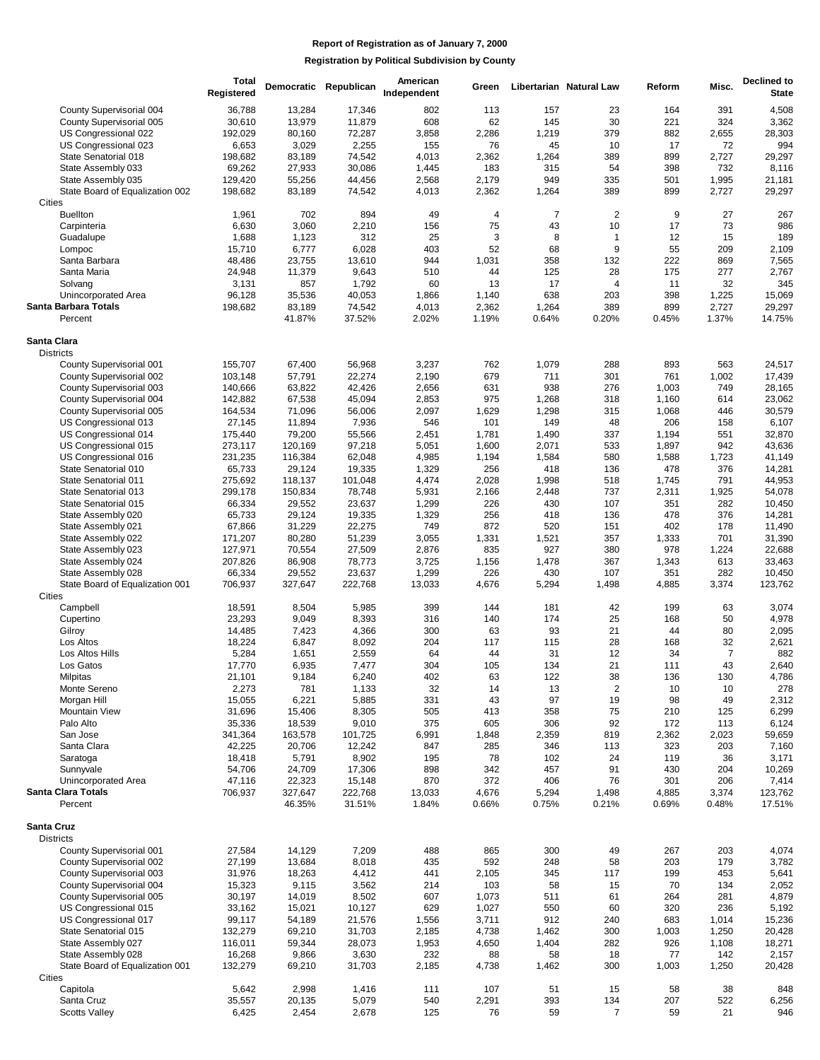**Report of Registration as of January 7, 2000**

**Registration by Political Subdivision by County**

| | Total Registered | Democratic | Republican | American Independent | Green | Libertarian | Natural Law | Reform | Misc. | Declined to State |
|---|---|---|---|---|---|---|---|---|---|---|
| County Supervisorial 004 | 36,788 | 13,284 | 17,346 | 802 | 113 | 157 | 23 | 164 | 391 | 4,508 |
| County Supervisorial 005 | 30,610 | 13,979 | 11,879 | 608 | 62 | 145 | 30 | 221 | 324 | 3,362 |
| US Congressional 022 | 192,029 | 80,160 | 72,287 | 3,858 | 2,286 | 1,219 | 379 | 882 | 2,655 | 28,303 |
| US Congressional 023 | 6,653 | 3,029 | 2,255 | 155 | 76 | 45 | 10 | 17 | 72 | 994 |
| State Senatorial 018 | 198,682 | 83,189 | 74,542 | 4,013 | 2,362 | 1,264 | 389 | 899 | 2,727 | 29,297 |
| State Assembly 033 | 69,262 | 27,933 | 30,086 | 1,445 | 183 | 315 | 54 | 398 | 732 | 8,116 |
| State Assembly 035 | 129,420 | 55,256 | 44,456 | 2,568 | 2,179 | 949 | 335 | 501 | 1,995 | 21,181 |
| State Board of Equalization 002 | 198,682 | 83,189 | 74,542 | 4,013 | 2,362 | 1,264 | 389 | 899 | 2,727 | 29,297 |
| Cities | | | | | | | | | | |
| Buellton | 1,961 | 702 | 894 | 49 | 4 | 7 | 2 | 9 | 27 | 267 |
| Carpinteria | 6,630 | 3,060 | 2,210 | 156 | 75 | 43 | 10 | 17 | 73 | 986 |
| Guadalupe | 1,688 | 1,123 | 312 | 25 | 3 | 8 | 1 | 12 | 15 | 189 |
| Lompoc | 15,710 | 6,777 | 6,028 | 403 | 52 | 68 | 9 | 55 | 209 | 2,109 |
| Santa Barbara | 48,486 | 23,755 | 13,610 | 944 | 1,031 | 358 | 132 | 222 | 869 | 7,565 |
| Santa Maria | 24,948 | 11,379 | 9,643 | 510 | 44 | 125 | 28 | 175 | 277 | 2,767 |
| Solvang | 3,131 | 857 | 1,792 | 60 | 13 | 17 | 4 | 11 | 32 | 345 |
| Unincorporated Area | 96,128 | 35,536 | 40,053 | 1,866 | 1,140 | 638 | 203 | 398 | 1,225 | 15,069 |
| **Santa Barbara Totals** | 198,682 | 83,189 | 74,542 | 4,013 | 2,362 | 1,264 | 389 | 899 | 2,727 | 29,297 |
| Percent | | 41.87% | 37.52% | 2.02% | 1.19% | 0.64% | 0.20% | 0.45% | 1.37% | 14.75% |
| | | | | | | | | | | |
| **Santa Clara** | | | | | | | | | | |
| Districts | | | | | | | | | | |
| County Supervisorial 001 | 155,707 | 67,400 | 56,968 | 3,237 | 762 | 1,079 | 288 | 893 | 563 | 24,517 |
| County Supervisorial 002 | 103,148 | 57,791 | 22,274 | 2,190 | 679 | 711 | 301 | 761 | 1,002 | 17,439 |
| County Supervisorial 003 | 140,666 | 63,822 | 42,426 | 2,656 | 631 | 938 | 276 | 1,003 | 749 | 28,165 |
| County Supervisorial 004 | 142,882 | 67,538 | 45,094 | 2,853 | 975 | 1,268 | 318 | 1,160 | 614 | 23,062 |
| County Supervisorial 005 | 164,534 | 71,096 | 56,006 | 2,097 | 1,629 | 1,298 | 315 | 1,068 | 446 | 30,579 |
| US Congressional 013 | 27,145 | 11,894 | 7,936 | 546 | 101 | 149 | 48 | 206 | 158 | 6,107 |
| US Congressional 014 | 175,440 | 79,200 | 55,566 | 2,451 | 1,781 | 1,490 | 337 | 1,194 | 551 | 32,870 |
| US Congressional 015 | 273,117 | 120,169 | 97,218 | 5,051 | 1,600 | 2,071 | 533 | 1,897 | 942 | 43,636 |
| US Congressional 016 | 231,235 | 116,384 | 62,048 | 4,985 | 1,194 | 1,584 | 580 | 1,588 | 1,723 | 41,149 |
| State Senatorial 010 | 65,733 | 29,124 | 19,335 | 1,329 | 256 | 418 | 136 | 478 | 376 | 14,281 |
| State Senatorial 011 | 275,692 | 118,137 | 101,048 | 4,474 | 2,028 | 1,998 | 518 | 1,745 | 791 | 44,953 |
| State Senatorial 013 | 299,178 | 150,834 | 78,748 | 5,931 | 2,166 | 2,448 | 737 | 2,311 | 1,925 | 54,078 |
| State Senatorial 015 | 66,334 | 29,552 | 23,637 | 1,299 | 226 | 430 | 107 | 351 | 282 | 10,450 |
| State Assembly 020 | 65,733 | 29,124 | 19,335 | 1,329 | 256 | 418 | 136 | 478 | 376 | 14,281 |
| State Assembly 021 | 67,866 | 31,229 | 22,275 | 749 | 872 | 520 | 151 | 402 | 178 | 11,490 |
| State Assembly 022 | 171,207 | 80,280 | 51,239 | 3,055 | 1,331 | 1,521 | 357 | 1,333 | 701 | 31,390 |
| State Assembly 023 | 127,971 | 70,554 | 27,509 | 2,876 | 835 | 927 | 380 | 978 | 1,224 | 22,688 |
| State Assembly 024 | 207,826 | 86,908 | 78,773 | 3,725 | 1,156 | 1,478 | 367 | 1,343 | 613 | 33,463 |
| State Assembly 028 | 66,334 | 29,552 | 23,637 | 1,299 | 226 | 430 | 107 | 351 | 282 | 10,450 |
| State Board of Equalization 001 | 706,937 | 327,647 | 222,768 | 13,033 | 4,676 | 5,294 | 1,498 | 4,885 | 3,374 | 123,762 |
| Cities | | | | | | | | | | |
| Campbell | 18,591 | 8,504 | 5,985 | 399 | 144 | 181 | 42 | 199 | 63 | 3,074 |
| Cupertino | 23,293 | 9,049 | 8,393 | 316 | 140 | 174 | 25 | 168 | 50 | 4,978 |
| Gilroy | 14,485 | 7,423 | 4,366 | 300 | 63 | 93 | 21 | 44 | 80 | 2,095 |
| Los Altos | 18,224 | 6,847 | 8,092 | 204 | 117 | 115 | 28 | 168 | 32 | 2,621 |
| Los Altos Hills | 5,284 | 1,651 | 2,559 | 64 | 44 | 31 | 12 | 34 | 7 | 882 |
| Los Gatos | 17,770 | 6,935 | 7,477 | 304 | 105 | 134 | 21 | 111 | 43 | 2,640 |
| Milpitas | 21,101 | 9,184 | 6,240 | 402 | 63 | 122 | 38 | 136 | 130 | 4,786 |
| Monte Sereno | 2,273 | 781 | 1,133 | 32 | 14 | 13 | 2 | 10 | 10 | 278 |
| Morgan Hill | 15,055 | 6,221 | 5,885 | 331 | 43 | 97 | 19 | 98 | 49 | 2,312 |
| Mountain View | 31,696 | 15,406 | 8,305 | 505 | 413 | 358 | 75 | 210 | 125 | 6,299 |
| Palo Alto | 35,336 | 18,539 | 9,010 | 375 | 605 | 306 | 92 | 172 | 113 | 6,124 |
| San Jose | 341,364 | 163,578 | 101,725 | 6,991 | 1,848 | 2,359 | 819 | 2,362 | 2,023 | 59,659 |
| Santa Clara | 42,225 | 20,706 | 12,242 | 847 | 285 | 346 | 113 | 323 | 203 | 7,160 |
| Saratoga | 18,418 | 5,791 | 8,902 | 195 | 78 | 102 | 24 | 119 | 36 | 3,171 |
| Sunnyvale | 54,706 | 24,709 | 17,306 | 898 | 342 | 457 | 91 | 430 | 204 | 10,269 |
| Unincorporated Area | 47,116 | 22,323 | 15,148 | 870 | 372 | 406 | 76 | 301 | 206 | 7,414 |
| **Santa Clara Totals** | 706,937 | 327,647 | 222,768 | 13,033 | 4,676 | 5,294 | 1,498 | 4,885 | 3,374 | 123,762 |
| Percent | | 46.35% | 31.51% | 1.84% | 0.66% | 0.75% | 0.21% | 0.69% | 0.48% | 17.51% |
| | | | | | | | | | | |
| **Santa Cruz** | | | | | | | | | | |
| Districts | | | | | | | | | | |
| County Supervisorial 001 | 27,584 | 14,129 | 7,209 | 488 | 865 | 300 | 49 | 267 | 203 | 4,074 |
| County Supervisorial 002 | 27,199 | 13,684 | 8,018 | 435 | 592 | 248 | 58 | 203 | 179 | 3,782 |
| County Supervisorial 003 | 31,976 | 18,263 | 4,412 | 441 | 2,105 | 345 | 117 | 199 | 453 | 5,641 |
| County Supervisorial 004 | 15,323 | 9,115 | 3,562 | 214 | 103 | 58 | 15 | 70 | 134 | 2,052 |
| County Supervisorial 005 | 30,197 | 14,019 | 8,502 | 607 | 1,073 | 511 | 61 | 264 | 281 | 4,879 |
| US Congressional 015 | 33,162 | 15,021 | 10,127 | 629 | 1,027 | 550 | 60 | 320 | 236 | 5,192 |
| US Congressional 017 | 99,117 | 54,189 | 21,576 | 1,556 | 3,711 | 912 | 240 | 683 | 1,014 | 15,236 |
| State Senatorial 015 | 132,279 | 69,210 | 31,703 | 2,185 | 4,738 | 1,462 | 300 | 1,003 | 1,250 | 20,428 |
| State Assembly 027 | 116,011 | 59,344 | 28,073 | 1,953 | 4,650 | 1,404 | 282 | 926 | 1,108 | 18,271 |
| State Assembly 028 | 16,268 | 9,866 | 3,630 | 232 | 88 | 58 | 18 | 77 | 142 | 2,157 |
| State Board of Equalization 001 | 132,279 | 69,210 | 31,703 | 2,185 | 4,738 | 1,462 | 300 | 1,003 | 1,250 | 20,428 |
| Cities | | | | | | | | | | |
| Capitola | 5,642 | 2,998 | 1,416 | 111 | 107 | 51 | 15 | 58 | 38 | 848 |
| Santa Cruz | 35,557 | 20,135 | 5,079 | 540 | 2,291 | 393 | 134 | 207 | 522 | 6,256 |
| Scotts Valley | 6,425 | 2,454 | 2,678 | 125 | 76 | 59 | 7 | 59 | 21 | 946 |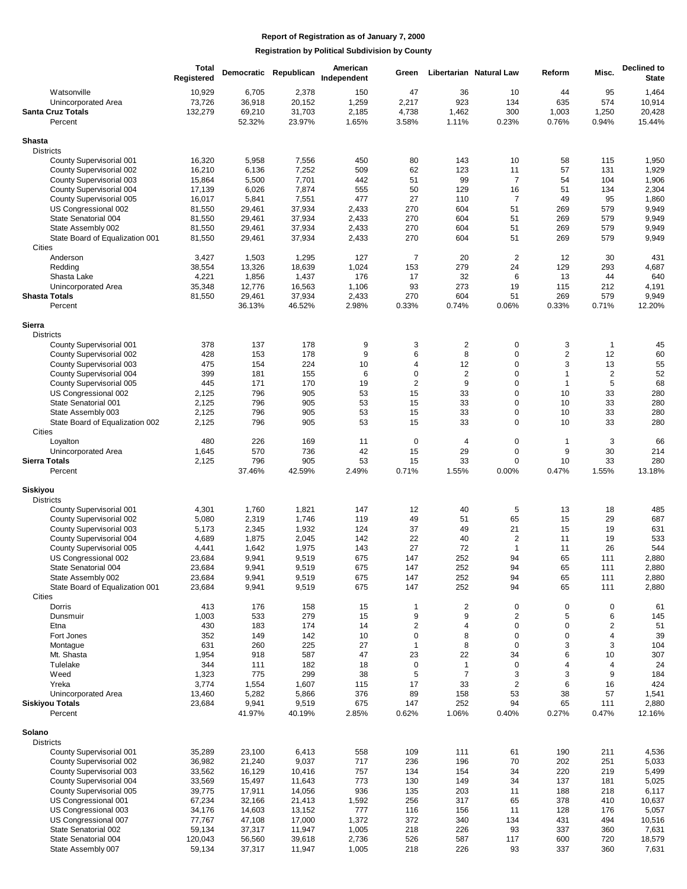**Report of Registration as of January 7, 2000**

**Registration by Political Subdivision by County**

| | Total Registered | Democratic | Republican | American Independent | Green | Libertarian | Natural Law | Reform | Misc. | Declined to State |
|---|---|---|---|---|---|---|---|---|---|---|
| Watsonville | 10,929 | 6,705 | 2,378 | 150 | 47 | 36 | 10 | 44 | 95 | 1,464 |
| Unincorporated Area | 73,726 | 36,918 | 20,152 | 1,259 | 2,217 | 923 | 134 | 635 | 574 | 10,914 |
| **Santa Cruz Totals** | 132,279 | 69,210 | 31,703 | 2,185 | 4,738 | 1,462 | 300 | 1,003 | 1,250 | 20,428 |
| Percent | | 52.32% | 23.97% | 1.65% | 3.58% | 1.11% | 0.23% | 0.76% | 0.94% | 15.44% |
| **Shasta** | | | | | | | | | | |
| Districts | | | | | | | | | | |
| County Supervisorial 001 | 16,320 | 5,958 | 7,556 | 450 | 80 | 143 | 10 | 58 | 115 | 1,950 |
| County Supervisorial 002 | 16,210 | 6,136 | 7,252 | 509 | 62 | 123 | 11 | 57 | 131 | 1,929 |
| County Supervisorial 003 | 15,864 | 5,500 | 7,701 | 442 | 51 | 99 | 7 | 54 | 104 | 1,906 |
| County Supervisorial 004 | 17,139 | 6,026 | 7,874 | 555 | 50 | 129 | 16 | 51 | 134 | 2,304 |
| County Supervisorial 005 | 16,017 | 5,841 | 7,551 | 477 | 27 | 110 | 7 | 49 | 95 | 1,860 |
| US Congressional 002 | 81,550 | 29,461 | 37,934 | 2,433 | 270 | 604 | 51 | 269 | 579 | 9,949 |
| State Senatorial 004 | 81,550 | 29,461 | 37,934 | 2,433 | 270 | 604 | 51 | 269 | 579 | 9,949 |
| State Assembly 002 | 81,550 | 29,461 | 37,934 | 2,433 | 270 | 604 | 51 | 269 | 579 | 9,949 |
| State Board of Equalization 001 | 81,550 | 29,461 | 37,934 | 2,433 | 270 | 604 | 51 | 269 | 579 | 9,949 |
| Cities | | | | | | | | | | |
| Anderson | 3,427 | 1,503 | 1,295 | 127 | 7 | 20 | 2 | 12 | 30 | 431 |
| Redding | 38,554 | 13,326 | 18,639 | 1,024 | 153 | 279 | 24 | 129 | 293 | 4,687 |
| Shasta Lake | 4,221 | 1,856 | 1,437 | 176 | 17 | 32 | 6 | 13 | 44 | 640 |
| Unincorporated Area | 35,348 | 12,776 | 16,563 | 1,106 | 93 | 273 | 19 | 115 | 212 | 4,191 |
| **Shasta Totals** | 81,550 | 29,461 | 37,934 | 2,433 | 270 | 604 | 51 | 269 | 579 | 9,949 |
| Percent | | 36.13% | 46.52% | 2.98% | 0.33% | 0.74% | 0.06% | 0.33% | 0.71% | 12.20% |
| **Sierra** | | | | | | | | | | |
| Districts | | | | | | | | | | |
| County Supervisorial 001 | 378 | 137 | 178 | 9 | 3 | 2 | 0 | 3 | 1 | 45 |
| County Supervisorial 002 | 428 | 153 | 178 | 9 | 6 | 8 | 0 | 2 | 12 | 60 |
| County Supervisorial 003 | 475 | 154 | 224 | 10 | 4 | 12 | 0 | 3 | 13 | 55 |
| County Supervisorial 004 | 399 | 181 | 155 | 6 | 0 | 2 | 0 | 1 | 2 | 52 |
| County Supervisorial 005 | 445 | 171 | 170 | 19 | 2 | 9 | 0 | 1 | 5 | 68 |
| US Congressional 002 | 2,125 | 796 | 905 | 53 | 15 | 33 | 0 | 10 | 33 | 280 |
| State Senatorial 001 | 2,125 | 796 | 905 | 53 | 15 | 33 | 0 | 10 | 33 | 280 |
| State Assembly 003 | 2,125 | 796 | 905 | 53 | 15 | 33 | 0 | 10 | 33 | 280 |
| State Board of Equalization 002 | 2,125 | 796 | 905 | 53 | 15 | 33 | 0 | 10 | 33 | 280 |
| Cities | | | | | | | | | | |
| Loyalton | 480 | 226 | 169 | 11 | 0 | 4 | 0 | 1 | 3 | 66 |
| Unincorporated Area | 1,645 | 570 | 736 | 42 | 15 | 29 | 0 | 9 | 30 | 214 |
| **Sierra Totals** | 2,125 | 796 | 905 | 53 | 15 | 33 | 0 | 10 | 33 | 280 |
| Percent | | 37.46% | 42.59% | 2.49% | 0.71% | 1.55% | 0.00% | 0.47% | 1.55% | 13.18% |
| **Siskiyou** | | | | | | | | | | |
| Districts | | | | | | | | | | |
| County Supervisorial 001 | 4,301 | 1,760 | 1,821 | 147 | 12 | 40 | 5 | 13 | 18 | 485 |
| County Supervisorial 002 | 5,080 | 2,319 | 1,746 | 119 | 49 | 51 | 65 | 15 | 29 | 687 |
| County Supervisorial 003 | 5,173 | 2,345 | 1,932 | 124 | 37 | 49 | 21 | 15 | 19 | 631 |
| County Supervisorial 004 | 4,689 | 1,875 | 2,045 | 142 | 22 | 40 | 2 | 11 | 19 | 533 |
| County Supervisorial 005 | 4,441 | 1,642 | 1,975 | 143 | 27 | 72 | 1 | 11 | 26 | 544 |
| US Congressional 002 | 23,684 | 9,941 | 9,519 | 675 | 147 | 252 | 94 | 65 | 111 | 2,880 |
| State Senatorial 004 | 23,684 | 9,941 | 9,519 | 675 | 147 | 252 | 94 | 65 | 111 | 2,880 |
| State Assembly 002 | 23,684 | 9,941 | 9,519 | 675 | 147 | 252 | 94 | 65 | 111 | 2,880 |
| State Board of Equalization 001 | 23,684 | 9,941 | 9,519 | 675 | 147 | 252 | 94 | 65 | 111 | 2,880 |
| Cities | | | | | | | | | | |
| Dorris | 413 | 176 | 158 | 15 | 1 | 2 | 0 | 0 | 0 | 61 |
| Dunsmuir | 1,003 | 533 | 279 | 15 | 9 | 9 | 2 | 5 | 6 | 145 |
| Etna | 430 | 183 | 174 | 14 | 2 | 4 | 0 | 0 | 2 | 51 |
| Fort Jones | 352 | 149 | 142 | 10 | 0 | 8 | 0 | 0 | 4 | 39 |
| Montague | 631 | 260 | 225 | 27 | 1 | 8 | 0 | 3 | 3 | 104 |
| Mt. Shasta | 1,954 | 918 | 587 | 47 | 23 | 22 | 34 | 6 | 10 | 307 |
| Tulelake | 344 | 111 | 182 | 18 | 0 | 1 | 0 | 4 | 4 | 24 |
| Weed | 1,323 | 775 | 299 | 38 | 5 | 7 | 3 | 3 | 9 | 184 |
| Yreka | 3,774 | 1,554 | 1,607 | 115 | 17 | 33 | 2 | 6 | 16 | 424 |
| Unincorporated Area | 13,460 | 5,282 | 5,866 | 376 | 89 | 158 | 53 | 38 | 57 | 1,541 |
| **Siskiyou Totals** | 23,684 | 9,941 | 9,519 | 675 | 147 | 252 | 94 | 65 | 111 | 2,880 |
| Percent | | 41.97% | 40.19% | 2.85% | 0.62% | 1.06% | 0.40% | 0.27% | 0.47% | 12.16% |
| **Solano** | | | | | | | | | | |
| Districts | | | | | | | | | | |
| County Supervisorial 001 | 35,289 | 23,100 | 6,413 | 558 | 109 | 111 | 61 | 190 | 211 | 4,536 |
| County Supervisorial 002 | 36,982 | 21,240 | 9,037 | 717 | 236 | 196 | 70 | 202 | 251 | 5,033 |
| County Supervisorial 003 | 33,562 | 16,129 | 10,416 | 757 | 134 | 154 | 34 | 220 | 219 | 5,499 |
| County Supervisorial 004 | 33,569 | 15,497 | 11,643 | 773 | 130 | 149 | 34 | 137 | 181 | 5,025 |
| County Supervisorial 005 | 39,775 | 17,911 | 14,056 | 936 | 135 | 203 | 11 | 188 | 218 | 6,117 |
| US Congressional 001 | 67,234 | 32,166 | 21,413 | 1,592 | 256 | 317 | 65 | 378 | 410 | 10,637 |
| US Congressional 003 | 34,176 | 14,603 | 13,152 | 777 | 116 | 156 | 11 | 128 | 176 | 5,057 |
| US Congressional 007 | 77,767 | 47,108 | 17,000 | 1,372 | 372 | 340 | 134 | 431 | 494 | 10,516 |
| State Senatorial 002 | 59,134 | 37,317 | 11,947 | 1,005 | 218 | 226 | 93 | 337 | 360 | 7,631 |
| State Senatorial 004 | 120,043 | 56,560 | 39,618 | 2,736 | 526 | 587 | 117 | 600 | 720 | 18,579 |
| State Assembly 007 | 59,134 | 37,317 | 11,947 | 1,005 | 218 | 226 | 93 | 337 | 360 | 7,631 |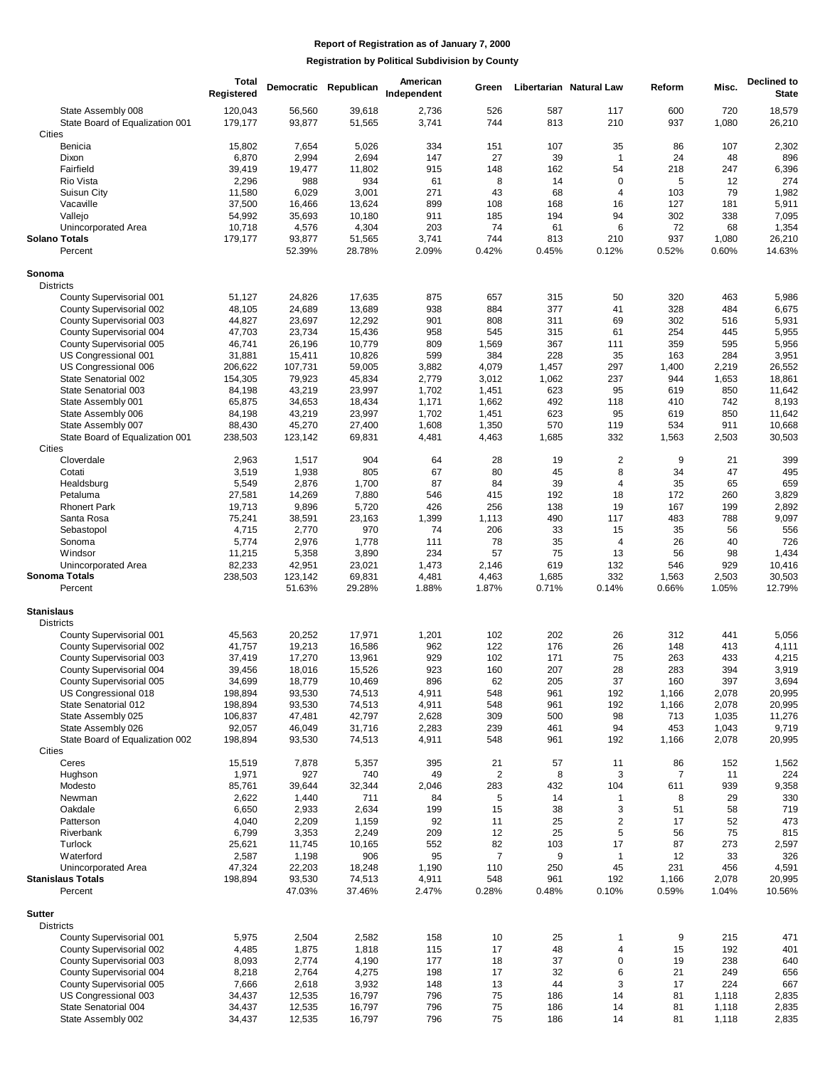**Report of Registration as of January 7, 2000**

**Registration by Political Subdivision by County**

| | Total Registered | Democratic | Republican | American Independent | Green | Libertarian | Natural Law | Reform | Misc. | Declined to State |
|---|---|---|---|---|---|---|---|---|---|---|
| State Assembly 008 | 120,043 | 56,560 | 39,618 | 2,736 | 526 | 587 | 117 | 600 | 720 | 18,579 |
| State Board of Equalization 001 | 179,177 | 93,877 | 51,565 | 3,741 | 744 | 813 | 210 | 937 | 1,080 | 26,210 |
| Cities | | | | | | | | | | |
| Benicia | 15,802 | 7,654 | 5,026 | 334 | 151 | 107 | 35 | 86 | 107 | 2,302 |
| Dixon | 6,870 | 2,994 | 2,694 | 147 | 27 | 39 | 1 | 24 | 48 | 896 |
| Fairfield | 39,419 | 19,477 | 11,802 | 915 | 148 | 162 | 54 | 218 | 247 | 6,396 |
| Rio Vista | 2,296 | 988 | 934 | 61 | 8 | 14 | 0 | 5 | 12 | 274 |
| Suisun City | 11,580 | 6,029 | 3,001 | 271 | 43 | 68 | 4 | 103 | 79 | 1,982 |
| Vacaville | 37,500 | 16,466 | 13,624 | 899 | 108 | 168 | 16 | 127 | 181 | 5,911 |
| Vallejo | 54,992 | 35,693 | 10,180 | 911 | 185 | 194 | 94 | 302 | 338 | 7,095 |
| Unincorporated Area | 10,718 | 4,576 | 4,304 | 203 | 74 | 61 | 6 | 72 | 68 | 1,354 |
| **Solano Totals** | 179,177 | 93,877 | 51,565 | 3,741 | 744 | 813 | 210 | 937 | 1,080 | 26,210 |
| Percent | | 52.39% | 28.78% | 2.09% | 0.42% | 0.45% | 0.12% | 0.52% | 0.60% | 14.63% |
| **Sonoma** | | | | | | | | | | |
| Districts | | | | | | | | | | |
| County Supervisorial 001 | 51,127 | 24,826 | 17,635 | 875 | 657 | 315 | 50 | 320 | 463 | 5,986 |
| County Supervisorial 002 | 48,105 | 24,689 | 13,689 | 938 | 884 | 377 | 41 | 328 | 484 | 6,675 |
| County Supervisorial 003 | 44,827 | 23,697 | 12,292 | 901 | 808 | 311 | 69 | 302 | 516 | 5,931 |
| County Supervisorial 004 | 47,703 | 23,734 | 15,436 | 958 | 545 | 315 | 61 | 254 | 445 | 5,955 |
| County Supervisorial 005 | 46,741 | 26,196 | 10,779 | 809 | 1,569 | 367 | 111 | 359 | 595 | 5,956 |
| US Congressional 001 | 31,881 | 15,411 | 10,826 | 599 | 384 | 228 | 35 | 163 | 284 | 3,951 |
| US Congressional 006 | 206,622 | 107,731 | 59,005 | 3,882 | 4,079 | 1,457 | 297 | 1,400 | 2,219 | 26,552 |
| State Senatorial 002 | 154,305 | 79,923 | 45,834 | 2,779 | 3,012 | 1,062 | 237 | 944 | 1,653 | 18,861 |
| State Senatorial 003 | 84,198 | 43,219 | 23,997 | 1,702 | 1,451 | 623 | 95 | 619 | 850 | 11,642 |
| State Assembly 001 | 65,875 | 34,653 | 18,434 | 1,171 | 1,662 | 492 | 118 | 410 | 742 | 8,193 |
| State Assembly 006 | 84,198 | 43,219 | 23,997 | 1,702 | 1,451 | 623 | 95 | 619 | 850 | 11,642 |
| State Assembly 007 | 88,430 | 45,270 | 27,400 | 1,608 | 1,350 | 570 | 119 | 534 | 911 | 10,668 |
| State Board of Equalization 001 | 238,503 | 123,142 | 69,831 | 4,481 | 4,463 | 1,685 | 332 | 1,563 | 2,503 | 30,503 |
| Cities | | | | | | | | | | |
| Cloverdale | 2,963 | 1,517 | 904 | 64 | 28 | 19 | 2 | 9 | 21 | 399 |
| Cotati | 3,519 | 1,938 | 805 | 67 | 80 | 45 | 8 | 34 | 47 | 495 |
| Healdsburg | 5,549 | 2,876 | 1,700 | 87 | 84 | 39 | 4 | 35 | 65 | 659 |
| Petaluma | 27,581 | 14,269 | 7,880 | 546 | 415 | 192 | 18 | 172 | 260 | 3,829 |
| Rhonert Park | 19,713 | 9,896 | 5,720 | 426 | 256 | 138 | 19 | 167 | 199 | 2,892 |
| Santa Rosa | 75,241 | 38,591 | 23,163 | 1,399 | 1,113 | 490 | 117 | 483 | 788 | 9,097 |
| Sebastopol | 4,715 | 2,770 | 970 | 74 | 206 | 33 | 15 | 35 | 56 | 556 |
| Sonoma | 5,774 | 2,976 | 1,778 | 111 | 78 | 35 | 4 | 26 | 40 | 726 |
| Windsor | 11,215 | 5,358 | 3,890 | 234 | 57 | 75 | 13 | 56 | 98 | 1,434 |
| Unincorporated Area | 82,233 | 42,951 | 23,021 | 1,473 | 2,146 | 619 | 132 | 546 | 929 | 10,416 |
| **Sonoma Totals** | 238,503 | 123,142 | 69,831 | 4,481 | 4,463 | 1,685 | 332 | 1,563 | 2,503 | 30,503 |
| Percent | | 51.63% | 29.28% | 1.88% | 1.87% | 0.71% | 0.14% | 0.66% | 1.05% | 12.79% |
| **Stanislaus** | | | | | | | | | | |
| Districts | | | | | | | | | | |
| County Supervisorial 001 | 45,563 | 20,252 | 17,971 | 1,201 | 102 | 202 | 26 | 312 | 441 | 5,056 |
| County Supervisorial 002 | 41,757 | 19,213 | 16,586 | 962 | 122 | 176 | 26 | 148 | 413 | 4,111 |
| County Supervisorial 003 | 37,419 | 17,270 | 13,961 | 929 | 102 | 171 | 75 | 263 | 433 | 4,215 |
| County Supervisorial 004 | 39,456 | 18,016 | 15,526 | 923 | 160 | 207 | 28 | 283 | 394 | 3,919 |
| County Supervisorial 005 | 34,699 | 18,779 | 10,469 | 896 | 62 | 205 | 37 | 160 | 397 | 3,694 |
| US Congressional 018 | 198,894 | 93,530 | 74,513 | 4,911 | 548 | 961 | 192 | 1,166 | 2,078 | 20,995 |
| State Senatorial 012 | 198,894 | 93,530 | 74,513 | 4,911 | 548 | 961 | 192 | 1,166 | 2,078 | 20,995 |
| State Assembly 025 | 106,837 | 47,481 | 42,797 | 2,628 | 309 | 500 | 98 | 713 | 1,035 | 11,276 |
| State Assembly 026 | 92,057 | 46,049 | 31,716 | 2,283 | 239 | 461 | 94 | 453 | 1,043 | 9,719 |
| State Board of Equalization 002 | 198,894 | 93,530 | 74,513 | 4,911 | 548 | 961 | 192 | 1,166 | 2,078 | 20,995 |
| Cities | | | | | | | | | | |
| Ceres | 15,519 | 7,878 | 5,357 | 395 | 21 | 57 | 11 | 86 | 152 | 1,562 |
| Hughson | 1,971 | 927 | 740 | 49 | 2 | 8 | 3 | 7 | 11 | 224 |
| Modesto | 85,761 | 39,644 | 32,344 | 2,046 | 283 | 432 | 104 | 611 | 939 | 9,358 |
| Newman | 2,622 | 1,440 | 711 | 84 | 5 | 14 | 1 | 8 | 29 | 330 |
| Oakdale | 6,650 | 2,933 | 2,634 | 199 | 15 | 38 | 3 | 51 | 58 | 719 |
| Patterson | 4,040 | 2,209 | 1,159 | 92 | 11 | 25 | 2 | 17 | 52 | 473 |
| Riverbank | 6,799 | 3,353 | 2,249 | 209 | 12 | 25 | 5 | 56 | 75 | 815 |
| Turlock | 25,621 | 11,745 | 10,165 | 552 | 82 | 103 | 17 | 87 | 273 | 2,597 |
| Waterford | 2,587 | 1,198 | 906 | 95 | 7 | 9 | 1 | 12 | 33 | 326 |
| Unincorporated Area | 47,324 | 22,203 | 18,248 | 1,190 | 110 | 250 | 45 | 231 | 456 | 4,591 |
| **Stanislaus Totals** | 198,894 | 93,530 | 74,513 | 4,911 | 548 | 961 | 192 | 1,166 | 2,078 | 20,995 |
| Percent | | 47.03% | 37.46% | 2.47% | 0.28% | 0.48% | 0.10% | 0.59% | 1.04% | 10.56% |
| **Sutter** | | | | | | | | | | |
| Districts | | | | | | | | | | |
| County Supervisorial 001 | 5,975 | 2,504 | 2,582 | 158 | 10 | 25 | 1 | 9 | 215 | 471 |
| County Supervisorial 002 | 4,485 | 1,875 | 1,818 | 115 | 17 | 48 | 4 | 15 | 192 | 401 |
| County Supervisorial 003 | 8,093 | 2,774 | 4,190 | 177 | 18 | 37 | 0 | 19 | 238 | 640 |
| County Supervisorial 004 | 8,218 | 2,764 | 4,275 | 198 | 17 | 32 | 6 | 21 | 249 | 656 |
| County Supervisorial 005 | 7,666 | 2,618 | 3,932 | 148 | 13 | 44 | 3 | 17 | 224 | 667 |
| US Congressional 003 | 34,437 | 12,535 | 16,797 | 796 | 75 | 186 | 14 | 81 | 1,118 | 2,835 |
| State Senatorial 004 | 34,437 | 12,535 | 16,797 | 796 | 75 | 186 | 14 | 81 | 1,118 | 2,835 |
| State Assembly 002 | 34,437 | 12,535 | 16,797 | 796 | 75 | 186 | 14 | 81 | 1,118 | 2,835 |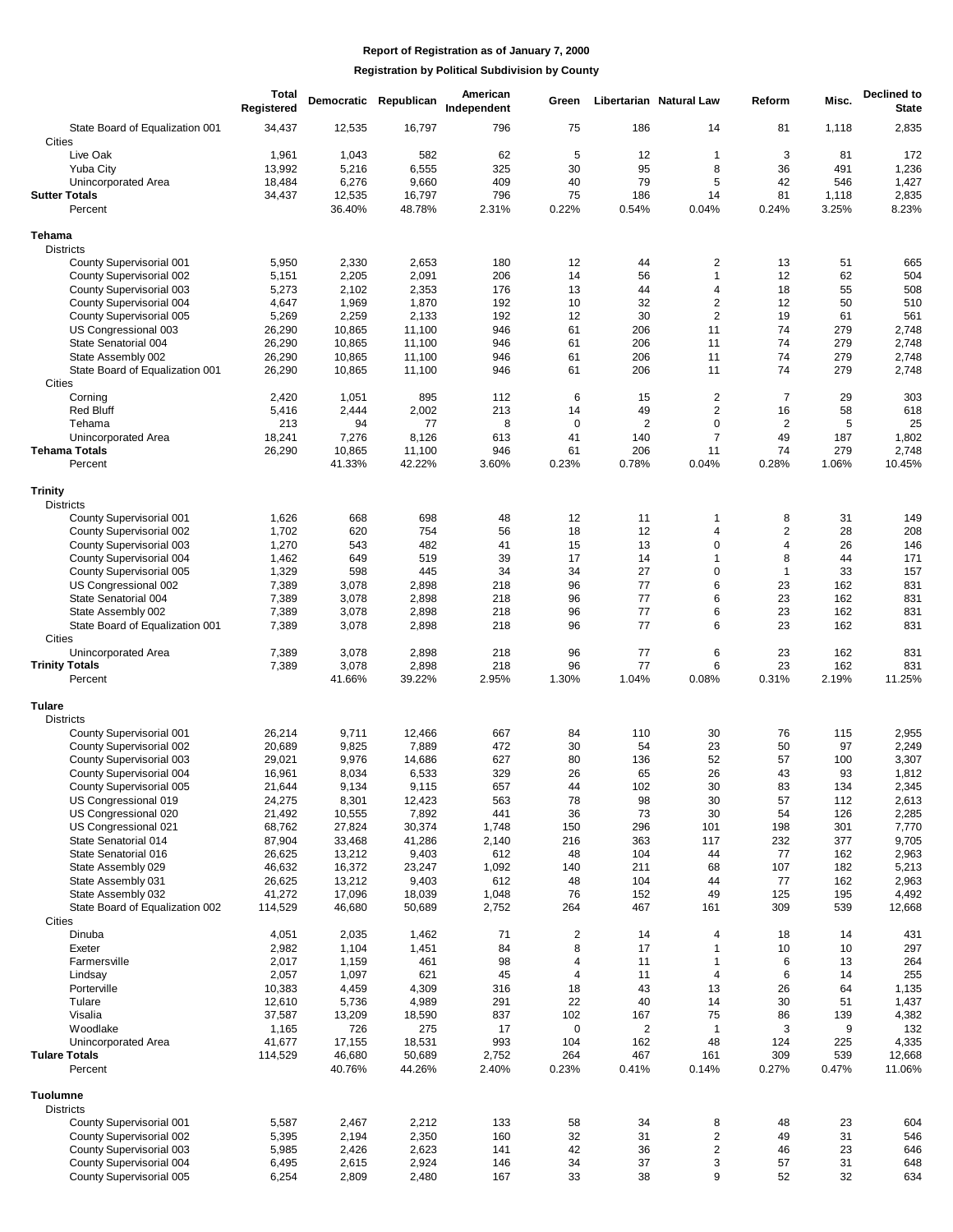**Report of Registration as of January 7, 2000**

**Registration by Political Subdivision by County**

| | Total Registered | Democratic | Republican | American Independent | Green | Libertarian | Natural Law | Reform | Misc. | Declined to State |
|---|---|---|---|---|---|---|---|---|---|---|
| State Board of Equalization 001 | 34,437 | 12,535 | 16,797 | 796 | 75 | 186 | 14 | 81 | 1,118 | 2,835 |
| Cities | | | | | | | | | | |
| Live Oak | 1,961 | 1,043 | 582 | 62 | 5 | 12 | 1 | 3 | 81 | 172 |
| Yuba City | 13,992 | 5,216 | 6,555 | 325 | 30 | 95 | 8 | 36 | 491 | 1,236 |
| Unincorporated Area | 18,484 | 6,276 | 9,660 | 409 | 40 | 79 | 5 | 42 | 546 | 1,427 |
| **Sutter Totals** | 34,437 | 12,535 | 16,797 | 796 | 75 | 186 | 14 | 81 | 1,118 | 2,835 |
| Percent | | 36.40% | 48.78% | 2.31% | 0.22% | 0.54% | 0.04% | 0.24% | 3.25% | 8.23% |
| **Tehama** | | | | | | | | | | |
| Districts | | | | | | | | | | |
| County Supervisorial 001 | 5,950 | 2,330 | 2,653 | 180 | 12 | 44 | 2 | 13 | 51 | 665 |
| County Supervisorial 002 | 5,151 | 2,205 | 2,091 | 206 | 14 | 56 | 1 | 12 | 62 | 504 |
| County Supervisorial 003 | 5,273 | 2,102 | 2,353 | 176 | 13 | 44 | 4 | 18 | 55 | 508 |
| County Supervisorial 004 | 4,647 | 1,969 | 1,870 | 192 | 10 | 32 | 2 | 12 | 50 | 510 |
| County Supervisorial 005 | 5,269 | 2,259 | 2,133 | 192 | 12 | 30 | 2 | 19 | 61 | 561 |
| US Congressional 003 | 26,290 | 10,865 | 11,100 | 946 | 61 | 206 | 11 | 74 | 279 | 2,748 |
| State Senatorial 004 | 26,290 | 10,865 | 11,100 | 946 | 61 | 206 | 11 | 74 | 279 | 2,748 |
| State Assembly 002 | 26,290 | 10,865 | 11,100 | 946 | 61 | 206 | 11 | 74 | 279 | 2,748 |
| State Board of Equalization 001 | 26,290 | 10,865 | 11,100 | 946 | 61 | 206 | 11 | 74 | 279 | 2,748 |
| Cities | | | | | | | | | | |
| Corning | 2,420 | 1,051 | 895 | 112 | 6 | 15 | 2 | 7 | 29 | 303 |
| Red Bluff | 5,416 | 2,444 | 2,002 | 213 | 14 | 49 | 2 | 16 | 58 | 618 |
| Tehama | 213 | 94 | 77 | 8 | 0 | 2 | 0 | 2 | 5 | 25 |
| Unincorporated Area | 18,241 | 7,276 | 8,126 | 613 | 41 | 140 | 7 | 49 | 187 | 1,802 |
| **Tehama Totals** | 26,290 | 10,865 | 11,100 | 946 | 61 | 206 | 11 | 74 | 279 | 2,748 |
| Percent | | 41.33% | 42.22% | 3.60% | 0.23% | 0.78% | 0.04% | 0.28% | 1.06% | 10.45% |
| **Trinity** | | | | | | | | | | |
| Districts | | | | | | | | | | |
| County Supervisorial 001 | 1,626 | 668 | 698 | 48 | 12 | 11 | 1 | 8 | 31 | 149 |
| County Supervisorial 002 | 1,702 | 620 | 754 | 56 | 18 | 12 | 4 | 2 | 28 | 208 |
| County Supervisorial 003 | 1,270 | 543 | 482 | 41 | 15 | 13 | 0 | 4 | 26 | 146 |
| County Supervisorial 004 | 1,462 | 649 | 519 | 39 | 17 | 14 | 1 | 8 | 44 | 171 |
| County Supervisorial 005 | 1,329 | 598 | 445 | 34 | 34 | 27 | 0 | 1 | 33 | 157 |
| US Congressional 002 | 7,389 | 3,078 | 2,898 | 218 | 96 | 77 | 6 | 23 | 162 | 831 |
| State Senatorial 004 | 7,389 | 3,078 | 2,898 | 218 | 96 | 77 | 6 | 23 | 162 | 831 |
| State Assembly 002 | 7,389 | 3,078 | 2,898 | 218 | 96 | 77 | 6 | 23 | 162 | 831 |
| State Board of Equalization 001 | 7,389 | 3,078 | 2,898 | 218 | 96 | 77 | 6 | 23 | 162 | 831 |
| Cities | | | | | | | | | | |
| Unincorporated Area | 7,389 | 3,078 | 2,898 | 218 | 96 | 77 | 6 | 23 | 162 | 831 |
| **Trinity Totals** | 7,389 | 3,078 | 2,898 | 218 | 96 | 77 | 6 | 23 | 162 | 831 |
| Percent | | 41.66% | 39.22% | 2.95% | 1.30% | 1.04% | 0.08% | 0.31% | 2.19% | 11.25% |
| **Tulare** | | | | | | | | | | |
| Districts | | | | | | | | | | |
| County Supervisorial 001 | 26,214 | 9,711 | 12,466 | 667 | 84 | 110 | 30 | 76 | 115 | 2,955 |
| County Supervisorial 002 | 20,689 | 9,825 | 7,889 | 472 | 30 | 54 | 23 | 50 | 97 | 2,249 |
| County Supervisorial 003 | 29,021 | 9,976 | 14,686 | 627 | 80 | 136 | 52 | 57 | 100 | 3,307 |
| County Supervisorial 004 | 16,961 | 8,034 | 6,533 | 329 | 26 | 65 | 26 | 43 | 93 | 1,812 |
| County Supervisorial 005 | 21,644 | 9,134 | 9,115 | 657 | 44 | 102 | 30 | 83 | 134 | 2,345 |
| US Congressional 019 | 24,275 | 8,301 | 12,423 | 563 | 78 | 98 | 30 | 57 | 112 | 2,613 |
| US Congressional 020 | 21,492 | 10,555 | 7,892 | 441 | 36 | 73 | 30 | 54 | 126 | 2,285 |
| US Congressional 021 | 68,762 | 27,824 | 30,374 | 1,748 | 150 | 296 | 101 | 198 | 301 | 7,770 |
| State Senatorial 014 | 87,904 | 33,468 | 41,286 | 2,140 | 216 | 363 | 117 | 232 | 377 | 9,705 |
| State Senatorial 016 | 26,625 | 13,212 | 9,403 | 612 | 48 | 104 | 44 | 77 | 162 | 2,963 |
| State Assembly 029 | 46,632 | 16,372 | 23,247 | 1,092 | 140 | 211 | 68 | 107 | 182 | 5,213 |
| State Assembly 031 | 26,625 | 13,212 | 9,403 | 612 | 48 | 104 | 44 | 77 | 162 | 2,963 |
| State Assembly 032 | 41,272 | 17,096 | 18,039 | 1,048 | 76 | 152 | 49 | 125 | 195 | 4,492 |
| State Board of Equalization 002 | 114,529 | 46,680 | 50,689 | 2,752 | 264 | 467 | 161 | 309 | 539 | 12,668 |
| Cities | | | | | | | | | | |
| Dinuba | 4,051 | 2,035 | 1,462 | 71 | 2 | 14 | 4 | 18 | 14 | 431 |
| Exeter | 2,982 | 1,104 | 1,451 | 84 | 8 | 17 | 1 | 10 | 10 | 297 |
| Farmersville | 2,017 | 1,159 | 461 | 98 | 4 | 11 | 1 | 6 | 13 | 264 |
| Lindsay | 2,057 | 1,097 | 621 | 45 | 4 | 11 | 4 | 6 | 14 | 255 |
| Porterville | 10,383 | 4,459 | 4,309 | 316 | 18 | 43 | 13 | 26 | 64 | 1,135 |
| Tulare | 12,610 | 5,736 | 4,989 | 291 | 22 | 40 | 14 | 30 | 51 | 1,437 |
| Visalia | 37,587 | 13,209 | 18,590 | 837 | 102 | 167 | 75 | 86 | 139 | 4,382 |
| Woodlake | 1,165 | 726 | 275 | 17 | 0 | 2 | 1 | 3 | 9 | 132 |
| Unincorporated Area | 41,677 | 17,155 | 18,531 | 993 | 104 | 162 | 48 | 124 | 225 | 4,335 |
| **Tulare Totals** | 114,529 | 46,680 | 50,689 | 2,752 | 264 | 467 | 161 | 309 | 539 | 12,668 |
| Percent | | 40.76% | 44.26% | 2.40% | 0.23% | 0.41% | 0.14% | 0.27% | 0.47% | 11.06% |
| **Tuolumne** | | | | | | | | | | |
| Districts | | | | | | | | | | |
| County Supervisorial 001 | 5,587 | 2,467 | 2,212 | 133 | 58 | 34 | 8 | 48 | 23 | 604 |
| County Supervisorial 002 | 5,395 | 2,194 | 2,350 | 160 | 32 | 31 | 2 | 49 | 31 | 546 |
| County Supervisorial 003 | 5,985 | 2,426 | 2,623 | 141 | 42 | 36 | 2 | 46 | 23 | 646 |
| County Supervisorial 004 | 6,495 | 2,615 | 2,924 | 146 | 34 | 37 | 3 | 57 | 31 | 648 |
| County Supervisorial 005 | 6,254 | 2,809 | 2,480 | 167 | 33 | 38 | 9 | 52 | 32 | 634 |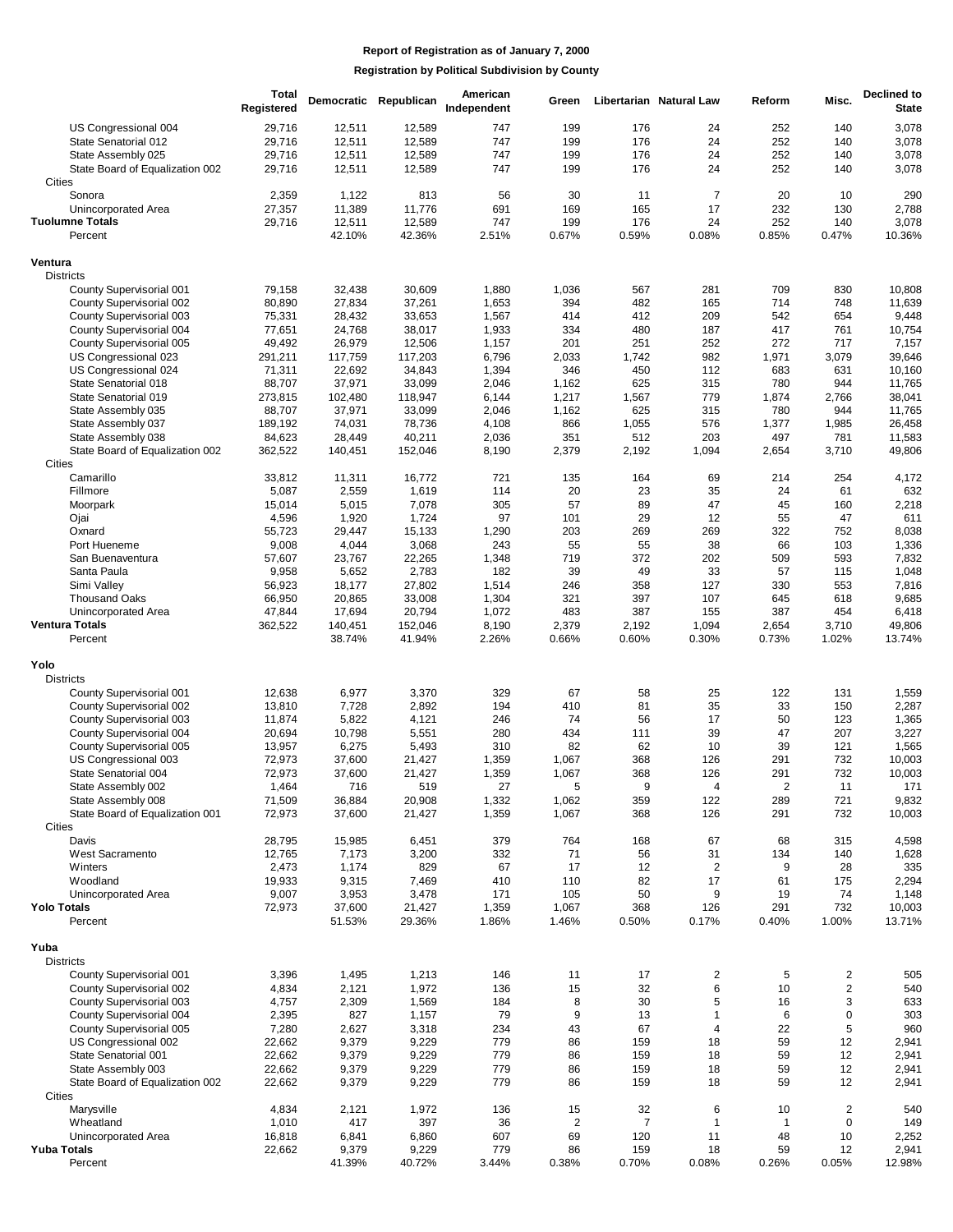**Report of Registration as of January 7, 2000**

**Registration by Political Subdivision by County**

| | Total Registered | Democratic | Republican | American Independent | Green | Libertarian | Natural Law | Reform | Misc. | Declined to State |
|---|---|---|---|---|---|---|---|---|---|---|
| US Congressional 004 | 29,716 | 12,511 | 12,589 | 747 | 199 | 176 | 24 | 252 | 140 | 3,078 |
| State Senatorial 012 | 29,716 | 12,511 | 12,589 | 747 | 199 | 176 | 24 | 252 | 140 | 3,078 |
| State Assembly 025 | 29,716 | 12,511 | 12,589 | 747 | 199 | 176 | 24 | 252 | 140 | 3,078 |
| State Board of Equalization 002 | 29,716 | 12,511 | 12,589 | 747 | 199 | 176 | 24 | 252 | 140 | 3,078 |
| Cities | | | | | | | | | | |
| Sonora | 2,359 | 1,122 | 813 | 56 | 30 | 11 | 7 | 20 | 10 | 290 |
| Unincorporated Area | 27,357 | 11,389 | 11,776 | 691 | 169 | 165 | 17 | 232 | 130 | 2,788 |
| **Tuolumne Totals** | 29,716 | 12,511 | 12,589 | 747 | 199 | 176 | 24 | 252 | 140 | 3,078 |
| Percent | | 42.10% | 42.36% | 2.51% | 0.67% | 0.59% | 0.08% | 0.85% | 0.47% | 10.36% |
| **Ventura** | | | | | | | | | | |
| Districts | | | | | | | | | | |
| County Supervisorial 001 | 79,158 | 32,438 | 30,609 | 1,880 | 1,036 | 567 | 281 | 709 | 830 | 10,808 |
| County Supervisorial 002 | 80,890 | 27,834 | 37,261 | 1,653 | 394 | 482 | 165 | 714 | 748 | 11,639 |
| County Supervisorial 003 | 75,331 | 28,432 | 33,653 | 1,567 | 414 | 412 | 209 | 542 | 654 | 9,448 |
| County Supervisorial 004 | 77,651 | 24,768 | 38,017 | 1,933 | 334 | 480 | 187 | 417 | 761 | 10,754 |
| County Supervisorial 005 | 49,492 | 26,979 | 12,506 | 1,157 | 201 | 251 | 252 | 272 | 717 | 7,157 |
| US Congressional 023 | 291,211 | 117,759 | 117,203 | 6,796 | 2,033 | 1,742 | 982 | 1,971 | 3,079 | 39,646 |
| US Congressional 024 | 71,311 | 22,692 | 34,843 | 1,394 | 346 | 450 | 112 | 683 | 631 | 10,160 |
| State Senatorial 018 | 88,707 | 37,971 | 33,099 | 2,046 | 1,162 | 625 | 315 | 780 | 944 | 11,765 |
| State Senatorial 019 | 273,815 | 102,480 | 118,947 | 6,144 | 1,217 | 1,567 | 779 | 1,874 | 2,766 | 38,041 |
| State Assembly 035 | 88,707 | 37,971 | 33,099 | 2,046 | 1,162 | 625 | 315 | 780 | 944 | 11,765 |
| State Assembly 037 | 189,192 | 74,031 | 78,736 | 4,108 | 866 | 1,055 | 576 | 1,377 | 1,985 | 26,458 |
| State Assembly 038 | 84,623 | 28,449 | 40,211 | 2,036 | 351 | 512 | 203 | 497 | 781 | 11,583 |
| State Board of Equalization 002 | 362,522 | 140,451 | 152,046 | 8,190 | 2,379 | 2,192 | 1,094 | 2,654 | 3,710 | 49,806 |
| Cities | | | | | | | | | | |
| Camarillo | 33,812 | 11,311 | 16,772 | 721 | 135 | 164 | 69 | 214 | 254 | 4,172 |
| Fillmore | 5,087 | 2,559 | 1,619 | 114 | 20 | 23 | 35 | 24 | 61 | 632 |
| Moorpark | 15,014 | 5,015 | 7,078 | 305 | 57 | 89 | 47 | 45 | 160 | 2,218 |
| Ojai | 4,596 | 1,920 | 1,724 | 97 | 101 | 29 | 12 | 55 | 47 | 611 |
| Oxnard | 55,723 | 29,447 | 15,133 | 1,290 | 203 | 269 | 269 | 322 | 752 | 8,038 |
| Port Hueneme | 9,008 | 4,044 | 3,068 | 243 | 55 | 55 | 38 | 66 | 103 | 1,336 |
| San Buenaventura | 57,607 | 23,767 | 22,265 | 1,348 | 719 | 372 | 202 | 509 | 593 | 7,832 |
| Santa Paula | 9,958 | 5,652 | 2,783 | 182 | 39 | 49 | 33 | 57 | 115 | 1,048 |
| Simi Valley | 56,923 | 18,177 | 27,802 | 1,514 | 246 | 358 | 127 | 330 | 553 | 7,816 |
| Thousand Oaks | 66,950 | 20,865 | 33,008 | 1,304 | 321 | 397 | 107 | 645 | 618 | 9,685 |
| Unincorporated Area | 47,844 | 17,694 | 20,794 | 1,072 | 483 | 387 | 155 | 387 | 454 | 6,418 |
| **Ventura Totals** | 362,522 | 140,451 | 152,046 | 8,190 | 2,379 | 2,192 | 1,094 | 2,654 | 3,710 | 49,806 |
| Percent | | 38.74% | 41.94% | 2.26% | 0.66% | 0.60% | 0.30% | 0.73% | 1.02% | 13.74% |
| **Yolo** | | | | | | | | | | |
| Districts | | | | | | | | | | |
| County Supervisorial 001 | 12,638 | 6,977 | 3,370 | 329 | 67 | 58 | 25 | 122 | 131 | 1,559 |
| County Supervisorial 002 | 13,810 | 7,728 | 2,892 | 194 | 410 | 81 | 35 | 33 | 150 | 2,287 |
| County Supervisorial 003 | 11,874 | 5,822 | 4,121 | 246 | 74 | 56 | 17 | 50 | 123 | 1,365 |
| County Supervisorial 004 | 20,694 | 10,798 | 5,551 | 280 | 434 | 111 | 39 | 47 | 207 | 3,227 |
| County Supervisorial 005 | 13,957 | 6,275 | 5,493 | 310 | 82 | 62 | 10 | 39 | 121 | 1,565 |
| US Congressional 003 | 72,973 | 37,600 | 21,427 | 1,359 | 1,067 | 368 | 126 | 291 | 732 | 10,003 |
| State Senatorial 004 | 72,973 | 37,600 | 21,427 | 1,359 | 1,067 | 368 | 126 | 291 | 732 | 10,003 |
| State Assembly 002 | 1,464 | 716 | 519 | 27 | 5 | 9 | 4 | 2 | 11 | 171 |
| State Assembly 008 | 71,509 | 36,884 | 20,908 | 1,332 | 1,062 | 359 | 122 | 289 | 721 | 9,832 |
| State Board of Equalization 001 | 72,973 | 37,600 | 21,427 | 1,359 | 1,067 | 368 | 126 | 291 | 732 | 10,003 |
| Cities | | | | | | | | | | |
| Davis | 28,795 | 15,985 | 6,451 | 379 | 764 | 168 | 67 | 68 | 315 | 4,598 |
| West Sacramento | 12,765 | 7,173 | 3,200 | 332 | 71 | 56 | 31 | 134 | 140 | 1,628 |
| Winters | 2,473 | 1,174 | 829 | 67 | 17 | 12 | 2 | 9 | 28 | 335 |
| Woodland | 19,933 | 9,315 | 7,469 | 410 | 110 | 82 | 17 | 61 | 175 | 2,294 |
| Unincorporated Area | 9,007 | 3,953 | 3,478 | 171 | 105 | 50 | 9 | 19 | 74 | 1,148 |
| **Yolo Totals** | 72,973 | 37,600 | 21,427 | 1,359 | 1,067 | 368 | 126 | 291 | 732 | 10,003 |
| Percent | | 51.53% | 29.36% | 1.86% | 1.46% | 0.50% | 0.17% | 0.40% | 1.00% | 13.71% |
| **Yuba** | | | | | | | | | | |
| Districts | | | | | | | | | | |
| County Supervisorial 001 | 3,396 | 1,495 | 1,213 | 146 | 11 | 17 | 2 | 5 | 2 | 505 |
| County Supervisorial 002 | 4,834 | 2,121 | 1,972 | 136 | 15 | 32 | 6 | 10 | 2 | 540 |
| County Supervisorial 003 | 4,757 | 2,309 | 1,569 | 184 | 8 | 30 | 5 | 16 | 3 | 633 |
| County Supervisorial 004 | 2,395 | 827 | 1,157 | 79 | 9 | 13 | 1 | 6 | 0 | 303 |
| County Supervisorial 005 | 7,280 | 2,627 | 3,318 | 234 | 43 | 67 | 4 | 22 | 5 | 960 |
| US Congressional 002 | 22,662 | 9,379 | 9,229 | 779 | 86 | 159 | 18 | 59 | 12 | 2,941 |
| State Senatorial 001 | 22,662 | 9,379 | 9,229 | 779 | 86 | 159 | 18 | 59 | 12 | 2,941 |
| State Assembly 003 | 22,662 | 9,379 | 9,229 | 779 | 86 | 159 | 18 | 59 | 12 | 2,941 |
| State Board of Equalization 002 | 22,662 | 9,379 | 9,229 | 779 | 86 | 159 | 18 | 59 | 12 | 2,941 |
| Cities | | | | | | | | | | |
| Marysville | 4,834 | 2,121 | 1,972 | 136 | 15 | 32 | 6 | 10 | 2 | 540 |
| Wheatland | 1,010 | 417 | 397 | 36 | 2 | 7 | 1 | 1 | 0 | 149 |
| Unincorporated Area | 16,818 | 6,841 | 6,860 | 607 | 69 | 120 | 11 | 48 | 10 | 2,252 |
| **Yuba Totals** | 22,662 | 9,379 | 9,229 | 779 | 86 | 159 | 18 | 59 | 12 | 2,941 |
| Percent | | 41.39% | 40.72% | 3.44% | 0.38% | 0.70% | 0.08% | 0.26% | 0.05% | 12.98% |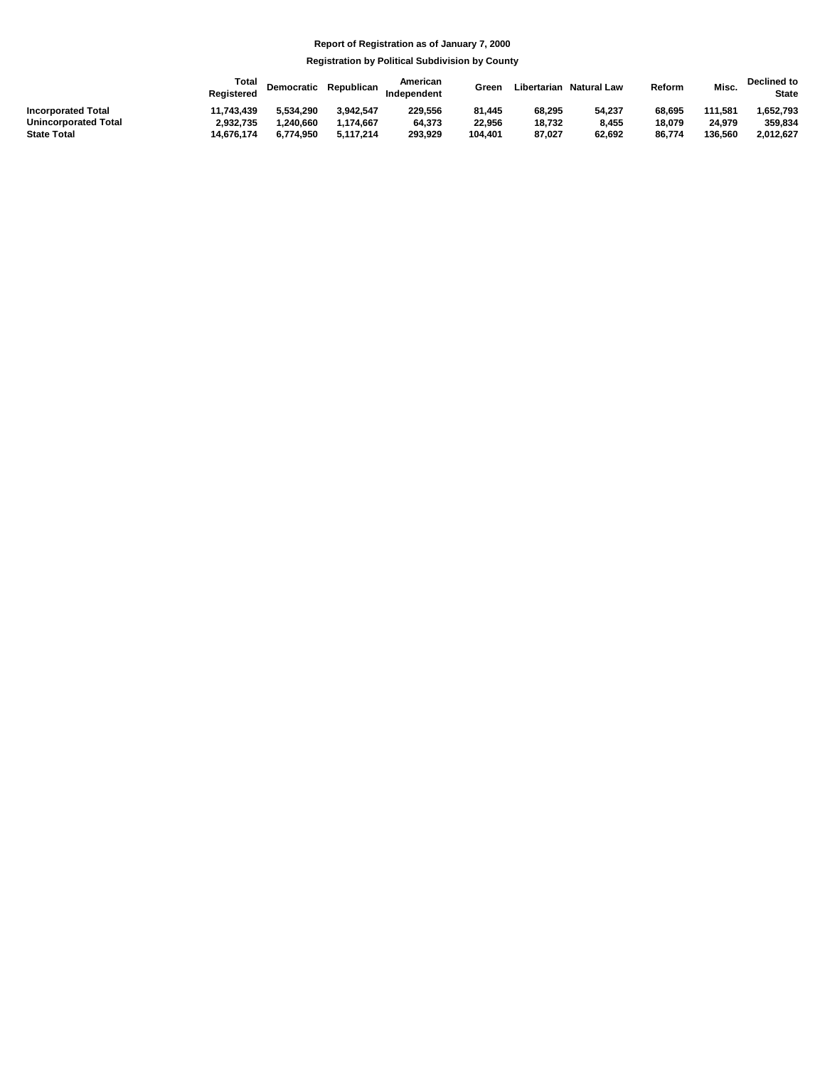**Report of Registration as of January 7, 2000**

**Registration by Political Subdivision by County**

| | Total Registered | Democratic | Republican | American Independent | Green | Libertarian | Natural Law | Reform | Misc. | Declined to State |
|---|---|---|---|---|---|---|---|---|---|---|
| **Incorporated Total** | 11,743,439 | 5,534,290 | 3,942,547 | 229,556 | 81,445 | 68,295 | 54,237 | 68,695 | 111,581 | 1,652,793 |
| **Unincorporated Total** | 2,932,735 | 1,240,660 | 1,174,667 | 64,373 | 22,956 | 18,732 | 8,455 | 18,079 | 24,979 | 359,834 |
| **State Total** | 14,676,174 | 6,774,950 | 5,117,214 | 293,929 | 104,401 | 87,027 | 62,692 | 86,774 | 136,560 | 2,012,627 |